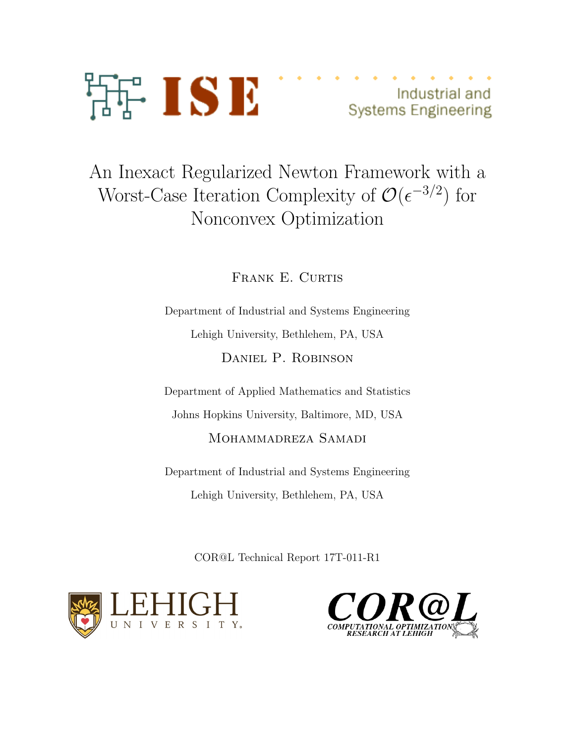ISE Industrial and Systems Engineering

# An Inexact Regularized Newton Framework with a Worst-Case Iteration Complexity of $\mathcal{O}(\epsilon^{-3/2})$ for Nonconvex Optimization

Frank E. Curtis

Department of Industrial and Systems Engineering

Lehigh University, Bethlehem, PA, USA

Daniel P. Robinson

Department of Applied Mathematics and Statistics

Johns Hopkins University, Baltimore, MD, USA

Mohammadreza Samadi

Department of Industrial and Systems Engineering

Lehigh University, Bethlehem, PA, USA

COR@L Technical Report 17T-011-R1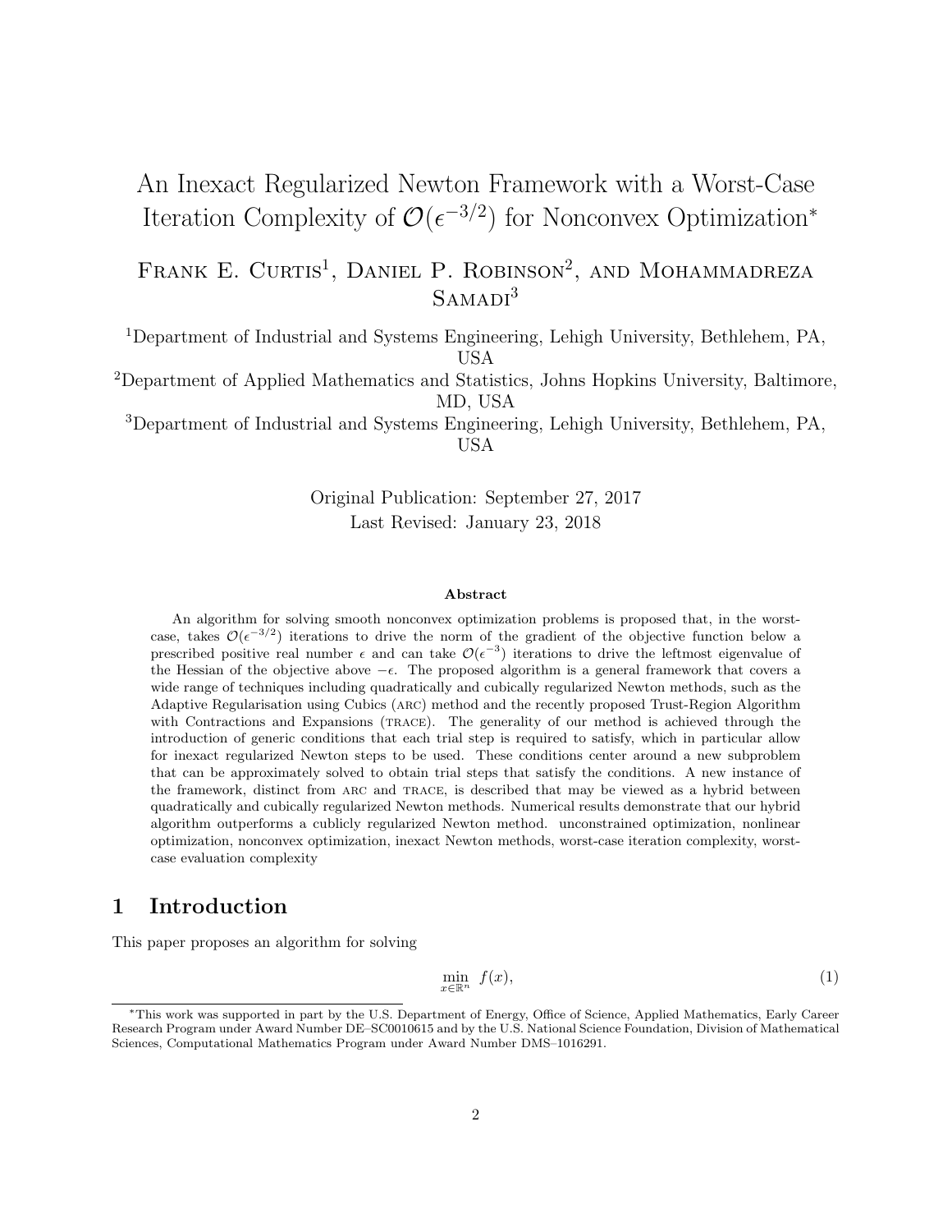# An Inexact Regularized Newton Framework with a Worst-Case Iteration Complexity of $\mathcal{O}(\epsilon^{-3/2})$ for Nonconvex Optimization*

Frank E. Curtis[1], Daniel P. Robinson[2], and Mohammadreza Samadi[3]

[1]Department of Industrial and Systems Engineering, Lehigh University, Bethlehem, PA, USA

[2]Department of Applied Mathematics and Statistics, Johns Hopkins University, Baltimore, MD, USA

[3]Department of Industrial and Systems Engineering, Lehigh University, Bethlehem, PA, USA

Original Publication: September 27, 2017
Last Revised: January 23, 2018

### Abstract

An algorithm for solving smooth nonconvex optimization problems is proposed that, in the worst-case, takes $\mathcal{O}(\epsilon^{-3/2})$ iterations to drive the norm of the gradient of the objective function below a prescribed positive real number $\epsilon$ and can take $\mathcal{O}(\epsilon^{-3})$ iterations to drive the leftmost eigenvalue of the Hessian of the objective above $-\epsilon$. The proposed algorithm is a general framework that covers a wide range of techniques including quadratically and cubically regularized Newton methods, such as the Adaptive Regularisation using Cubics (arc) method and the recently proposed Trust-Region Algorithm with Contractions and Expansions (trace). The generality of our method is achieved through the introduction of generic conditions that each trial step is required to satisfy, which in particular allow for inexact regularized Newton steps to be used. These conditions center around a new subproblem that can be approximately solved to obtain trial steps that satisfy the conditions. A new instance of the framework, distinct from arc and trace, is described that may be viewed as a hybrid between quadratically and cubically regularized Newton methods. Numerical results demonstrate that our hybrid algorithm outperforms a cublicly regularized Newton method. unconstrained optimization, nonlinear optimization, nonconvex optimization, inexact Newton methods, worst-case iteration complexity, worst-case evaluation complexity

## 1 Introduction

This paper proposes an algorithm for solving

$$\min_{x \in \mathbb{R}^n} \; f(x), \tag{1}$$

*This work was supported in part by the U.S. Department of Energy, Office of Science, Applied Mathematics, Early Career Research Program under Award Number DE–SC0010615 and by the U.S. National Science Foundation, Division of Mathematical Sciences, Computational Mathematics Program under Award Number DMS–1016291.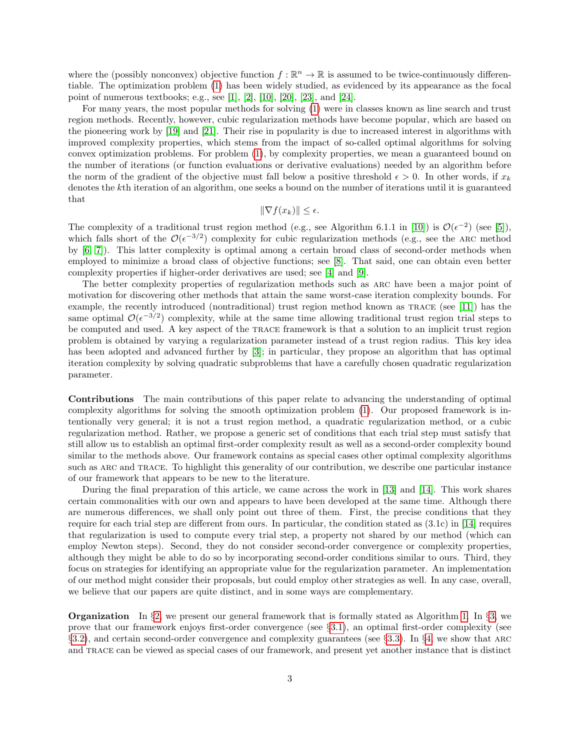where the (possibly nonconvex) objective function $f : \mathbb{R}^n \to \mathbb{R}$ is assumed to be twice-continuously differentiable. The optimization problem (1) has been widely studied, as evidenced by its appearance as the focal point of numerous textbooks; e.g., see [1], [2], [10], [20], [23], and [24].

For many years, the most popular methods for solving (1) were in classes known as line search and trust region methods. Recently, however, cubic regularization methods have become popular, which are based on the pioneering work by [19] and [21]. Their rise in popularity is due to increased interest in algorithms with improved complexity properties, which stems from the impact of so-called optimal algorithms for solving convex optimization problems. For problem (1), by complexity properties, we mean a guaranteed bound on the number of iterations (or function evaluations or derivative evaluations) needed by an algorithm before the norm of the gradient of the objective must fall below a positive threshold $\epsilon > 0$. In other words, if $x_k$ denotes the $k$th iteration of an algorithm, one seeks a bound on the number of iterations until it is guaranteed that

$$\|\nabla f(x_k)\| \leq \epsilon.$$

The complexity of a traditional trust region method (e.g., see Algorithm 6.1.1 in [10]) is $\mathcal{O}(\epsilon^{-2})$ (see [5]), which falls short of the $\mathcal{O}(\epsilon^{-3/2})$ complexity for cubic regularization methods (e.g., see the ARC method by [6, 7]). This latter complexity is optimal among a certain broad class of second-order methods when employed to minimize a broad class of objective functions; see [8]. That said, one can obtain even better complexity properties if higher-order derivatives are used; see [4] and [9].

The better complexity properties of regularization methods such as ARC have been a major point of motivation for discovering other methods that attain the same worst-case iteration complexity bounds. For example, the recently introduced (nontraditional) trust region method known as TRACE (see [11]) has the same optimal $\mathcal{O}(\epsilon^{-3/2})$ complexity, while at the same time allowing traditional trust region trial steps to be computed and used. A key aspect of the TRACE framework is that a solution to an implicit trust region problem is obtained by varying a regularization parameter instead of a trust region radius. This key idea has been adopted and advanced further by [3]; in particular, they propose an algorithm that has optimal iteration complexity by solving quadratic subproblems that have a carefully chosen quadratic regularization parameter.

**Contributions** The main contributions of this paper relate to advancing the understanding of optimal complexity algorithms for solving the smooth optimization problem (1). Our proposed framework is intentionally very general; it is not a trust region method, a quadratic regularization method, or a cubic regularization method. Rather, we propose a generic set of conditions that each trial step must satisfy that still allow us to establish an optimal first-order complexity result as well as a second-order complexity bound similar to the methods above. Our framework contains as special cases other optimal complexity algorithms such as ARC and TRACE. To highlight this generality of our contribution, we describe one particular instance of our framework that appears to be new to the literature.

During the final preparation of this article, we came across the work in [13] and [14]. This work shares certain commonalities with our own and appears to have been developed at the same time. Although there are numerous differences, we shall only point out three of them. First, the precise conditions that they require for each trial step are different from ours. In particular, the condition stated as (3.1c) in [14] requires that regularization is used to compute every trial step, a property not shared by our method (which can employ Newton steps). Second, they do not consider second-order convergence or complexity properties, although they might be able to do so by incorporating second-order conditions similar to ours. Third, they focus on strategies for identifying an appropriate value for the regularization parameter. An implementation of our method might consider their proposals, but could employ other strategies as well. In any case, overall, we believe that our papers are quite distinct, and in some ways are complementary.

**Organization** In §2, we present our general framework that is formally stated as Algorithm 1. In §3, we prove that our framework enjoys first-order convergence (see §3.1), an optimal first-order complexity (see §3.2), and certain second-order convergence and complexity guarantees (see §3.3). In §4, we show that ARC and TRACE can be viewed as special cases of our framework, and present yet another instance that is distinct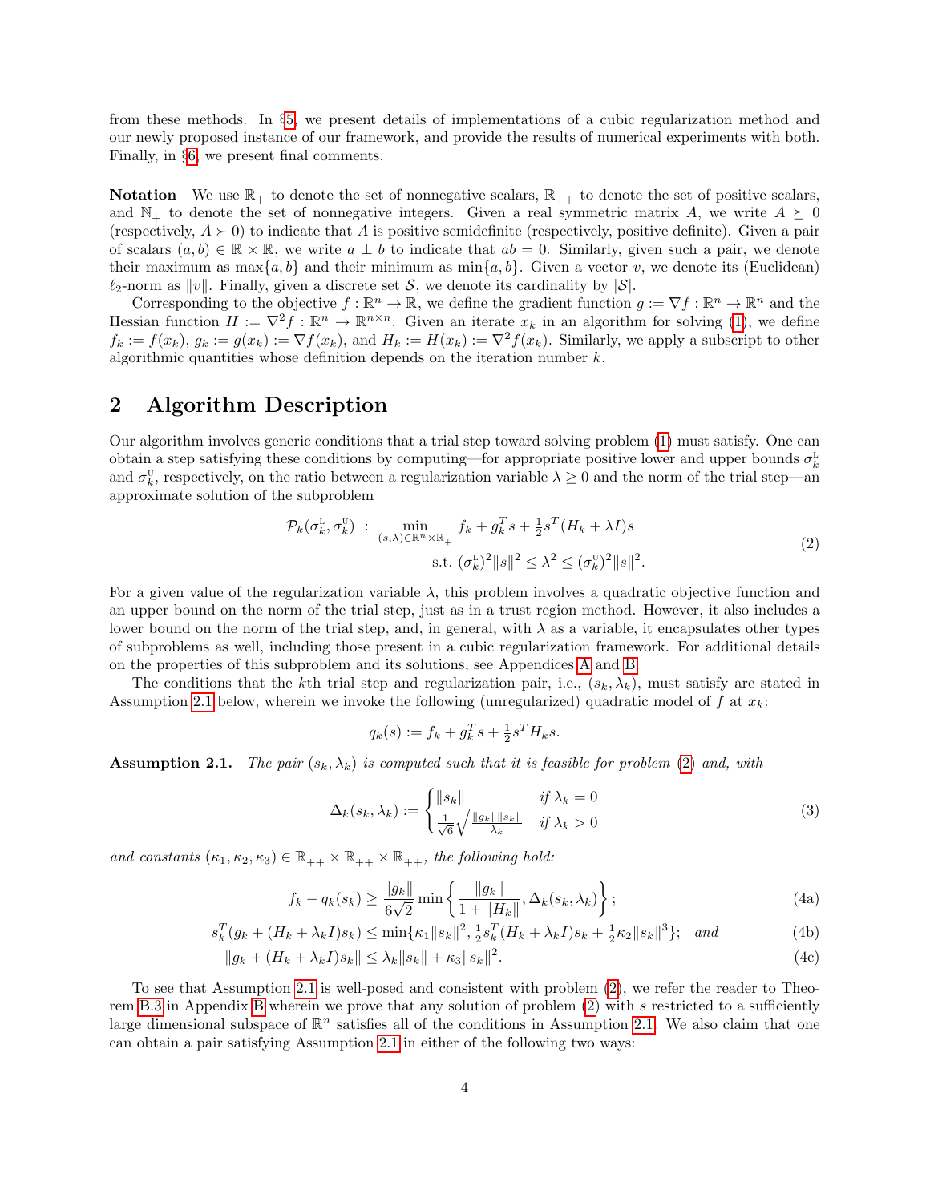from these methods. In §5, we present details of implementations of a cubic regularization method and our newly proposed instance of our framework, and provide the results of numerical experiments with both. Finally, in §6, we present final comments.

**Notation** We use $\mathbb{R}_+$ to denote the set of nonnegative scalars, $\mathbb{R}_{++}$ to denote the set of positive scalars, and $\mathbb{N}_+$ to denote the set of nonnegative integers. Given a real symmetric matrix $A$, we write $A \succeq 0$ (respectively, $A \succ 0$) to indicate that $A$ is positive semidefinite (respectively, positive definite). Given a pair of scalars $(a,b) \in \mathbb{R} \times \mathbb{R}$, we write $a \perp b$ to indicate that $ab = 0$. Similarly, given such a pair, we denote their maximum as $\max\{a,b\}$ and their minimum as $\min\{a,b\}$. Given a vector $v$, we denote its (Euclidean) $\ell_2$-norm as $\|v\|$. Finally, given a discrete set $\mathcal{S}$, we denote its cardinality by $|\mathcal{S}|$.

Corresponding to the objective $f : \mathbb{R}^n \to \mathbb{R}$, we define the gradient function $g := \nabla f : \mathbb{R}^n \to \mathbb{R}^n$ and the Hessian function $H := \nabla^2 f : \mathbb{R}^n \to \mathbb{R}^{n \times n}$. Given an iterate $x_k$ in an algorithm for solving (1), we define $f_k := f(x_k)$, $g_k := g(x_k) := \nabla f(x_k)$, and $H_k := H(x_k) := \nabla^2 f(x_k)$. Similarly, we apply a subscript to other algorithmic quantities whose definition depends on the iteration number $k$.

## 2 Algorithm Description

Our algorithm involves generic conditions that a trial step toward solving problem (1) must satisfy. One can obtain a step satisfying these conditions by computing—for appropriate positive lower and upper bounds $\sigma_k^{\mathrm{L}}$ and $\sigma_k^{\mathrm{U}}$, respectively, on the ratio between a regularization variable $\lambda \geq 0$ and the norm of the trial step—an approximate solution of the subproblem

$$
\begin{aligned}
\mathcal{P}_k(\sigma_k^{\mathrm{L}}, \sigma_k^{\mathrm{U}}) \ : \ \min_{(s,\lambda) \in \mathbb{R}^n \times \mathbb{R}_+} \ & f_k + g_k^T s + \tfrac{1}{2} s^T (H_k + \lambda I) s \\
\text{s.t.} \ & (\sigma_k^{\mathrm{L}})^2 \|s\|^2 \leq \lambda^2 \leq (\sigma_k^{\mathrm{U}})^2 \|s\|^2.
\end{aligned} \tag{2}
$$

For a given value of the regularization variable $\lambda$, this problem involves a quadratic objective function and an upper bound on the norm of the trial step, just as in a trust region method. However, it also includes a lower bound on the norm of the trial step, and, in general, with $\lambda$ as a variable, it encapsulates other types of subproblems as well, including those present in a cubic regularization framework. For additional details on the properties of this subproblem and its solutions, see Appendices A and B.

The conditions that the $k$th trial step and regularization pair, i.e., $(s_k, \lambda_k)$, must satisfy are stated in Assumption 2.1 below, wherein we invoke the following (unregularized) quadratic model of $f$ at $x_k$:

$$
q_k(s) := f_k + g_k^T s + \tfrac{1}{2} s^T H_k s.
$$

**Assumption 2.1.** *The pair $(s_k, \lambda_k)$ is computed such that it is feasible for problem (2) and, with*

$$
\Delta_k(s_k, \lambda_k) := \begin{cases} \|s_k\| & \text{if } \lambda_k = 0 \\ \frac{1}{\sqrt{6}} \sqrt{\frac{\|g_k\| \|s_k\|}{\lambda_k}} & \text{if } \lambda_k > 0 \end{cases} \tag{3}
$$

*and constants $(\kappa_1, \kappa_2, \kappa_3) \in \mathbb{R}_{++} \times \mathbb{R}_{++} \times \mathbb{R}_{++}$, the following hold:*

$$
f_k - q_k(s_k) \geq \frac{\|g_k\|}{6\sqrt{2}} \min\left\{ \frac{\|g_k\|}{1 + \|H_k\|}, \Delta_k(s_k, \lambda_k) \right\}; \tag{4a}
$$

$$
s_k^T (g_k + (H_k + \lambda_k I) s_k) \leq \min\{\kappa_1 \|s_k\|^2, \tfrac{1}{2} s_k^T (H_k + \lambda_k I) s_k + \tfrac{1}{2} \kappa_2 \|s_k\|^3\}; \quad \text{and} \tag{4b}
$$

$$
\|g_k + (H_k + \lambda_k I) s_k\| \leq \lambda_k \|s_k\| + \kappa_3 \|s_k\|^2. \tag{4c}
$$

To see that Assumption 2.1 is well-posed and consistent with problem (2), we refer the reader to Theorem B.3 in Appendix B wherein we prove that any solution of problem (2) with $s$ restricted to a sufficiently large dimensional subspace of $\mathbb{R}^n$ satisfies all of the conditions in Assumption 2.1. We also claim that one can obtain a pair satisfying Assumption 2.1 in either of the following two ways: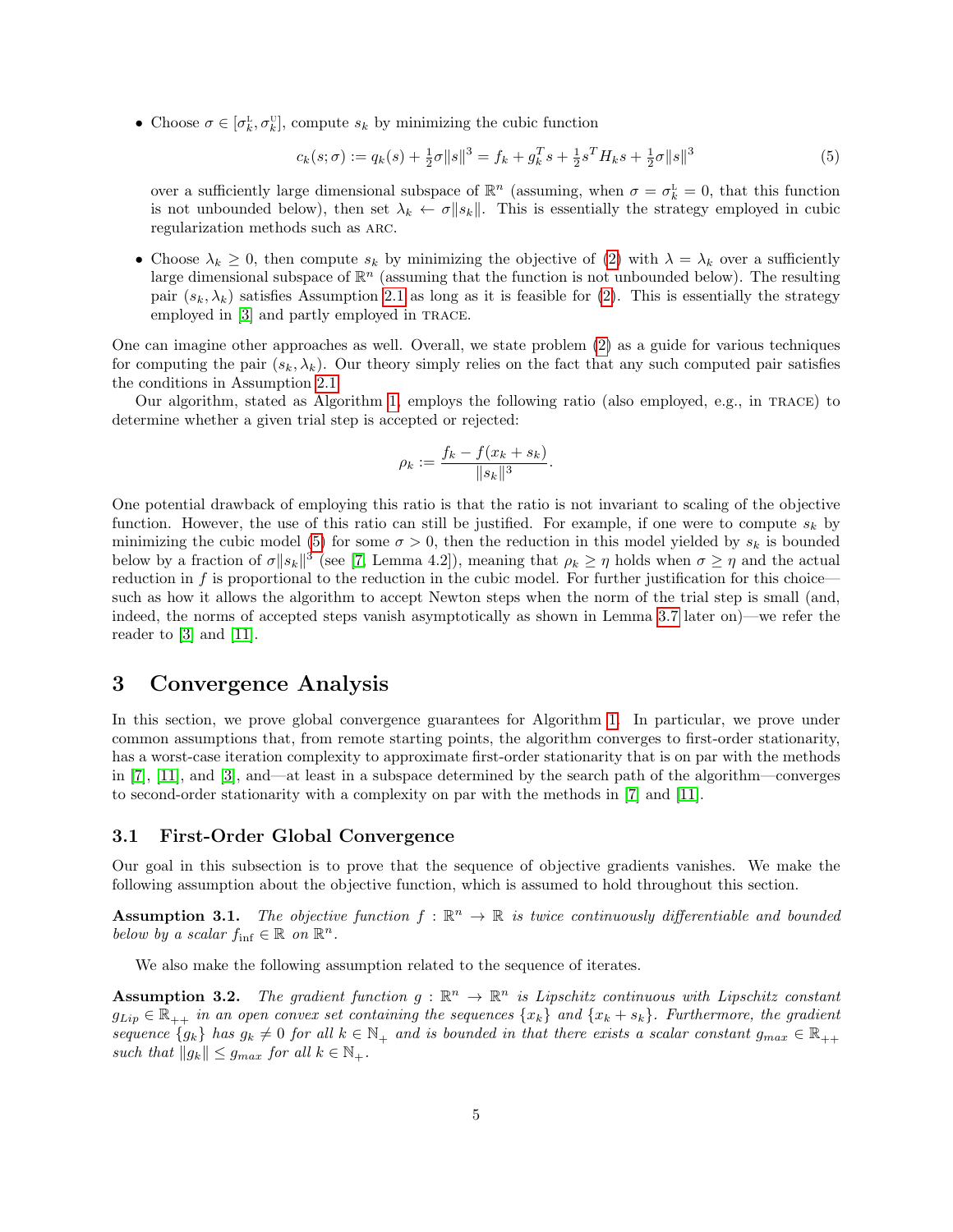- Choose $\sigma \in [\sigma_k^{\rm L}, \sigma_k^{\rm U}]$, compute $s_k$ by minimizing the cubic function

$$c_k(s;\sigma) := q_k(s) + \tfrac{1}{2}\sigma\|s\|^3 = f_k + g_k^T s + \tfrac{1}{2}s^T H_k s + \tfrac{1}{2}\sigma\|s\|^3 \tag{5}$$

  over a sufficiently large dimensional subspace of $\mathbb{R}^n$ (assuming, when $\sigma = \sigma_k^{\rm L} = 0$, that this function is not unbounded below), then set $\lambda_k \leftarrow \sigma\|s_k\|$. This is essentially the strategy employed in cubic regularization methods such as ARC.

- Choose $\lambda_k \geq 0$, then compute $s_k$ by minimizing the objective of (2) with $\lambda = \lambda_k$ over a sufficiently large dimensional subspace of $\mathbb{R}^n$ (assuming that the function is not unbounded below). The resulting pair $(s_k, \lambda_k)$ satisfies Assumption 2.1 as long as it is feasible for (2). This is essentially the strategy employed in [3] and partly employed in TRACE.

One can imagine other approaches as well. Overall, we state problem (2) as a guide for various techniques for computing the pair $(s_k, \lambda_k)$. Our theory simply relies on the fact that any such computed pair satisfies the conditions in Assumption 2.1.

Our algorithm, stated as Algorithm 1, employs the following ratio (also employed, e.g., in TRACE) to determine whether a given trial step is accepted or rejected:

$$\rho_k := \frac{f_k - f(x_k + s_k)}{\|s_k\|^3}.$$

One potential drawback of employing this ratio is that the ratio is not invariant to scaling of the objective function. However, the use of this ratio can still be justified. For example, if one were to compute $s_k$ by minimizing the cubic model (5) for some $\sigma > 0$, then the reduction in this model yielded by $s_k$ is bounded below by a fraction of $\sigma\|s_k\|^3$ (see [7, Lemma 4.2]), meaning that $\rho_k \geq \eta$ holds when $\sigma \geq \eta$ and the actual reduction in $f$ is proportional to the reduction in the cubic model. For further justification for this choice—such as how it allows the algorithm to accept Newton steps when the norm of the trial step is small (and, indeed, the norms of accepted steps vanish asymptotically as shown in Lemma 3.7 later on)—we refer the reader to [3] and [11].

# 3 Convergence Analysis

In this section, we prove global convergence guarantees for Algorithm 1. In particular, we prove under common assumptions that, from remote starting points, the algorithm converges to first-order stationarity, has a worst-case iteration complexity to approximate first-order stationarity that is on par with the methods in [7], [11], and [3], and—at least in a subspace determined by the search path of the algorithm—converges to second-order stationarity with a complexity on par with the methods in [7] and [11].

## 3.1 First-Order Global Convergence

Our goal in this subsection is to prove that the sequence of objective gradients vanishes. We make the following assumption about the objective function, which is assumed to hold throughout this section.

**Assumption 3.1.** *The objective function $f : \mathbb{R}^n \to \mathbb{R}$ is twice continuously differentiable and bounded below by a scalar $f_{\inf} \in \mathbb{R}$ on $\mathbb{R}^n$.*

We also make the following assumption related to the sequence of iterates.

**Assumption 3.2.** *The gradient function $g : \mathbb{R}^n \to \mathbb{R}^n$ is Lipschitz continuous with Lipschitz constant $g_{Lip} \in \mathbb{R}_{++}$ in an open convex set containing the sequences $\{x_k\}$ and $\{x_k + s_k\}$. Furthermore, the gradient sequence $\{g_k\}$ has $g_k \neq 0$ for all $k \in \mathbb{N}_+$ and is bounded in that there exists a scalar constant $g_{max} \in \mathbb{R}_{++}$ such that $\|g_k\| \leq g_{max}$ for all $k \in \mathbb{N}_+$.*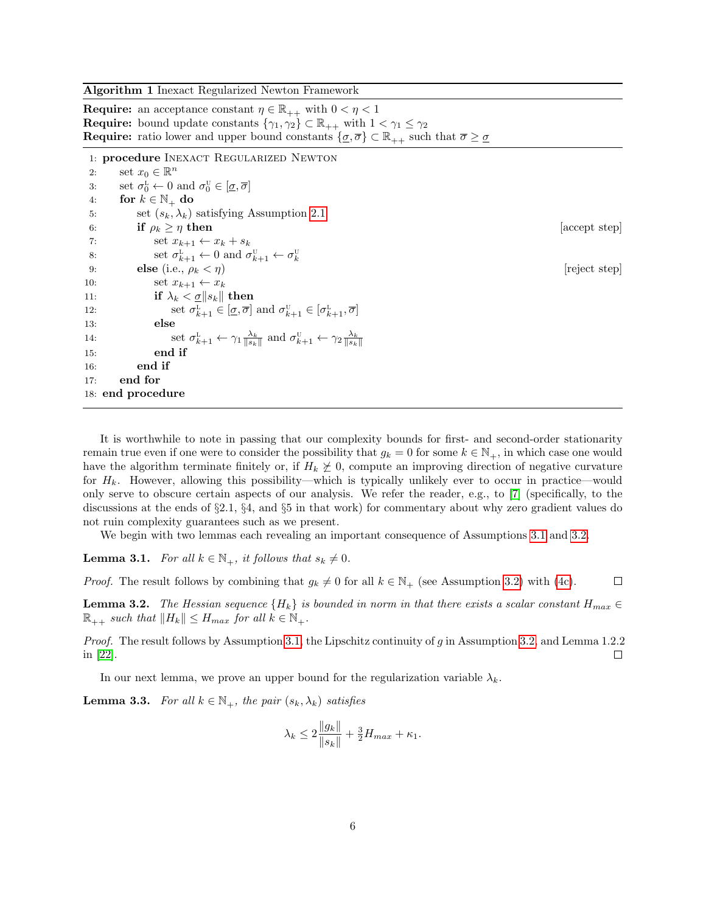**Algorithm 1** Inexact Regularized Newton Framework

**Require:** an acceptance constant $\eta \in \mathbb{R}_{++}$ with $0 < \eta < 1$
**Require:** bound update constants $\{\gamma_1, \gamma_2\} \subset \mathbb{R}_{++}$ with $1 < \gamma_1 \leq \gamma_2$
**Require:** ratio lower and upper bound constants $\{\underline{\sigma}, \overline{\sigma}\} \subset \mathbb{R}_{++}$ such that $\overline{\sigma} \geq \underline{\sigma}$

```
1: procedure Inexact Regularized Newton
2:     set x_0 ∈ R^n
3:     set σ^L_0 ← 0 and σ^U_0 ∈ [σ_, σ¯]
4:     for k ∈ N_+ do
5:         set (s_k, λ_k) satisfying Assumption 2.1
6:         if ρ_k ≥ η then                                              [accept step]
7:             set x_{k+1} ← x_k + s_k
8:             set σ^L_{k+1} ← 0 and σ^U_{k+1} ← σ^U_k
9:         else (i.e., ρ_k < η)                                          [reject step]
10:            set x_{k+1} ← x_k
11:            if λ_k < σ_ ||s_k|| then
12:                set σ^L_{k+1} ∈ [σ_, σ¯] and σ^U_{k+1} ∈ [σ^L_{k+1}, σ¯]
13:            else
14:                set σ^L_{k+1} ← γ_1 λ_k/||s_k|| and σ^U_{k+1} ← γ_2 λ_k/||s_k||
15:            end if
16:        end if
17:    end for
18: end procedure
```

It is worthwhile to note in passing that our complexity bounds for first- and second-order stationarity remain true even if one were to consider the possibility that $g_k = 0$ for some $k \in \mathbb{N}_+$, in which case one would have the algorithm terminate finitely or, if $H_k \not\succeq 0$, compute an improving direction of negative curvature for $H_k$. However, allowing this possibility—which is typically unlikely ever to occur in practice—would only serve to obscure certain aspects of our analysis. We refer the reader, e.g., to [7] (specifically, to the discussions at the ends of §2.1, §4, and §5 in that work) for commentary about why zero gradient values do not ruin complexity guarantees such as we present.

We begin with two lemmas each revealing an important consequence of Assumptions 3.1 and 3.2.

**Lemma 3.1.** *For all $k \in \mathbb{N}_+$, it follows that $s_k \neq 0$.*

*Proof.* The result follows by combining that $g_k \neq 0$ for all $k \in \mathbb{N}_+$ (see Assumption 3.2) with (4c). □

**Lemma 3.2.** *The Hessian sequence $\{H_k\}$ is bounded in norm in that there exists a scalar constant $H_{max} \in \mathbb{R}_{++}$ such that $\|H_k\| \leq H_{max}$ for all $k \in \mathbb{N}_+$.*

*Proof.* The result follows by Assumption 3.1, the Lipschitz continuity of $g$ in Assumption 3.2, and Lemma 1.2.2 in [22]. □

In our next lemma, we prove an upper bound for the regularization variable $\lambda_k$.

**Lemma 3.3.** *For all $k \in \mathbb{N}_+$, the pair $(s_k, \lambda_k)$ satisfies*

$$\lambda_k \leq 2\frac{\|g_k\|}{\|s_k\|} + \tfrac{3}{2}H_{max} + \kappa_1.$$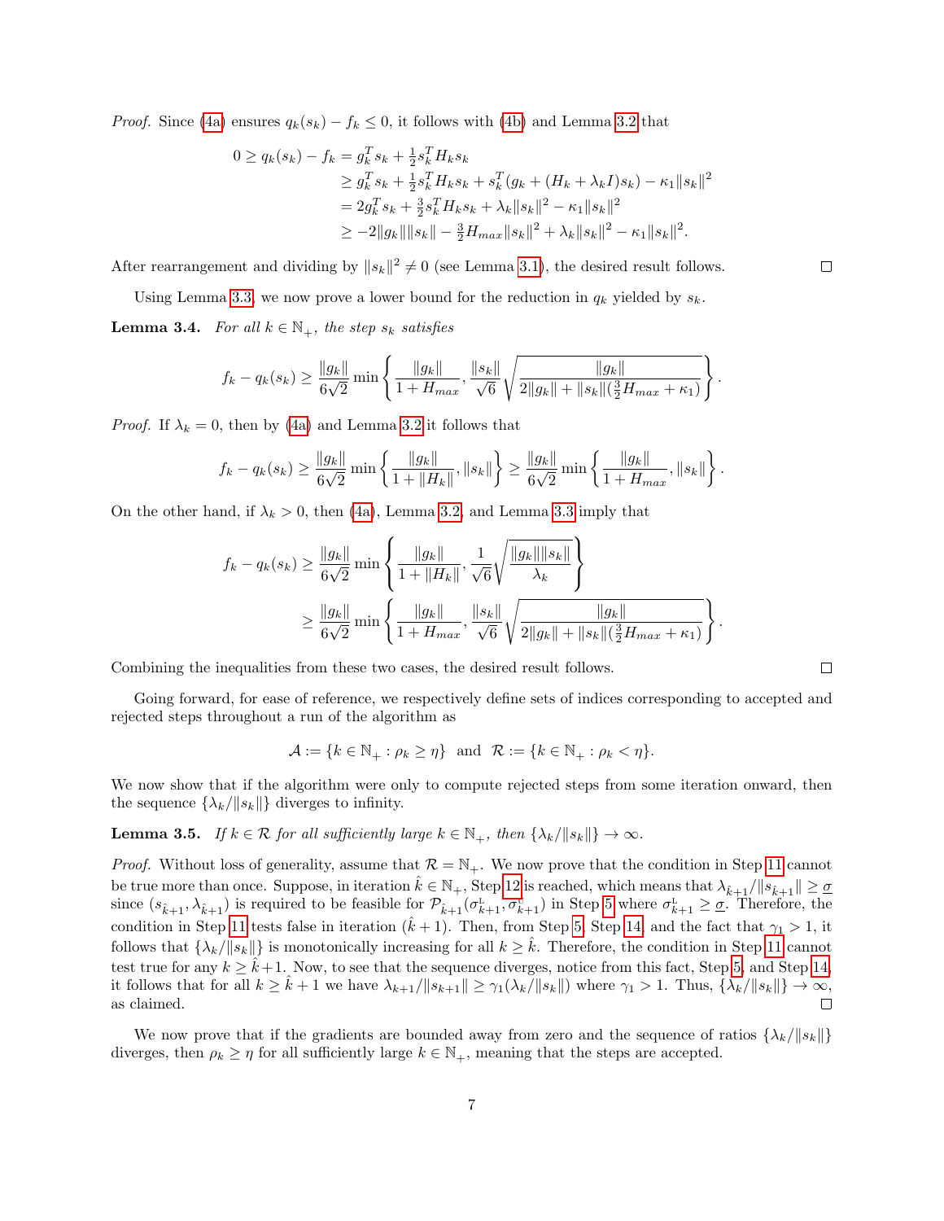*Proof.* Since (4a) ensures $q_k(s_k) - f_k \leq 0$, it follows with (4b) and Lemma 3.2 that

$$
\begin{aligned}
0 \geq q_k(s_k) - f_k &= g_k^T s_k + \tfrac{1}{2} s_k^T H_k s_k \\
&\geq g_k^T s_k + \tfrac{1}{2} s_k^T H_k s_k + s_k^T (g_k + (H_k + \lambda_k I) s_k) - \kappa_1 \|s_k\|^2 \\
&= 2 g_k^T s_k + \tfrac{3}{2} s_k^T H_k s_k + \lambda_k \|s_k\|^2 - \kappa_1 \|s_k\|^2 \\
&\geq -2\|g_k\|\|s_k\| - \tfrac{3}{2} H_{max} \|s_k\|^2 + \lambda_k \|s_k\|^2 - \kappa_1 \|s_k\|^2.
\end{aligned}
$$

After rearrangement and dividing by $\|s_k\|^2 \neq 0$ (see Lemma 3.1), the desired result follows. ∎

Using Lemma 3.3, we now prove a lower bound for the reduction in $q_k$ yielded by $s_k$.

**Lemma 3.4.** *For all $k \in \mathbb{N}_+$, the step $s_k$ satisfies*

$$
f_k - q_k(s_k) \geq \frac{\|g_k\|}{6\sqrt{2}} \min \left\{ \frac{\|g_k\|}{1 + H_{max}}, \frac{\|s_k\|}{\sqrt{6}} \sqrt{\frac{\|g_k\|}{2\|g_k\| + \|s_k\|(\frac{3}{2} H_{max} + \kappa_1)}} \right\}.
$$

*Proof.* If $\lambda_k = 0$, then by (4a) and Lemma 3.2 it follows that

$$
f_k - q_k(s_k) \geq \frac{\|g_k\|}{6\sqrt{2}} \min \left\{ \frac{\|g_k\|}{1 + \|H_k\|}, \|s_k\| \right\} \geq \frac{\|g_k\|}{6\sqrt{2}} \min \left\{ \frac{\|g_k\|}{1 + H_{max}}, \|s_k\| \right\}.
$$

On the other hand, if $\lambda_k > 0$, then (4a), Lemma 3.2, and Lemma 3.3 imply that

$$
\begin{aligned}
f_k - q_k(s_k) &\geq \frac{\|g_k\|}{6\sqrt{2}} \min \left\{ \frac{\|g_k\|}{1 + \|H_k\|}, \frac{1}{\sqrt{6}} \sqrt{\frac{\|g_k\|\|s_k\|}{\lambda_k}} \right\} \\
&\geq \frac{\|g_k\|}{6\sqrt{2}} \min \left\{ \frac{\|g_k\|}{1 + H_{max}}, \frac{\|s_k\|}{\sqrt{6}} \sqrt{\frac{\|g_k\|}{2\|g_k\| + \|s_k\|(\frac{3}{2} H_{max} + \kappa_1)}} \right\}.
\end{aligned}
$$

Combining the inequalities from these two cases, the desired result follows. ∎

Going forward, for ease of reference, we respectively define sets of indices corresponding to accepted and rejected steps throughout a run of the algorithm as

$$
\mathcal{A} := \{k \in \mathbb{N}_+ : \rho_k \geq \eta\} \quad \text{and} \quad \mathcal{R} := \{k \in \mathbb{N}_+ : \rho_k < \eta\}.
$$

We now show that if the algorithm were only to compute rejected steps from some iteration onward, then the sequence $\{\lambda_k / \|s_k\|\}$ diverges to infinity.

**Lemma 3.5.** *If $k \in \mathcal{R}$ for all sufficiently large $k \in \mathbb{N}_+$, then $\{\lambda_k / \|s_k\|\} \to \infty$.*

*Proof.* Without loss of generality, assume that $\mathcal{R} = \mathbb{N}_+$. We now prove that the condition in Step 11 cannot be true more than once. Suppose, in iteration $\hat{k} \in \mathbb{N}_+$, Step 12 is reached, which means that $\lambda_{\hat{k}+1}/\|s_{\hat{k}+1}\| \geq \underline{\sigma}$ since $(s_{\hat{k}+1}, \lambda_{\hat{k}+1})$ is required to be feasible for $\mathcal{P}_{\hat{k}+1}(\sigma^{\text{L}}_{\hat{k}+1}, \sigma^{\text{U}}_{\hat{k}+1})$ in Step 5 where $\sigma^{\text{L}}_{\hat{k}+1} \geq \underline{\sigma}$. Therefore, the condition in Step 11 tests false in iteration $(\hat{k}+1)$. Then, from Step 5, Step 14, and the fact that $\gamma_1 > 1$, it follows that $\{\lambda_k / \|s_k\|\}$ is monotonically increasing for all $k \geq \hat{k}$. Therefore, the condition in Step 11 cannot test true for any $k \geq \hat{k}+1$. Now, to see that the sequence diverges, notice from this fact, Step 5, and Step 14, it follows that for all $k \geq \hat{k}+1$ we have $\lambda_{k+1}/\|s_{k+1}\| \geq \gamma_1(\lambda_k/\|s_k\|)$ where $\gamma_1 > 1$. Thus, $\{\lambda_k / \|s_k\|\} \to \infty$, as claimed. ∎

We now prove that if the gradients are bounded away from zero and the sequence of ratios $\{\lambda_k / \|s_k\|\}$ diverges, then $\rho_k \geq \eta$ for all sufficiently large $k \in \mathbb{N}_+$, meaning that the steps are accepted.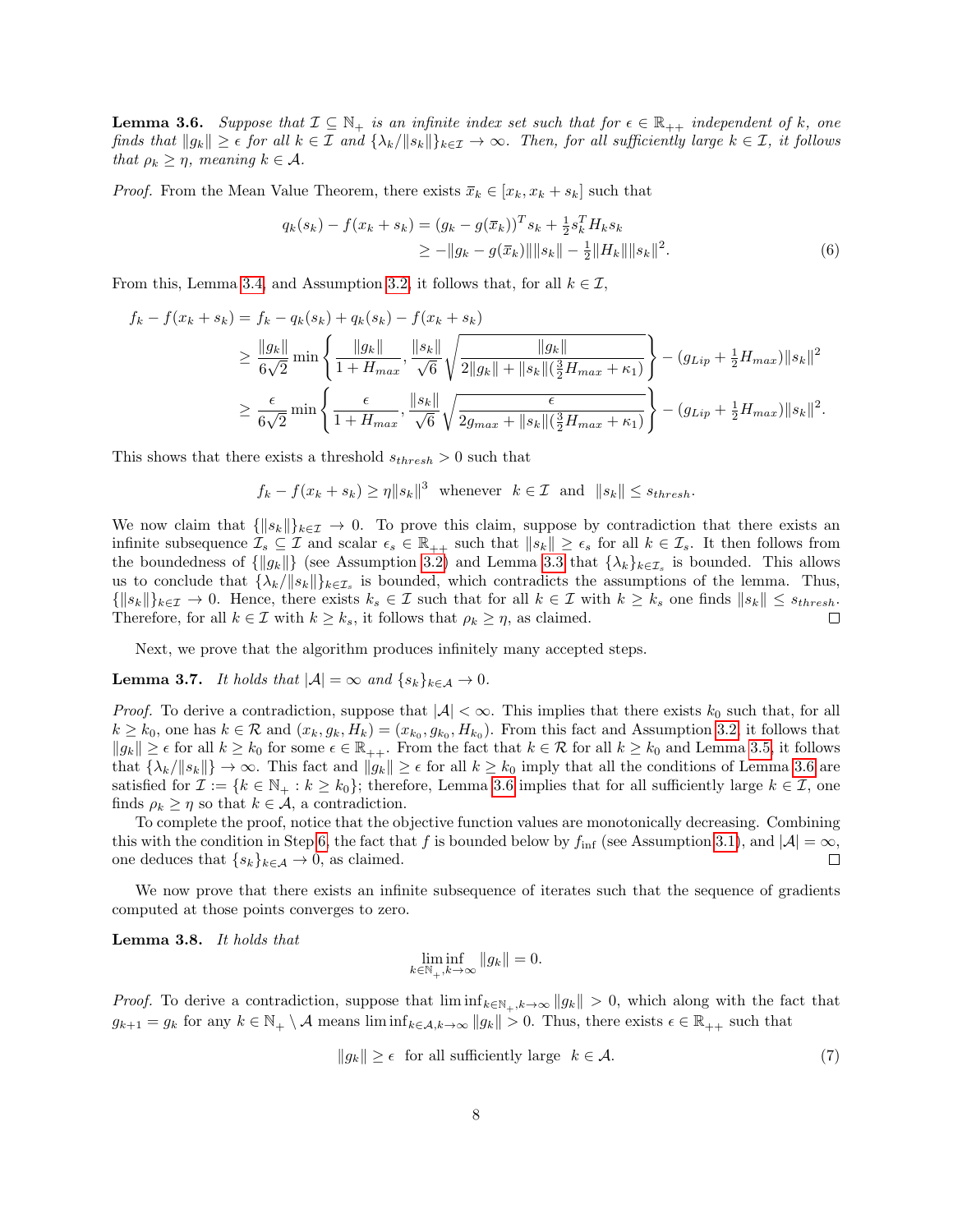**Lemma 3.6.** *Suppose that $\mathcal{I} \subseteq \mathbb{N}_+$ is an infinite index set such that for $\epsilon \in \mathbb{R}_{++}$ independent of $k$, one finds that $\|g_k\| \geq \epsilon$ for all $k \in \mathcal{I}$ and $\{\lambda_k/\|s_k\|\}_{k\in\mathcal{I}} \to \infty$. Then, for all sufficiently large $k \in \mathcal{I}$, it follows that $\rho_k \geq \eta$, meaning $k \in \mathcal{A}$.*

*Proof.* From the Mean Value Theorem, there exists $\bar{x}_k \in [x_k, x_k + s_k]$ such that

$$
\begin{aligned}
q_k(s_k) - f(x_k + s_k) &= (g_k - g(\bar{x}_k))^T s_k + \tfrac{1}{2} s_k^T H_k s_k \\
&\geq -\|g_k - g(\bar{x}_k)\|\|s_k\| - \tfrac{1}{2}\|H_k\|\|s_k\|^2. \qquad (6)
\end{aligned}
$$

From this, Lemma 3.4, and Assumption 3.2, it follows that, for all $k \in \mathcal{I}$,

$$
\begin{aligned}
f_k - f(x_k + s_k) &= f_k - q_k(s_k) + q_k(s_k) - f(x_k + s_k) \\
&\geq \frac{\|g_k\|}{6\sqrt{2}} \min\left\{ \frac{\|g_k\|}{1 + H_{max}}, \frac{\|s_k\|}{\sqrt{6}} \sqrt{\frac{\|g_k\|}{2\|g_k\| + \|s_k\|(\frac{3}{2}H_{max} + \kappa_1)}} \right\} - (g_{Lip} + \tfrac{1}{2}H_{max})\|s_k\|^2 \\
&\geq \frac{\epsilon}{6\sqrt{2}} \min\left\{ \frac{\epsilon}{1 + H_{max}}, \frac{\|s_k\|}{\sqrt{6}} \sqrt{\frac{\epsilon}{2g_{max} + \|s_k\|(\frac{3}{2}H_{max} + \kappa_1)}} \right\} - (g_{Lip} + \tfrac{1}{2}H_{max})\|s_k\|^2.
\end{aligned}
$$

This shows that there exists a threshold $s_{thresh} > 0$ such that

$$
f_k - f(x_k + s_k) \geq \eta\|s_k\|^3 \quad \text{whenever} \quad k \in \mathcal{I} \quad \text{and} \quad \|s_k\| \leq s_{thresh}.
$$

We now claim that $\{\|s_k\|\}_{k\in\mathcal{I}} \to 0$. To prove this claim, suppose by contradiction that there exists an infinite subsequence $\mathcal{I}_s \subseteq \mathcal{I}$ and scalar $\epsilon_s \in \mathbb{R}_{++}$ such that $\|s_k\| \geq \epsilon_s$ for all $k \in \mathcal{I}_s$. It then follows from the boundedness of $\{\|g_k\|\}$ (see Assumption 3.2) and Lemma 3.3 that $\{\lambda_k\}_{k\in\mathcal{I}_s}$ is bounded. This allows us to conclude that $\{\lambda_k/\|s_k\|\}_{k\in\mathcal{I}_s}$ is bounded, which contradicts the assumptions of the lemma. Thus, $\{\|s_k\|\}_{k\in\mathcal{I}} \to 0$. Hence, there exists $k_s \in \mathcal{I}$ such that for all $k \in \mathcal{I}$ with $k \geq k_s$ one finds $\|s_k\| \leq s_{thresh}$. Therefore, for all $k \in \mathcal{I}$ with $k \geq k_s$, it follows that $\rho_k \geq \eta$, as claimed. □

Next, we prove that the algorithm produces infinitely many accepted steps.

**Lemma 3.7.** *It holds that $|\mathcal{A}| = \infty$ and $\{s_k\}_{k\in\mathcal{A}} \to 0$.*

*Proof.* To derive a contradiction, suppose that $|\mathcal{A}| < \infty$. This implies that there exists $k_0$ such that, for all $k \geq k_0$, one has $k \in \mathcal{R}$ and $(x_k, g_k, H_k) = (x_{k_0}, g_{k_0}, H_{k_0})$. From this fact and Assumption 3.2, it follows that $\|g_k\| \geq \epsilon$ for all $k \geq k_0$ for some $\epsilon \in \mathbb{R}_{++}$. From the fact that $k \in \mathcal{R}$ for all $k \geq k_0$ and Lemma 3.5, it follows that $\{\lambda_k/\|s_k\|\} \to \infty$. This fact and $\|g_k\| \geq \epsilon$ for all $k \geq k_0$ imply that all the conditions of Lemma 3.6 are satisfied for $\mathcal{I} := \{k \in \mathbb{N}_+ : k \geq k_0\}$; therefore, Lemma 3.6 implies that for all sufficiently large $k \in \mathcal{I}$, one finds $\rho_k \geq \eta$ so that $k \in \mathcal{A}$, a contradiction.

To complete the proof, notice that the objective function values are monotonically decreasing. Combining this with the condition in Step 6, the fact that $f$ is bounded below by $f_{\inf}$ (see Assumption 3.1), and $|\mathcal{A}| = \infty$, one deduces that $\{s_k\}_{k\in\mathcal{A}} \to 0$, as claimed. □

We now prove that there exists an infinite subsequence of iterates such that the sequence of gradients computed at those points converges to zero.

**Lemma 3.8.** *It holds that*

$$
\liminf_{k\in\mathbb{N}_+, k\to\infty} \|g_k\| = 0.
$$

*Proof.* To derive a contradiction, suppose that $\liminf_{k\in\mathbb{N}_+,k\to\infty} \|g_k\| > 0$, which along with the fact that $g_{k+1} = g_k$ for any $k \in \mathbb{N}_+ \setminus \mathcal{A}$ means $\liminf_{k\in\mathcal{A},k\to\infty} \|g_k\| > 0$. Thus, there exists $\epsilon \in \mathbb{R}_{++}$ such that

$$
\|g_k\| \geq \epsilon \quad \text{for all sufficiently large} \quad k \in \mathcal{A}. \qquad (7)
$$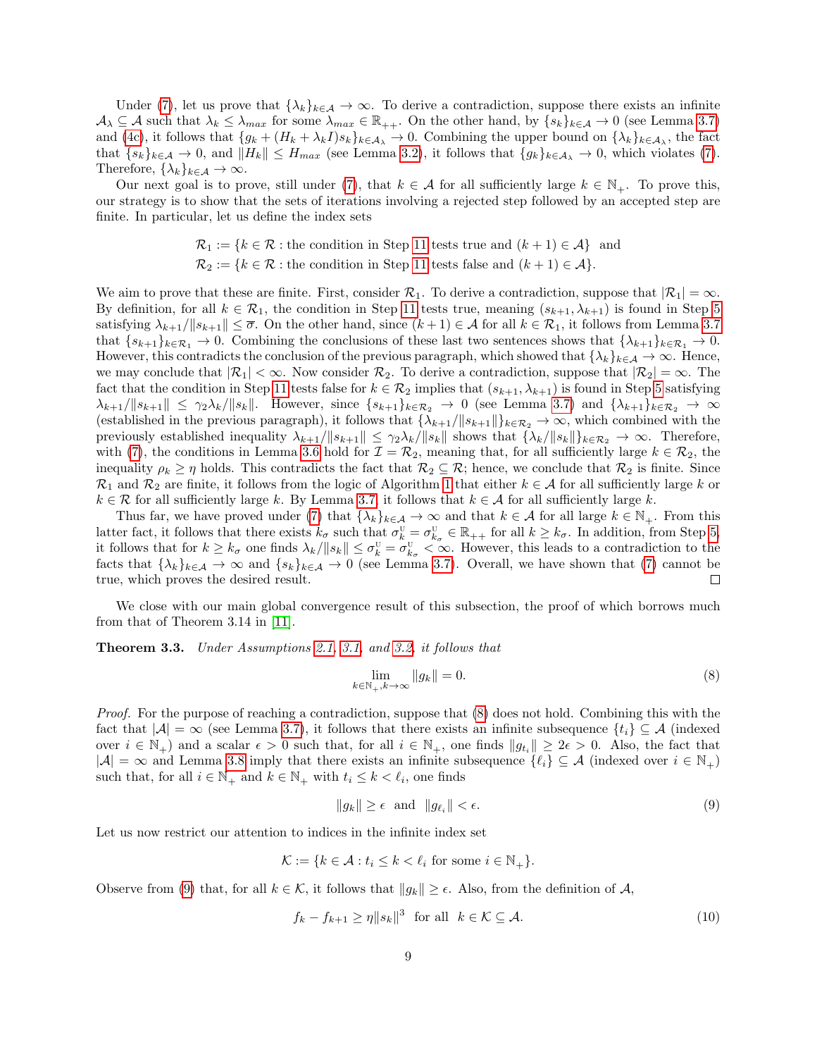Under (7), let us prove that $\{\lambda_k\}_{k\in\mathcal{A}} \to \infty$. To derive a contradiction, suppose there exists an infinite $\mathcal{A}_\lambda \subseteq \mathcal{A}$ such that $\lambda_k \le \lambda_{max}$ for some $\lambda_{max} \in \mathbb{R}_{++}$. On the other hand, by $\{s_k\}_{k\in\mathcal{A}} \to 0$ (see Lemma 3.7) and (4c), it follows that $\{g_k + (H_k + \lambda_k I)s_k\}_{k\in\mathcal{A}_\lambda} \to 0$. Combining the upper bound on $\{\lambda_k\}_{k\in\mathcal{A}_\lambda}$, the fact that $\{s_k\}_{k\in\mathcal{A}} \to 0$, and $\|H_k\| \le H_{max}$ (see Lemma 3.2), it follows that $\{g_k\}_{k\in\mathcal{A}_\lambda} \to 0$, which violates (7). Therefore, $\{\lambda_k\}_{k\in\mathcal{A}} \to \infty$.

Our next goal is to prove, still under (7), that $k \in \mathcal{A}$ for all sufficiently large $k \in \mathbb{N}_+$. To prove this, our strategy is to show that the sets of iterations involving a rejected step followed by an accepted step are finite. In particular, let us define the index sets

$$\mathcal{R}_1 := \{k \in \mathcal{R} : \text{the condition in Step 11 tests true and } (k+1) \in \mathcal{A}\} \ \text{ and}$$
$$\mathcal{R}_2 := \{k \in \mathcal{R} : \text{the condition in Step 11 tests false and } (k+1) \in \mathcal{A}\}.$$

We aim to prove that these are finite. First, consider $\mathcal{R}_1$. To derive a contradiction, suppose that $|\mathcal{R}_1| = \infty$. By definition, for all $k \in \mathcal{R}_1$, the condition in Step 11 tests true, meaning $(s_{k+1}, \lambda_{k+1})$ is found in Step 5 satisfying $\lambda_{k+1}/\|s_{k+1}\| \le \overline{\sigma}$. On the other hand, since $(k+1) \in \mathcal{A}$ for all $k \in \mathcal{R}_1$, it follows from Lemma 3.7 that $\{s_{k+1}\}_{k\in\mathcal{R}_1} \to 0$. Combining the conclusions of these last two sentences shows that $\{\lambda_{k+1}\}_{k\in\mathcal{R}_1} \to 0$. However, this contradicts the conclusion of the previous paragraph, which showed that $\{\lambda_k\}_{k\in\mathcal{A}} \to \infty$. Hence, we may conclude that $|\mathcal{R}_1| < \infty$. Now consider $\mathcal{R}_2$. To derive a contradiction, suppose that $|\mathcal{R}_2| = \infty$. The fact that the condition in Step 11 tests false for $k \in \mathcal{R}_2$ implies that $(s_{k+1}, \lambda_{k+1})$ is found in Step 5 satisfying $\lambda_{k+1}/\|s_{k+1}\| \le \gamma_2\lambda_k/\|s_k\|$. However, since $\{s_{k+1}\}_{k\in\mathcal{R}_2} \to 0$ (see Lemma 3.7) and $\{\lambda_{k+1}\}_{k\in\mathcal{R}_2} \to \infty$ (established in the previous paragraph), it follows that $\{\lambda_{k+1}/\|s_{k+1}\|\}_{k\in\mathcal{R}_2} \to \infty$, which combined with the previously established inequality $\lambda_{k+1}/\|s_{k+1}\| \le \gamma_2\lambda_k/\|s_k\|$ shows that $\{\lambda_k/\|s_k\|\}_{k\in\mathcal{R}_2} \to \infty$. Therefore, with (7), the conditions in Lemma 3.6 hold for $\mathcal{I} = \mathcal{R}_2$, meaning that, for all sufficiently large $k \in \mathcal{R}_2$, the inequality $\rho_k \ge \eta$ holds. This contradicts the fact that $\mathcal{R}_2 \subseteq \mathcal{R}$; hence, we conclude that $\mathcal{R}_2$ is finite. Since $\mathcal{R}_1$ and $\mathcal{R}_2$ are finite, it follows from the logic of Algorithm 1 that either $k \in \mathcal{A}$ for all sufficiently large $k$ or $k \in \mathcal{R}$ for all sufficiently large $k$. By Lemma 3.7, it follows that $k \in \mathcal{A}$ for all sufficiently large $k$.

Thus far, we have proved under (7) that $\{\lambda_k\}_{k\in\mathcal{A}} \to \infty$ and that $k \in \mathcal{A}$ for all large $k \in \mathbb{N}_+$. From this latter fact, it follows that there exists $k_\sigma$ such that $\sigma_k^{\text{U}} = \sigma_{k_\sigma}^{\text{U}} \in \mathbb{R}_{++}$ for all $k \ge k_\sigma$. In addition, from Step 5, it follows that for $k \ge k_\sigma$ one finds $\lambda_k/\|s_k\| \le \sigma_k^{\text{U}} = \sigma_{k_\sigma}^{\text{U}} < \infty$. However, this leads to a contradiction to the facts that $\{\lambda_k\}_{k\in\mathcal{A}} \to \infty$ and $\{s_k\}_{k\in\mathcal{A}} \to 0$ (see Lemma 3.7). Overall, we have shown that (7) cannot be true, which proves the desired result. $\square$

We close with our main global convergence result of this subsection, the proof of which borrows much from that of Theorem 3.14 in [11].

**Theorem 3.3.** *Under Assumptions 2.1, 3.1, and 3.2, it follows that*

$$\lim_{k\in\mathbb{N}_+, k\to\infty} \|g_k\| = 0. \tag{8}$$

*Proof.* For the purpose of reaching a contradiction, suppose that (8) does not hold. Combining this with the fact that $|\mathcal{A}| = \infty$ (see Lemma 3.7), it follows that there exists an infinite subsequence $\{t_i\} \subseteq \mathcal{A}$ (indexed over $i \in \mathbb{N}_+$) and a scalar $\epsilon > 0$ such that, for all $i \in \mathbb{N}_+$, one finds $\|g_{t_i}\| \ge 2\epsilon > 0$. Also, the fact that $|\mathcal{A}| = \infty$ and Lemma 3.8 imply that there exists an infinite subsequence $\{\ell_i\} \subseteq \mathcal{A}$ (indexed over $i \in \mathbb{N}_+$) such that, for all $i \in \mathbb{N}_+$ and $k \in \mathbb{N}_+$ with $t_i \le k < \ell_i$, one finds

$$\|g_k\| \ge \epsilon \ \text{ and } \ \|g_{\ell_i}\| < \epsilon. \tag{9}$$

Let us now restrict our attention to indices in the infinite index set

$$\mathcal{K} := \{k \in \mathcal{A} : t_i \le k < \ell_i \text{ for some } i \in \mathbb{N}_+\}.$$

Observe from (9) that, for all $k \in \mathcal{K}$, it follows that $\|g_k\| \ge \epsilon$. Also, from the definition of $\mathcal{A}$,

$$f_k - f_{k+1} \ge \eta\|s_k\|^3 \ \text{ for all } \ k \in \mathcal{K} \subseteq \mathcal{A}. \tag{10}$$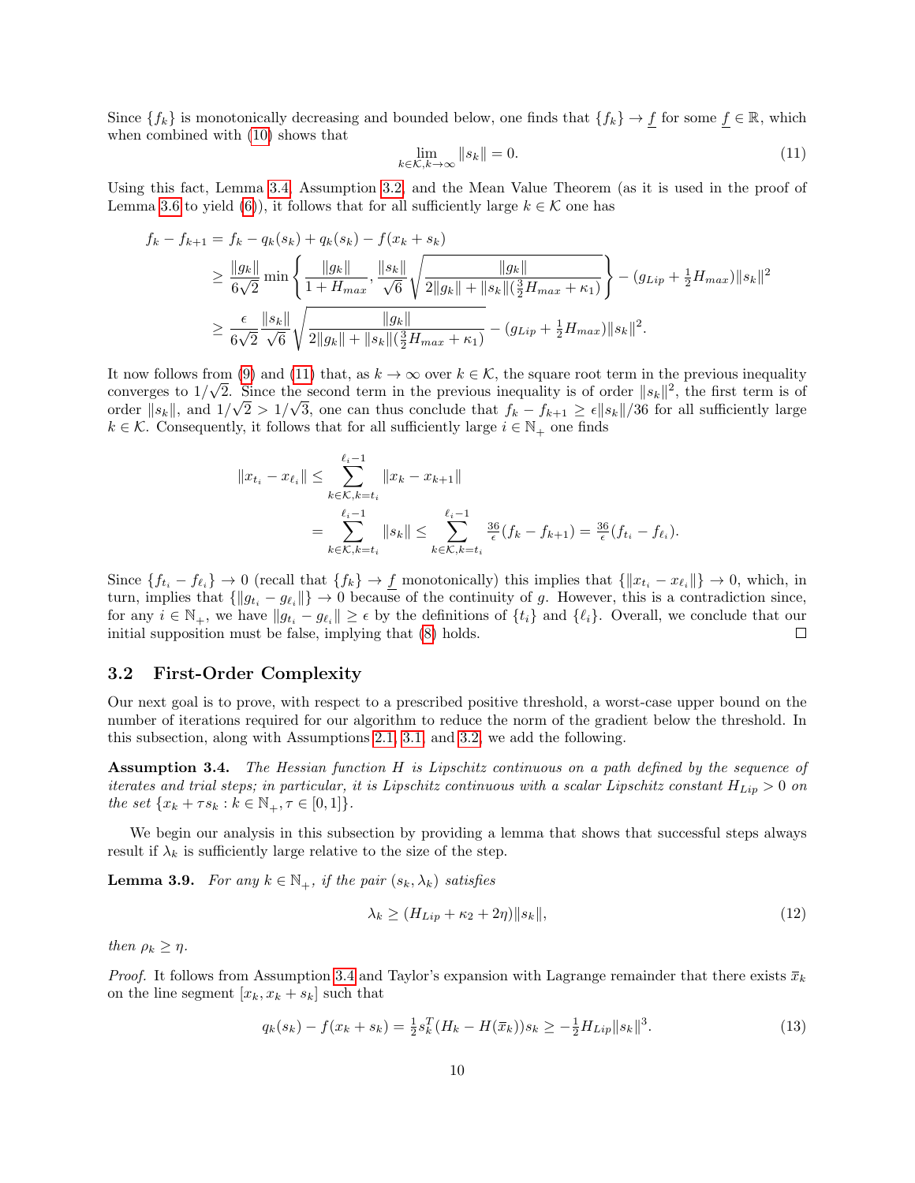Since $\{f_k\}$ is monotonically decreasing and bounded below, one finds that $\{f_k\} \to \underline{f}$ for some $\underline{f} \in \mathbb{R}$, which when combined with (10) shows that

$$\lim_{k\in\mathcal{K}, k\to\infty} \|s_k\| = 0. \tag{11}$$

Using this fact, Lemma 3.4, Assumption 3.2, and the Mean Value Theorem (as it is used in the proof of Lemma 3.6 to yield (6)), it follows that for all sufficiently large $k \in \mathcal{K}$ one has

$$\begin{aligned}
f_k - f_{k+1} &= f_k - q_k(s_k) + q_k(s_k) - f(x_k + s_k) \\
&\geq \frac{\|g_k\|}{6\sqrt{2}} \min\left\{ \frac{\|g_k\|}{1 + H_{max}}, \frac{\|s_k\|}{\sqrt{6}} \sqrt{\frac{\|g_k\|}{2\|g_k\| + \|s_k\|(\frac{3}{2}H_{max} + \kappa_1)}} \right\} - (g_{Lip} + \tfrac{1}{2}H_{max})\|s_k\|^2 \\
&\geq \frac{\epsilon}{6\sqrt{2}} \frac{\|s_k\|}{\sqrt{6}} \sqrt{\frac{\|g_k\|}{2\|g_k\| + \|s_k\|(\frac{3}{2}H_{max} + \kappa_1)}} - (g_{Lip} + \tfrac{1}{2}H_{max})\|s_k\|^2.
\end{aligned}$$

It now follows from (9) and (11) that, as $k \to \infty$ over $k \in \mathcal{K}$, the square root term in the previous inequality converges to $1/\sqrt{2}$. Since the second term in the previous inequality is of order $\|s_k\|^2$, the first term is of order $\|s_k\|$, and $1/\sqrt{2} > 1/\sqrt{3}$, one can thus conclude that $f_k - f_{k+1} \geq \epsilon\|s_k\|/36$ for all sufficiently large $k \in \mathcal{K}$. Consequently, it follows that for all sufficiently large $i \in \mathbb{N}_+$ one finds

$$\begin{aligned}
\|x_{t_i} - x_{\ell_i}\| &\leq \sum_{k\in\mathcal{K}, k=t_i}^{\ell_i - 1} \|x_k - x_{k+1}\| \\
&= \sum_{k\in\mathcal{K}, k=t_i}^{\ell_i - 1} \|s_k\| \leq \sum_{k\in\mathcal{K}, k=t_i}^{\ell_i - 1} \tfrac{36}{\epsilon}(f_k - f_{k+1}) = \tfrac{36}{\epsilon}(f_{t_i} - f_{\ell_i}).
\end{aligned}$$

Since $\{f_{t_i} - f_{\ell_i}\} \to 0$ (recall that $\{f_k\} \to \underline{f}$ monotonically) this implies that $\{\|x_{t_i} - x_{\ell_i}\|\} \to 0$, which, in turn, implies that $\{\|g_{t_i} - g_{\ell_i}\|\} \to 0$ because of the continuity of $g$. However, this is a contradiction since, for any $i \in \mathbb{N}_+$, we have $\|g_{t_i} - g_{\ell_i}\| \geq \epsilon$ by the definitions of $\{t_i\}$ and $\{\ell_i\}$. Overall, we conclude that our initial supposition must be false, implying that (8) holds. □

## 3.2 First-Order Complexity

Our next goal is to prove, with respect to a prescribed positive threshold, a worst-case upper bound on the number of iterations required for our algorithm to reduce the norm of the gradient below the threshold. In this subsection, along with Assumptions 2.1, 3.1, and 3.2, we add the following.

**Assumption 3.4.** *The Hessian function $H$ is Lipschitz continuous on a path defined by the sequence of iterates and trial steps; in particular, it is Lipschitz continuous with a scalar Lipschitz constant $H_{Lip} > 0$ on the set $\{x_k + \tau s_k : k \in \mathbb{N}_+, \tau \in [0, 1]\}$.*

We begin our analysis in this subsection by providing a lemma that shows that successful steps always result if $\lambda_k$ is sufficiently large relative to the size of the step.

**Lemma 3.9.** *For any $k \in \mathbb{N}_+$, if the pair $(s_k, \lambda_k)$ satisfies*

$$\lambda_k \geq (H_{Lip} + \kappa_2 + 2\eta)\|s_k\|, \tag{12}$$

*then $\rho_k \geq \eta$.*

*Proof.* It follows from Assumption 3.4 and Taylor's expansion with Lagrange remainder that there exists $\bar{x}_k$ on the line segment $[x_k, x_k + s_k]$ such that

$$q_k(s_k) - f(x_k + s_k) = \tfrac{1}{2}s_k^T(H_k - H(\bar{x}_k))s_k \geq -\tfrac{1}{2}H_{Lip}\|s_k\|^3. \tag{13}$$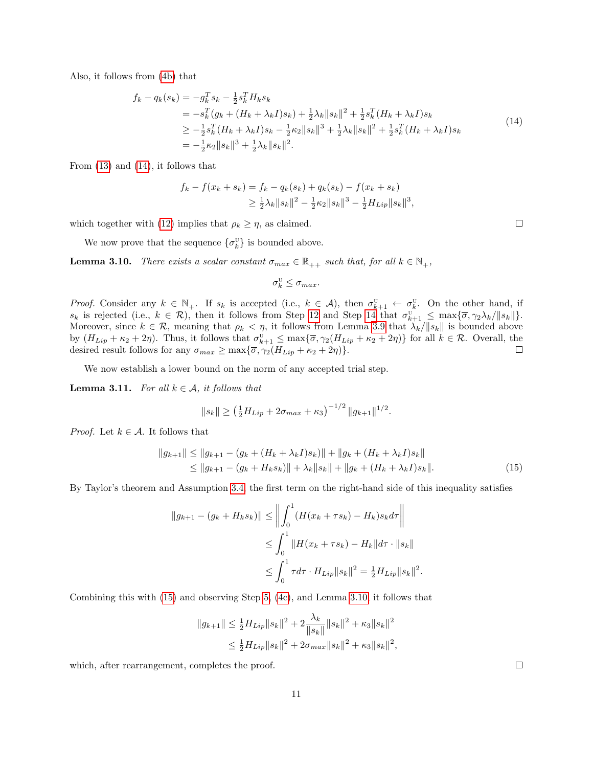Also, it follows from (4b) that

$$
\begin{aligned}
f_k - q_k(s_k) &= -g_k^T s_k - \tfrac{1}{2} s_k^T H_k s_k \\
&= -s_k^T (g_k + (H_k + \lambda_k I) s_k) + \tfrac{1}{2}\lambda_k \|s_k\|^2 + \tfrac{1}{2} s_k^T (H_k + \lambda_k I) s_k \\
&\geq -\tfrac{1}{2} s_k^T (H_k + \lambda_k I) s_k - \tfrac{1}{2}\kappa_2 \|s_k\|^3 + \tfrac{1}{2}\lambda_k \|s_k\|^2 + \tfrac{1}{2} s_k^T (H_k + \lambda_k I) s_k \\
&= -\tfrac{1}{2}\kappa_2 \|s_k\|^3 + \tfrac{1}{2}\lambda_k \|s_k\|^2.
\end{aligned} \tag{14}
$$

From (13) and (14), it follows that

$$
\begin{aligned}
f_k - f(x_k + s_k) &= f_k - q_k(s_k) + q_k(s_k) - f(x_k + s_k) \\
&\geq \tfrac{1}{2}\lambda_k \|s_k\|^2 - \tfrac{1}{2}\kappa_2 \|s_k\|^3 - \tfrac{1}{2} H_{Lip} \|s_k\|^3,
\end{aligned}
$$

which together with (12) implies that $\rho_k \geq \eta$, as claimed. □

We now prove that the sequence $\{\sigma_k^{\text{U}}\}$ is bounded above.

**Lemma 3.10.** *There exists a scalar constant $\sigma_{max} \in \mathbb{R}_{++}$ such that, for all $k \in \mathbb{N}_+$,*

$$
\sigma_k^{\text{U}} \leq \sigma_{max}.
$$

*Proof.* Consider any $k \in \mathbb{N}_+$. If $s_k$ is accepted (i.e., $k \in \mathcal{A}$), then $\sigma_{k+1}^{\text{U}} \leftarrow \sigma_k^{\text{U}}$. On the other hand, if $s_k$ is rejected (i.e., $k \in \mathcal{R}$), then it follows from Step 12 and Step 14 that $\sigma_{k+1}^{\text{U}} \leq \max\{\overline{\sigma}, \gamma_2 \lambda_k / \|s_k\|\}$. Moreover, since $k \in \mathcal{R}$, meaning that $\rho_k < \eta$, it follows from Lemma 3.9 that $\lambda_k/\|s_k\|$ is bounded above by $(H_{Lip} + \kappa_2 + 2\eta)$. Thus, it follows that $\sigma_{k+1}^{\text{U}} \leq \max\{\overline{\sigma}, \gamma_2(H_{Lip} + \kappa_2 + 2\eta)\}$ for all $k \in \mathcal{R}$. Overall, the desired result follows for any $\sigma_{max} \geq \max\{\overline{\sigma}, \gamma_2(H_{Lip} + \kappa_2 + 2\eta)\}$. □

We now establish a lower bound on the norm of any accepted trial step.

**Lemma 3.11.** *For all $k \in \mathcal{A}$, it follows that*

$$
\|s_k\| \geq \left(\tfrac{1}{2} H_{Lip} + 2\sigma_{max} + \kappa_3\right)^{-1/2} \|g_{k+1}\|^{1/2}.
$$

*Proof.* Let $k \in \mathcal{A}$. It follows that

$$
\begin{aligned}
\|g_{k+1}\| &\leq \|g_{k+1} - (g_k + (H_k + \lambda_k I) s_k)\| + \|g_k + (H_k + \lambda_k I) s_k\| \\
&\leq \|g_{k+1} - (g_k + H_k s_k)\| + \lambda_k \|s_k\| + \|g_k + (H_k + \lambda_k I) s_k\|.
\end{aligned} \tag{15}
$$

By Taylor's theorem and Assumption 3.4, the first term on the right-hand side of this inequality satisfies

$$
\begin{aligned}
\|g_{k+1} - (g_k + H_k s_k)\| &\leq \left\| \int_0^1 (H(x_k + \tau s_k) - H_k) s_k d\tau \right\| \\
&\leq \int_0^1 \|H(x_k + \tau s_k) - H_k\| d\tau \cdot \|s_k\| \\
&\leq \int_0^1 \tau d\tau \cdot H_{Lip} \|s_k\|^2 = \tfrac{1}{2} H_{Lip} \|s_k\|^2.
\end{aligned}
$$

Combining this with (15) and observing Step 5, (4c), and Lemma 3.10, it follows that

$$
\begin{aligned}
\|g_{k+1}\| &\leq \tfrac{1}{2} H_{Lip} \|s_k\|^2 + 2\frac{\lambda_k}{\|s_k\|} \|s_k\|^2 + \kappa_3 \|s_k\|^2 \\
&\leq \tfrac{1}{2} H_{Lip} \|s_k\|^2 + 2\sigma_{max} \|s_k\|^2 + \kappa_3 \|s_k\|^2,
\end{aligned}
$$

which, after rearrangement, completes the proof. □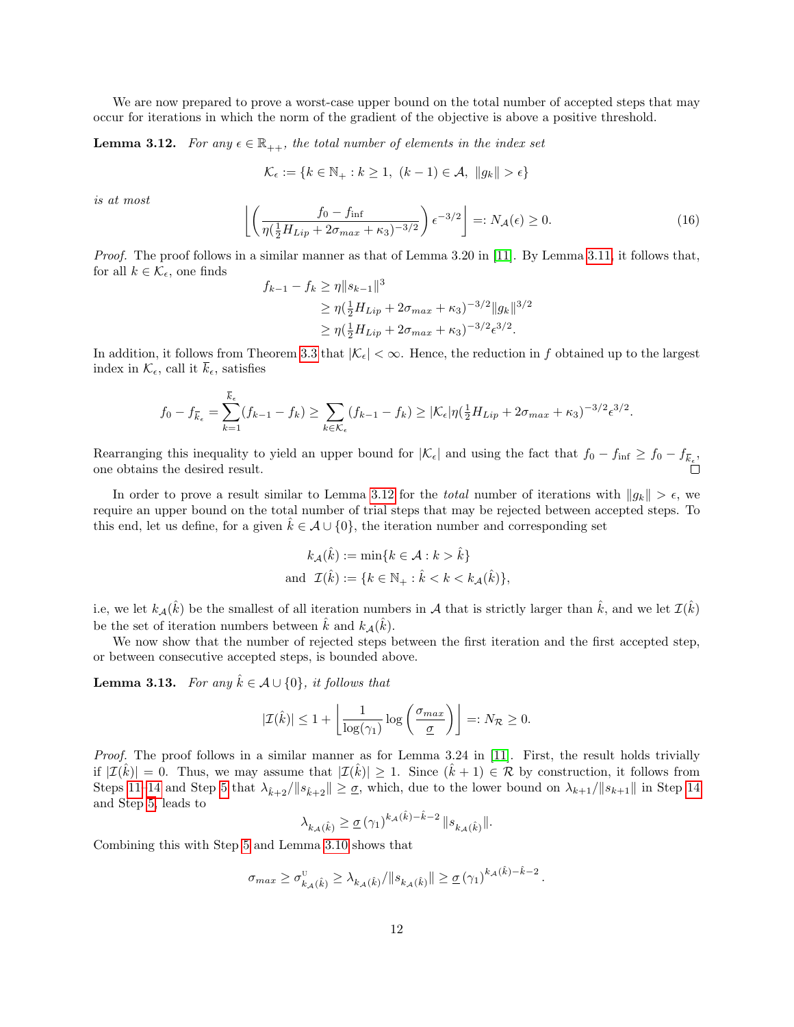We are now prepared to prove a worst-case upper bound on the total number of accepted steps that may occur for iterations in which the norm of the gradient of the objective is above a positive threshold.

**Lemma 3.12.** *For any $\epsilon \in \mathbb{R}_{++}$, the total number of elements in the index set*

$$\mathcal{K}_\epsilon := \{k \in \mathbb{N}_+ : k \geq 1,\ (k-1) \in \mathcal{A},\ \|g_k\| > \epsilon\}$$

*is at most*

$$\left\lfloor \left( \frac{f_0 - f_{\inf}}{\eta(\frac{1}{2}H_{Lip} + 2\sigma_{max} + \kappa_3)^{-3/2}} \right) \epsilon^{-3/2} \right\rfloor =: N_{\mathcal{A}}(\epsilon) \geq 0. \tag{16}$$

*Proof.* The proof follows in a similar manner as that of Lemma 3.20 in [11]. By Lemma 3.11, it follows that, for all $k \in \mathcal{K}_\epsilon$, one finds

$$\begin{aligned} f_{k-1} - f_k &\geq \eta \|s_{k-1}\|^3 \\ &\geq \eta(\tfrac{1}{2}H_{Lip} + 2\sigma_{max} + \kappa_3)^{-3/2}\|g_k\|^{3/2} \\ &\geq \eta(\tfrac{1}{2}H_{Lip} + 2\sigma_{max} + \kappa_3)^{-3/2}\epsilon^{3/2}. \end{aligned}$$

In addition, it follows from Theorem 3.3 that $|\mathcal{K}_\epsilon| < \infty$. Hence, the reduction in $f$ obtained up to the largest index in $\mathcal{K}_\epsilon$, call it $\overline{k}_\epsilon$, satisfies

$$f_0 - f_{\overline{k}_\epsilon} = \sum_{k=1}^{\overline{k}_\epsilon}(f_{k-1} - f_k) \geq \sum_{k \in \mathcal{K}_\epsilon}(f_{k-1} - f_k) \geq |\mathcal{K}_\epsilon|\eta(\tfrac{1}{2}H_{Lip} + 2\sigma_{max} + \kappa_3)^{-3/2}\epsilon^{3/2}.$$

Rearranging this inequality to yield an upper bound for $|\mathcal{K}_\epsilon|$ and using the fact that $f_0 - f_{\inf} \geq f_0 - f_{\overline{k}_\epsilon}$, one obtains the desired result. □

In order to prove a result similar to Lemma 3.12 for the *total* number of iterations with $\|g_k\| > \epsilon$, we require an upper bound on the total number of trial steps that may be rejected between accepted steps. To this end, let us define, for a given $\hat{k} \in \mathcal{A} \cup \{0\}$, the iteration number and corresponding set

$$\begin{aligned} k_{\mathcal{A}}(\hat{k}) &:= \min\{k \in \mathcal{A} : k > \hat{k}\} \\ \text{and } \ \mathcal{I}(\hat{k}) &:= \{k \in \mathbb{N}_+ : \hat{k} < k < k_{\mathcal{A}}(\hat{k})\}, \end{aligned}$$

i.e, we let $k_{\mathcal{A}}(\hat{k})$ be the smallest of all iteration numbers in $\mathcal{A}$ that is strictly larger than $\hat{k}$, and we let $\mathcal{I}(\hat{k})$ be the set of iteration numbers between $\hat{k}$ and $k_{\mathcal{A}}(\hat{k})$.

We now show that the number of rejected steps between the first iteration and the first accepted step, or between consecutive accepted steps, is bounded above.

**Lemma 3.13.** *For any $\hat{k} \in \mathcal{A} \cup \{0\}$, it follows that*

$$|\mathcal{I}(\hat{k})| \leq 1 + \left\lfloor \frac{1}{\log(\gamma_1)} \log\left(\frac{\sigma_{max}}{\underline{\sigma}}\right) \right\rfloor =: N_{\mathcal{R}} \geq 0.$$

*Proof.* The proof follows in a similar manner as for Lemma 3.24 in [11]. First, the result holds trivially if $|\mathcal{I}(\hat{k})| = 0$. Thus, we may assume that $|\mathcal{I}(\hat{k})| \geq 1$. Since $(\hat{k}+1) \in \mathcal{R}$ by construction, it follows from Steps 11–14 and Step 5 that $\lambda_{\hat{k}+2}/\|s_{\hat{k}+2}\| \geq \underline{\sigma}$, which, due to the lower bound on $\lambda_{k+1}/\|s_{k+1}\|$ in Step 14 and Step 5, leads to

$$\lambda_{k_{\mathcal{A}}(\hat{k})} \geq \underline{\sigma}\,(\gamma_1)^{k_{\mathcal{A}}(\hat{k}) - \hat{k} - 2}\,\|s_{k_{\mathcal{A}}(\hat{k})}\|.$$

Combining this with Step 5 and Lemma 3.10 shows that

$$\sigma_{max} \geq \sigma^{\text{U}}_{k_{\mathcal{A}}(\hat{k})} \geq \lambda_{k_{\mathcal{A}}(\hat{k})}/\|s_{k_{\mathcal{A}}(\hat{k})}\| \geq \underline{\sigma}\,(\gamma_1)^{k_{\mathcal{A}}(\hat{k}) - \hat{k} - 2}.$$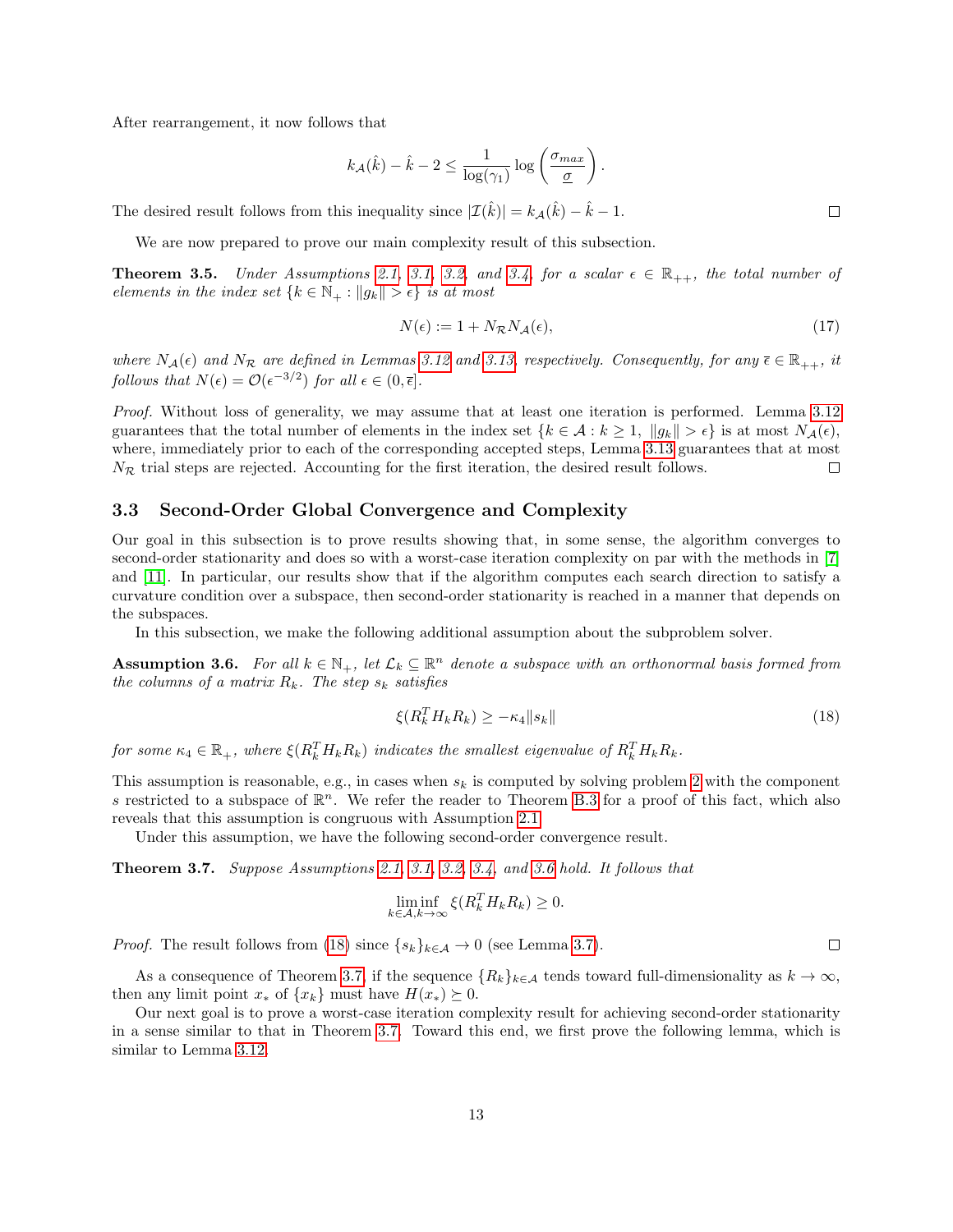After rearrangement, it now follows that

$$k_{\mathcal{A}}(\hat{k}) - \hat{k} - 2 \leq \frac{1}{\log(\gamma_1)} \log\left(\frac{\sigma_{max}}{\underline{\sigma}}\right).$$

The desired result follows from this inequality since $|\mathcal{I}(\hat{k})| = k_{\mathcal{A}}(\hat{k}) - \hat{k} - 1$. □

We are now prepared to prove our main complexity result of this subsection.

**Theorem 3.5.** *Under Assumptions 2.1, 3.1, 3.2, and 3.4, for a scalar $\epsilon \in \mathbb{R}_{++}$, the total number of elements in the index set $\{k \in \mathbb{N}_+ : \|g_k\| > \epsilon\}$ is at most*

$$N(\epsilon) := 1 + N_{\mathcal{R}} N_{\mathcal{A}}(\epsilon), \tag{17}$$

*where $N_{\mathcal{A}}(\epsilon)$ and $N_{\mathcal{R}}$ are defined in Lemmas 3.12 and 3.13, respectively. Consequently, for any $\overline{\epsilon} \in \mathbb{R}_{++}$, it follows that $N(\epsilon) = \mathcal{O}(\epsilon^{-3/2})$ for all $\epsilon \in (0, \overline{\epsilon}]$.*

*Proof.* Without loss of generality, we may assume that at least one iteration is performed. Lemma 3.12 guarantees that the total number of elements in the index set $\{k \in \mathcal{A} : k \geq 1,\ \|g_k\| > \epsilon\}$ is at most $N_{\mathcal{A}}(\epsilon)$, where, immediately prior to each of the corresponding accepted steps, Lemma 3.13 guarantees that at most $N_{\mathcal{R}}$ trial steps are rejected. Accounting for the first iteration, the desired result follows. □

### 3.3 Second-Order Global Convergence and Complexity

Our goal in this subsection is to prove results showing that, in some sense, the algorithm converges to second-order stationarity and does so with a worst-case iteration complexity on par with the methods in [7] and [11]. In particular, our results show that if the algorithm computes each search direction to satisfy a curvature condition over a subspace, then second-order stationarity is reached in a manner that depends on the subspaces.

In this subsection, we make the following additional assumption about the subproblem solver.

**Assumption 3.6.** *For all $k \in \mathbb{N}_+$, let $\mathcal{L}_k \subseteq \mathbb{R}^n$ denote a subspace with an orthonormal basis formed from the columns of a matrix $R_k$. The step $s_k$ satisfies*

$$\xi(R_k^T H_k R_k) \geq -\kappa_4 \|s_k\| \tag{18}$$

*for some $\kappa_4 \in \mathbb{R}_+$, where $\xi(R_k^T H_k R_k)$ indicates the smallest eigenvalue of $R_k^T H_k R_k$.*

This assumption is reasonable, e.g., in cases when $s_k$ is computed by solving problem 2 with the component $s$ restricted to a subspace of $\mathbb{R}^n$. We refer the reader to Theorem B.3 for a proof of this fact, which also reveals that this assumption is congruous with Assumption 2.1.

Under this assumption, we have the following second-order convergence result.

**Theorem 3.7.** *Suppose Assumptions 2.1, 3.1, 3.2, 3.4, and 3.6 hold. It follows that*

$$\liminf_{k \in \mathcal{A}, k \to \infty} \xi(R_k^T H_k R_k) \geq 0.$$

*Proof.* The result follows from (18) since $\{s_k\}_{k \in \mathcal{A}} \to 0$ (see Lemma 3.7). □

As a consequence of Theorem 3.7, if the sequence $\{R_k\}_{k \in \mathcal{A}}$ tends toward full-dimensionality as $k \to \infty$, then any limit point $x_*$ of $\{x_k\}$ must have $H(x_*) \succeq 0$.

Our next goal is to prove a worst-case iteration complexity result for achieving second-order stationarity in a sense similar to that in Theorem 3.7. Toward this end, we first prove the following lemma, which is similar to Lemma 3.12.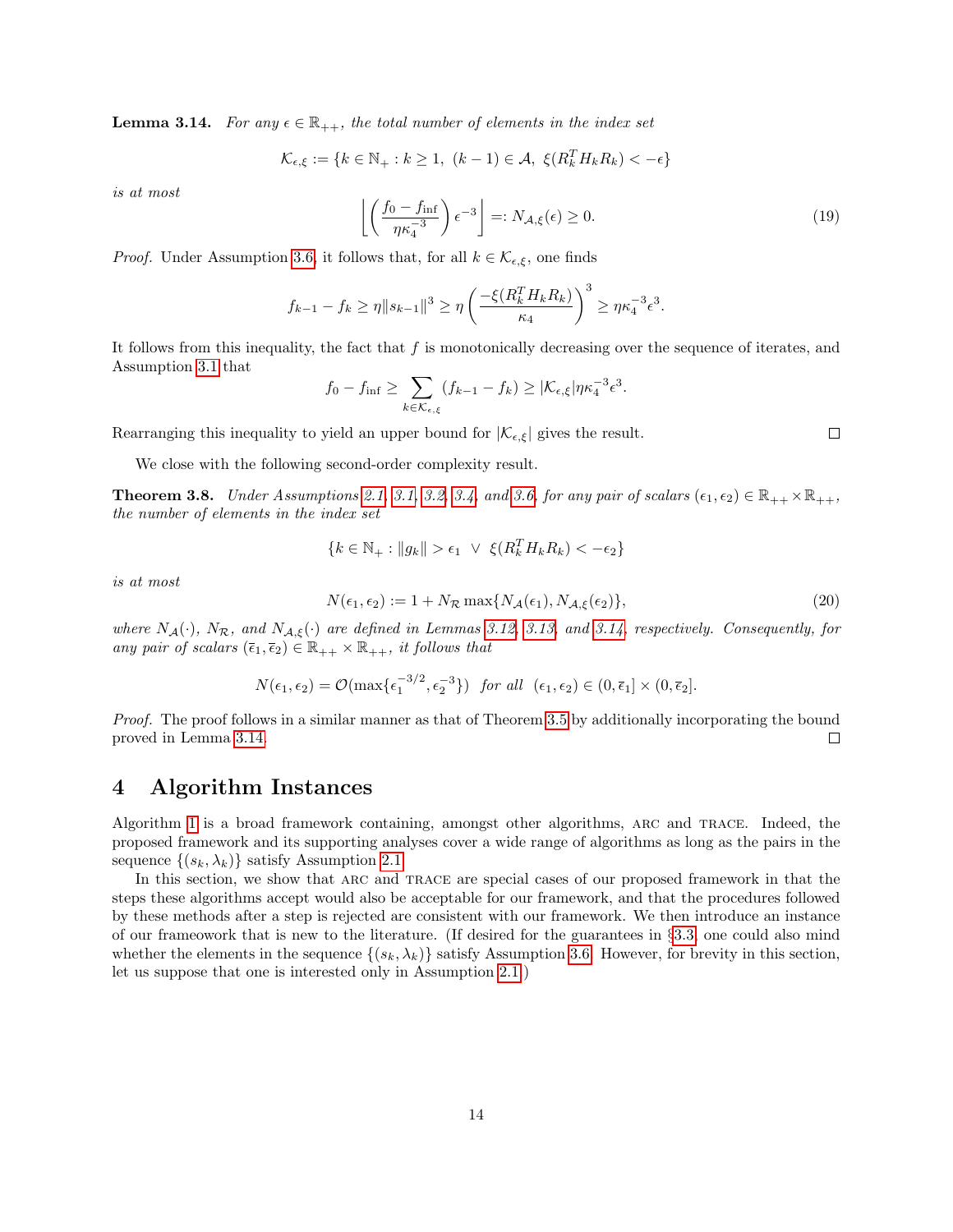**Lemma 3.14.** *For any $\epsilon \in \mathbb{R}_{++}$, the total number of elements in the index set*

$$\mathcal{K}_{\epsilon,\xi} := \{k \in \mathbb{N}_+ : k \geq 1,\ (k-1) \in \mathcal{A},\ \xi(R_k^T H_k R_k) < -\epsilon\}$$

*is at most*

$$\left\lfloor \left(\frac{f_0 - f_{\inf}}{\eta \kappa_4^{-3}}\right) \epsilon^{-3} \right\rfloor =: N_{\mathcal{A},\xi}(\epsilon) \geq 0. \tag{19}$$

*Proof.* Under Assumption 3.6, it follows that, for all $k \in \mathcal{K}_{\epsilon,\xi}$, one finds

$$f_{k-1} - f_k \geq \eta \|s_{k-1}\|^3 \geq \eta \left(\frac{-\xi(R_k^T H_k R_k)}{\kappa_4}\right)^3 \geq \eta \kappa_4^{-3} \epsilon^3.$$

It follows from this inequality, the fact that $f$ is monotonically decreasing over the sequence of iterates, and Assumption 3.1 that

$$f_0 - f_{\inf} \geq \sum_{k \in \mathcal{K}_{\epsilon,\xi}} (f_{k-1} - f_k) \geq |\mathcal{K}_{\epsilon,\xi}| \eta \kappa_4^{-3} \epsilon^3.$$

Rearranging this inequality to yield an upper bound for $|\mathcal{K}_{\epsilon,\xi}|$ gives the result. □

We close with the following second-order complexity result.

**Theorem 3.8.** *Under Assumptions 2.1, 3.1, 3.2, 3.4, and 3.6, for any pair of scalars $(\epsilon_1, \epsilon_2) \in \mathbb{R}_{++} \times \mathbb{R}_{++}$, the number of elements in the index set*

$$\{k \in \mathbb{N}_+ : \|g_k\| > \epsilon_1 \ \vee \ \xi(R_k^T H_k R_k) < -\epsilon_2\}$$

*is at most*

$$N(\epsilon_1, \epsilon_2) := 1 + N_{\mathcal{R}} \max\{N_{\mathcal{A}}(\epsilon_1), N_{\mathcal{A},\xi}(\epsilon_2)\}, \tag{20}$$

*where $N_{\mathcal{A}}(\cdot)$, $N_{\mathcal{R}}$, and $N_{\mathcal{A},\xi}(\cdot)$ are defined in Lemmas 3.12, 3.13, and 3.14, respectively. Consequently, for any pair of scalars $(\bar{\epsilon}_1, \bar{\epsilon}_2) \in \mathbb{R}_{++} \times \mathbb{R}_{++}$, it follows that*

$$N(\epsilon_1, \epsilon_2) = \mathcal{O}(\max\{\epsilon_1^{-3/2}, \epsilon_2^{-3}\}) \ \text{ for all } \ (\epsilon_1, \epsilon_2) \in (0, \bar{\epsilon}_1] \times (0, \bar{\epsilon}_2].$$

*Proof.* The proof follows in a similar manner as that of Theorem 3.5 by additionally incorporating the bound proved in Lemma 3.14. □

# 4 Algorithm Instances

Algorithm 1 is a broad framework containing, amongst other algorithms, ARC and TRACE. Indeed, the proposed framework and its supporting analyses cover a wide range of algorithms as long as the pairs in the sequence $\{(s_k, \lambda_k)\}$ satisfy Assumption 2.1.

In this section, we show that ARC and TRACE are special cases of our proposed framework in that the steps these algorithms accept would also be acceptable for our framework, and that the procedures followed by these methods after a step is rejected are consistent with our framework. We then introduce an instance of our frameowork that is new to the literature. (If desired for the guarantees in §3.3, one could also mind whether the elements in the sequence $\{(s_k, \lambda_k)\}$ satisfy Assumption 3.6. However, for brevity in this section, let us suppose that one is interested only in Assumption 2.1.)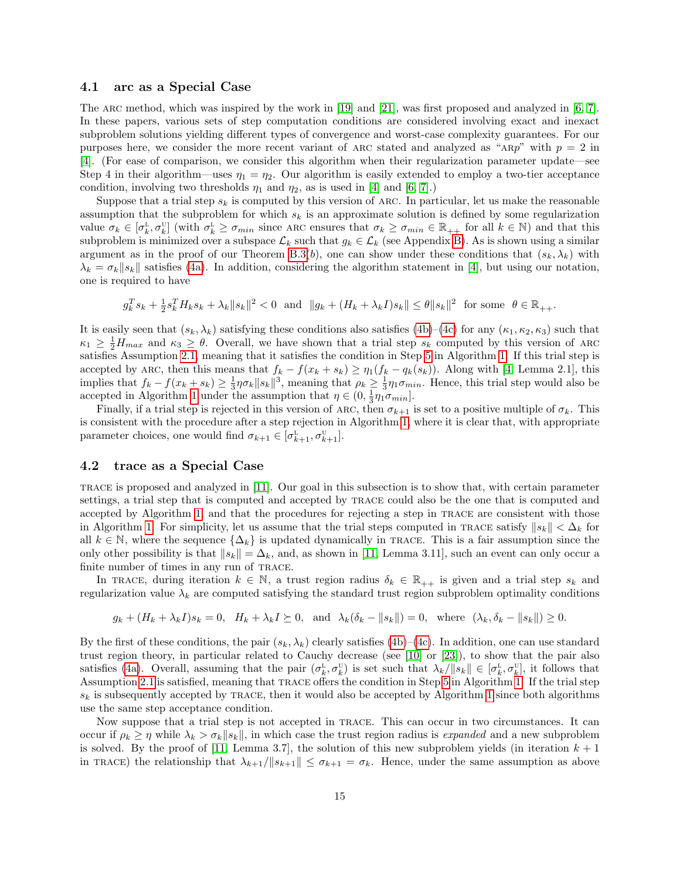### 4.1 arc as a Special Case

The ARC method, which was inspired by the work in [19] and [21], was first proposed and analyzed in [6, 7]. In these papers, various sets of step computation conditions are considered involving exact and inexact subproblem solutions yielding different types of convergence and worst-case complexity guarantees. For our purposes here, we consider the more recent variant of ARC stated and analyzed as "ARp" with $p = 2$ in [4]. (For ease of comparison, we consider this algorithm when their regularization parameter update—see Step 4 in their algorithm—uses $\eta_1 = \eta_2$. Our algorithm is easily extended to employ a two-tier acceptance condition, involving two thresholds $\eta_1$ and $\eta_2$, as is used in [4] and [6, 7].)

Suppose that a trial step $s_k$ is computed by this version of ARC. In particular, let us make the reasonable assumption that the subproblem for which $s_k$ is an approximate solution is defined by some regularization value $\sigma_k \in [\sigma_k^{\text{L}}, \sigma_k^{\text{U}}]$ (with $\sigma_k^{\text{L}} \geq \sigma_{min}$ since ARC ensures that $\sigma_k \geq \sigma_{min} \in \mathbb{R}_{++}$ for all $k \in \mathbb{N}$) and that this subproblem is minimized over a subspace $\mathcal{L}_k$ such that $g_k \in \mathcal{L}_k$ (see Appendix B). As is shown using a similar argument as in the proof of our Theorem B.3(*b*), one can show under these conditions that $(s_k, \lambda_k)$ with $\lambda_k = \sigma_k \|s_k\|$ satisfies (4a). In addition, considering the algorithm statement in [4], but using our notation, one is required to have

$$g_k^T s_k + \tfrac{1}{2} s_k^T H_k s_k + \lambda_k \|s_k\|^2 < 0 \quad \text{and} \quad \|g_k + (H_k + \lambda_k I) s_k\| \leq \theta \|s_k\|^2 \quad \text{for some} \quad \theta \in \mathbb{R}_{++}.$$

It is easily seen that $(s_k, \lambda_k)$ satisfying these conditions also satisfies (4b)–(4c) for any $(\kappa_1, \kappa_2, \kappa_3)$ such that $\kappa_1 \geq \frac{1}{2} H_{max}$ and $\kappa_3 \geq \theta$. Overall, we have shown that a trial step $s_k$ computed by this version of ARC satisfies Assumption 2.1, meaning that it satisfies the condition in Step 5 in Algorithm 1. If this trial step is accepted by ARC, then this means that $f_k - f(x_k + s_k) \geq \eta_1 (f_k - q_k(s_k))$. Along with [4, Lemma 2.1], this implies that $f_k - f(x_k + s_k) \geq \frac{1}{3} \eta \sigma_k \|s_k\|^3$, meaning that $\rho_k \geq \frac{1}{3} \eta_1 \sigma_{min}$. Hence, this trial step would also be accepted in Algorithm 1 under the assumption that $\eta \in (0, \frac{1}{3} \eta_1 \sigma_{min}]$.

Finally, if a trial step is rejected in this version of ARC, then $\sigma_{k+1}$ is set to a positive multiple of $\sigma_k$. This is consistent with the procedure after a step rejection in Algorithm 1, where it is clear that, with appropriate parameter choices, one would find $\sigma_{k+1} \in [\sigma_{k+1}^{\text{L}}, \sigma_{k+1}^{\text{U}}]$.

### 4.2 trace as a Special Case

TRACE is proposed and analyzed in [11]. Our goal in this subsection is to show that, with certain parameter settings, a trial step that is computed and accepted by TRACE could also be the one that is computed and accepted by Algorithm 1, and that the procedures for rejecting a step in TRACE are consistent with those in Algorithm 1. For simplicity, let us assume that the trial steps computed in TRACE satisfy $\|s_k\| < \Delta_k$ for all $k \in \mathbb{N}$, where the sequence $\{\Delta_k\}$ is updated dynamically in TRACE. This is a fair assumption since the only other possibility is that $\|s_k\| = \Delta_k$, and, as shown in [11, Lemma 3.11], such an event can only occur a finite number of times in any run of TRACE.

In TRACE, during iteration $k \in \mathbb{N}$, a trust region radius $\delta_k \in \mathbb{R}_{++}$ is given and a trial step $s_k$ and regularization value $\lambda_k$ are computed satisfying the standard trust region subproblem optimality conditions

$$g_k + (H_k + \lambda_k I) s_k = 0, \quad H_k + \lambda_k I \succeq 0, \quad \text{and} \quad \lambda_k(\delta_k - \|s_k\|) = 0, \quad \text{where} \quad (\lambda_k, \delta_k - \|s_k\|) \geq 0.$$

By the first of these conditions, the pair $(s_k, \lambda_k)$ clearly satisfies (4b)–(4c). In addition, one can use standard trust region theory, in particular related to Cauchy decrease (see [10] or [23]), to show that the pair also satisfies (4a). Overall, assuming that the pair $(\sigma_k^{\text{L}}, \sigma_k^{\text{U}})$ is set such that $\lambda_k / \|s_k\| \in [\sigma_k^{\text{L}}, \sigma_k^{\text{U}}]$, it follows that Assumption 2.1 is satisfied, meaning that TRACE offers the condition in Step 5 in Algorithm 1. If the trial step $s_k$ is subsequently accepted by TRACE, then it would also be accepted by Algorithm 1 since both algorithms use the same step acceptance condition.

Now suppose that a trial step is not accepted in TRACE. This can occur in two circumstances. It can occur if $\rho_k \geq \eta$ while $\lambda_k > \sigma_k \|s_k\|$, in which case the trust region radius is *expanded* and a new subproblem is solved. By the proof of [11, Lemma 3.7], the solution of this new subproblem yields (in iteration $k+1$ in TRACE) the relationship that $\lambda_{k+1} / \|s_{k+1}\| \leq \sigma_{k+1} = \sigma_k$. Hence, under the same assumption as above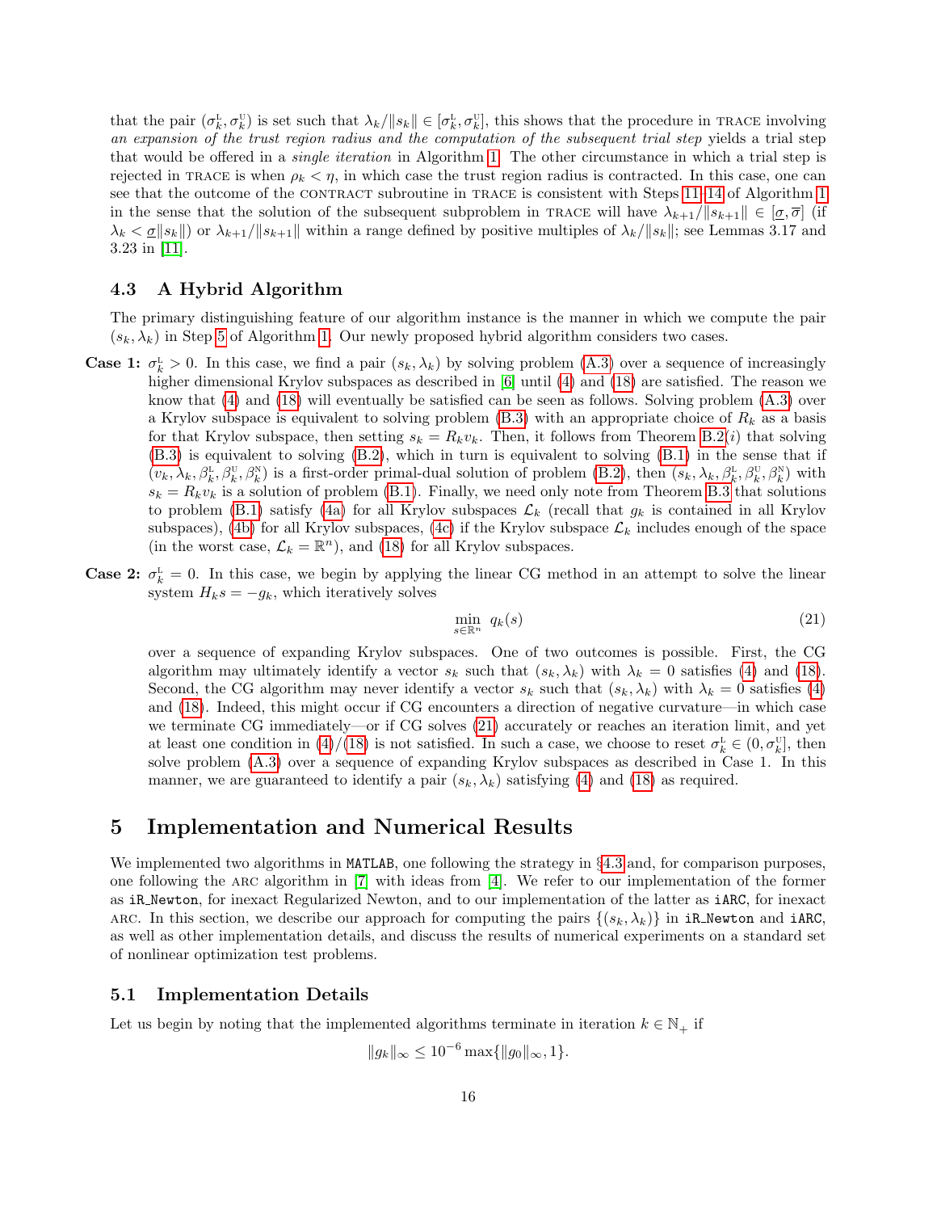that the pair $(\sigma_k^{\rm L}, \sigma_k^{\rm U})$ is set such that $\lambda_k/\|s_k\| \in [\sigma_k^{\rm L}, \sigma_k^{\rm U}]$, this shows that the procedure in TRACE involving *an expansion of the trust region radius and the computation of the subsequent trial step* yields a trial step that would be offered in a *single iteration* in Algorithm 1. The other circumstance in which a trial step is rejected in TRACE is when $\rho_k < \eta$, in which case the trust region radius is contracted. In this case, one can see that the outcome of the CONTRACT subroutine in TRACE is consistent with Steps 11–14 of Algorithm 1 in the sense that the solution of the subsequent subproblem in TRACE will have $\lambda_{k+1}/\|s_{k+1}\| \in [\underline{\sigma}, \overline{\sigma}]$ (if $\lambda_k < \underline{\sigma}\|s_k\|$) or $\lambda_{k+1}/\|s_{k+1}\|$ within a range defined by positive multiples of $\lambda_k/\|s_k\|$; see Lemmas 3.17 and 3.23 in [11].

### 4.3 A Hybrid Algorithm

The primary distinguishing feature of our algorithm instance is the manner in which we compute the pair $(s_k, \lambda_k)$ in Step 5 of Algorithm 1. Our newly proposed hybrid algorithm considers two cases.

**Case 1:** $\sigma_k^{\rm L} > 0$. In this case, we find a pair $(s_k, \lambda_k)$ by solving problem (A.3) over a sequence of increasingly higher dimensional Krylov subspaces as described in [6] until (4) and (18) are satisfied. The reason we know that (4) and (18) will eventually be satisfied can be seen as follows. Solving problem (A.3) over a Krylov subspace is equivalent to solving problem (B.3) with an appropriate choice of $R_k$ as a basis for that Krylov subspace, then setting $s_k = R_k v_k$. Then, it follows from Theorem B.2$(i)$ that solving (B.3) is equivalent to solving (B.2), which in turn is equivalent to solving (B.1) in the sense that if $(v_k, \lambda_k, \beta_k^{\rm L}, \beta_k^{\rm U}, \beta_k^{\rm N})$ is a first-order primal-dual solution of problem (B.2), then $(s_k, \lambda_k, \beta_k^{\rm L}, \beta_k^{\rm U}, \beta_k^{\rm N})$ with $s_k = R_k v_k$ is a solution of problem (B.1). Finally, we need only note from Theorem B.3 that solutions to problem (B.1) satisfy (4a) for all Krylov subspaces $\mathcal{L}_k$ (recall that $g_k$ is contained in all Krylov subspaces), (4b) for all Krylov subspaces, (4c) if the Krylov subspace $\mathcal{L}_k$ includes enough of the space (in the worst case, $\mathcal{L}_k = \mathbb{R}^n$), and (18) for all Krylov subspaces.

**Case 2:** $\sigma_k^{\rm L} = 0$. In this case, we begin by applying the linear CG method in an attempt to solve the linear system $H_k s = -g_k$, which iteratively solves

$$\min_{s \in \mathbb{R}^n} \; q_k(s) \tag{21}$$

over a sequence of expanding Krylov subspaces. One of two outcomes is possible. First, the CG algorithm may ultimately identify a vector $s_k$ such that $(s_k, \lambda_k)$ with $\lambda_k = 0$ satisfies (4) and (18). Second, the CG algorithm may never identify a vector $s_k$ such that $(s_k, \lambda_k)$ with $\lambda_k = 0$ satisfies (4) and (18). Indeed, this might occur if CG encounters a direction of negative curvature—in which case we terminate CG immediately—or if CG solves (21) accurately or reaches an iteration limit, and yet at least one condition in (4)/(18) is not satisfied. In such a case, we choose to reset $\sigma_k^{\rm L} \in (0, \sigma_k^{\rm U}]$, then solve problem (A.3) over a sequence of expanding Krylov subspaces as described in Case 1. In this manner, we are guaranteed to identify a pair $(s_k, \lambda_k)$ satisfying (4) and (18) as required.

## 5 Implementation and Numerical Results

We implemented two algorithms in `MATLAB`, one following the strategy in §4.3 and, for comparison purposes, one following the ARC algorithm in [7] with ideas from [4]. We refer to our implementation of the former as `iR_Newton`, for inexact Regularized Newton, and to our implementation of the latter as `iARC`, for inexact ARC. In this section, we describe our approach for computing the pairs $\{(s_k, \lambda_k)\}$ in `iR_Newton` and `iARC`, as well as other implementation details, and discuss the results of numerical experiments on a standard set of nonlinear optimization test problems.

### 5.1 Implementation Details

Let us begin by noting that the implemented algorithms terminate in iteration $k \in \mathbb{N}_+$ if

$$\|g_k\|_\infty \leq 10^{-6} \max\{\|g_0\|_\infty, 1\}.$$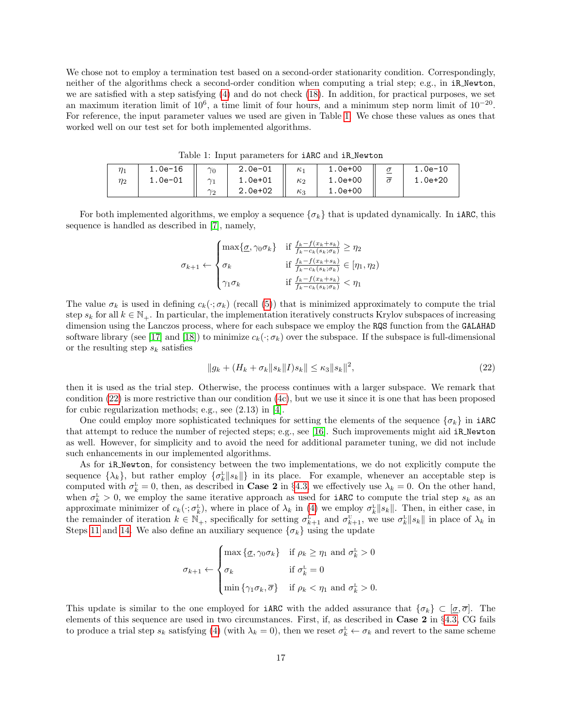We chose not to employ a termination test based on a second-order stationarity condition. Correspondingly, neither of the algorithms check a second-order condition when computing a trial step; e.g., in iR_Newton, we are satisfied with a step satisfying (4) and do not check (18). In addition, for practical purposes, we set an maximum iteration limit of $10^6$, a time limit of four hours, and a minimum step norm limit of $10^{-20}$. For reference, the input parameter values we used are given in Table 1. We chose these values as ones that worked well on our test set for both implemented algorithms.

Table 1: Input parameters for iARC and iR_Newton

| | | | | | | | |
|---|---|---|---|---|---|---|---|
| $\eta_1$ | 1.0e-16 | $\gamma_0$ | 2.0e-01 | $\kappa_1$ | 1.0e+00 | $\underline{\sigma}$ | 1.0e-10 |
| $\eta_2$ | 1.0e-01 | $\gamma_1$ | 1.0e+01 | $\kappa_2$ | 1.0e+00 | $\overline{\sigma}$ | 1.0e+20 |
| | | $\gamma_2$ | 2.0e+02 | $\kappa_3$ | 1.0e+00 | | |

For both implemented algorithms, we employ a sequence $\{\sigma_k\}$ that is updated dynamically. In iARC, this sequence is handled as described in [7], namely,

$$\sigma_{k+1} \leftarrow \begin{cases} \max\{\underline{\sigma}, \gamma_0 \sigma_k\} & \text{if } \frac{f_k - f(x_k+s_k)}{f_k - c_k(s_k;\sigma_k)} \geq \eta_2 \\ \sigma_k & \text{if } \frac{f_k - f(x_k+s_k)}{f_k - c_k(s_k;\sigma_k)} \in [\eta_1, \eta_2) \\ \gamma_1 \sigma_k & \text{if } \frac{f_k - f(x_k+s_k)}{f_k - c_k(s_k;\sigma_k)} < \eta_1 \end{cases}$$

The value $\sigma_k$ is used in defining $c_k(\cdot;\sigma_k)$ (recall (5)) that is minimized approximately to compute the trial step $s_k$ for all $k \in \mathbb{N}_+$. In particular, the implementation iteratively constructs Krylov subspaces of increasing dimension using the Lanczos process, where for each subspace we employ the RQS function from the GALAHAD software library (see [17] and [18]) to minimize $c_k(\cdot;\sigma_k)$ over the subspace. If the subspace is full-dimensional or the resulting step $s_k$ satisfies

$$\|g_k + (H_k + \sigma_k\|s_k\|I)s_k\| \leq \kappa_3 \|s_k\|^2, \tag{22}$$

then it is used as the trial step. Otherwise, the process continues with a larger subspace. We remark that condition (22) is more restrictive than our condition (4c), but we use it since it is one that has been proposed for cubic regularization methods; e.g., see (2.13) in [4].

One could employ more sophisticated techniques for setting the elements of the sequence $\{\sigma_k\}$ in iARC that attempt to reduce the number of rejected steps; e.g., see [16]. Such improvements might aid iR_Newton as well. However, for simplicity and to avoid the need for additional parameter tuning, we did not include such enhancements in our implemented algorithms.

As for iR_Newton, for consistency between the two implementations, we do not explicitly compute the sequence $\{\lambda_k\}$, but rather employ $\{\sigma_k^{\text{L}}\|s_k\|\}$ in its place. For example, whenever an acceptable step is computed with $\sigma_k^{\text{L}} = 0$, then, as described in **Case 2** in §4.3, we effectively use $\lambda_k = 0$. On the other hand, when $\sigma_k^{\text{L}} > 0$, we employ the same iterative approach as used for iARC to compute the trial step $s_k$ as an approximate minimizer of $c_k(\cdot;\sigma_k^{\text{L}})$, where in place of $\lambda_k$ in (4) we employ $\sigma_k^{\text{L}}\|s_k\|$. Then, in either case, in the remainder of iteration $k \in \mathbb{N}_+$, specifically for setting $\sigma_{k+1}^{\text{L}}$ and $\sigma_{k+1}^{\text{U}}$, we use $\sigma_k^{\text{L}}\|s_k\|$ in place of $\lambda_k$ in Steps 11 and 14. We also define an auxiliary sequence $\{\sigma_k\}$ using the update

$$\sigma_{k+1} \leftarrow \begin{cases} \max\{\underline{\sigma}, \gamma_0 \sigma_k\} & \text{if } \rho_k \geq \eta_1 \text{ and } \sigma_k^{\text{L}} > 0 \\ \sigma_k & \text{if } \sigma_k^{\text{L}} = 0 \\ \min\{\gamma_1 \sigma_k, \overline{\sigma}\} & \text{if } \rho_k < \eta_1 \text{ and } \sigma_k^{\text{L}} > 0. \end{cases}$$

This update is similar to the one employed for iARC with the added assurance that $\{\sigma_k\} \subset [\underline{\sigma}, \overline{\sigma}]$. The elements of this sequence are used in two circumstances. First, if, as described in **Case 2** in §4.3, CG fails to produce a trial step $s_k$ satisfying (4) (with $\lambda_k = 0$), then we reset $\sigma_k^{\text{L}} \leftarrow \sigma_k$ and revert to the same scheme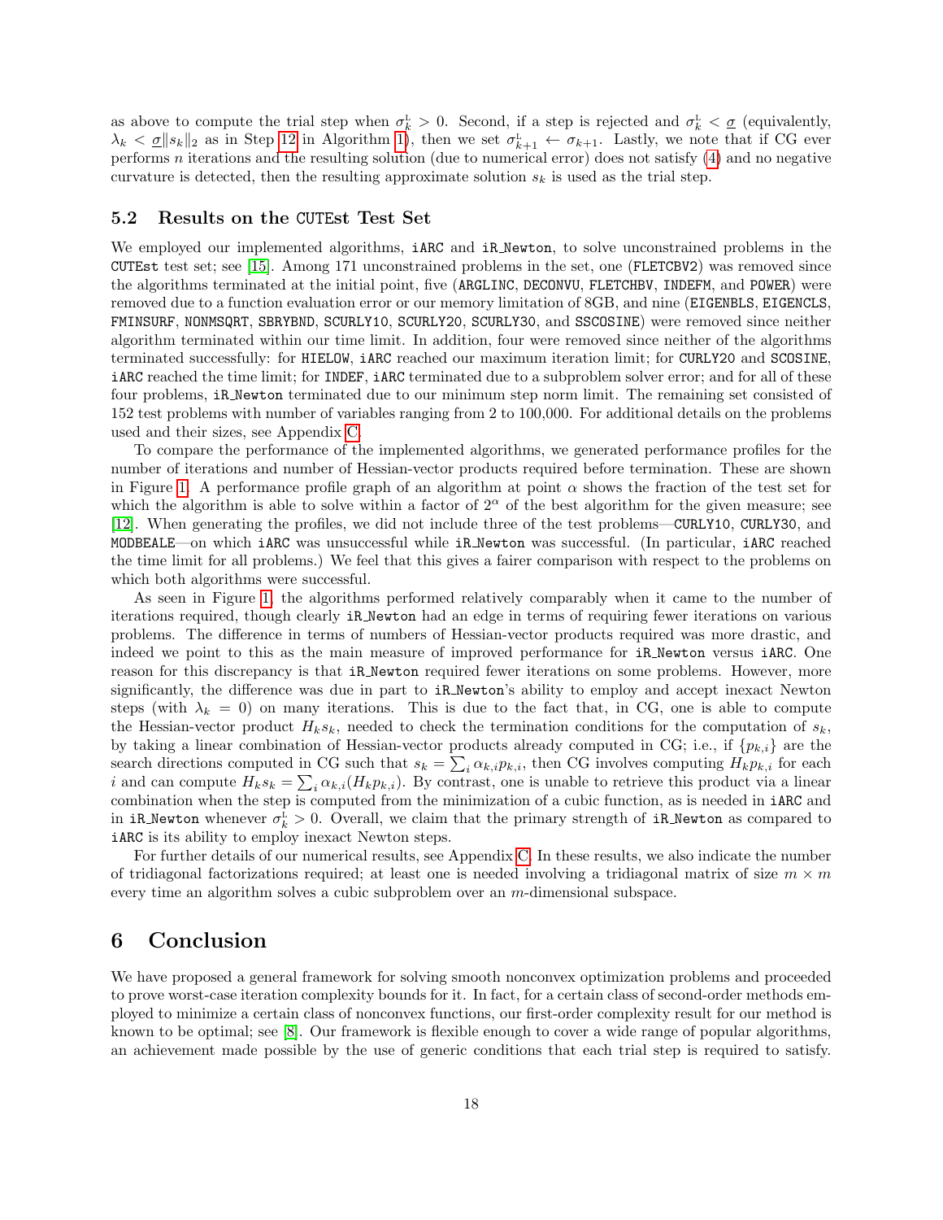as above to compute the trial step when $\sigma_k^{\text{L}} > 0$. Second, if a step is rejected and $\sigma_k^{\text{L}} < \underline{\sigma}$ (equivalently, $\lambda_k < \underline{\sigma}\|s_k\|_2$ as in Step 12 in Algorithm 1), then we set $\sigma_{k+1}^{\text{L}} \leftarrow \sigma_{k+1}$. Lastly, we note that if CG ever performs $n$ iterations and the resulting solution (due to numerical error) does not satisfy (4) and no negative curvature is detected, then the resulting approximate solution $s_k$ is used as the trial step.

### 5.2 Results on the CUTEst Test Set

We employed our implemented algorithms, iARC and iR_Newton, to solve unconstrained problems in the CUTEst test set; see [15]. Among 171 unconstrained problems in the set, one (FLETCBV2) was removed since the algorithms terminated at the initial point, five (ARGLINC, DECONVU, FLETCHBV, INDEFM, and POWER) were removed due to a function evaluation error or our memory limitation of 8GB, and nine (EIGENBLS, EIGENCLS, FMINSURF, NONMSQRT, SBRYBND, SCURLY10, SCURLY20, SCURLY30, and SSCOSINE) were removed since neither algorithm terminated within our time limit. In addition, four were removed since neither of the algorithms terminated successfully: for HIELOW, iARC reached our maximum iteration limit; for CURLY20 and SCOSINE, iARC reached the time limit; for INDEF, iARC terminated due to a subproblem solver error; and for all of these four problems, iR_Newton terminated due to our minimum step norm limit. The remaining set consisted of 152 test problems with number of variables ranging from 2 to 100,000. For additional details on the problems used and their sizes, see Appendix C.

To compare the performance of the implemented algorithms, we generated performance profiles for the number of iterations and number of Hessian-vector products required before termination. These are shown in Figure 1. A performance profile graph of an algorithm at point $\alpha$ shows the fraction of the test set for which the algorithm is able to solve within a factor of $2^\alpha$ of the best algorithm for the given measure; see [12]. When generating the profiles, we did not include three of the test problems—CURLY10, CURLY30, and MODBEALE—on which iARC was unsuccessful while iR_Newton was successful. (In particular, iARC reached the time limit for all problems.) We feel that this gives a fairer comparison with respect to the problems on which both algorithms were successful.

As seen in Figure 1, the algorithms performed relatively comparably when it came to the number of iterations required, though clearly iR_Newton had an edge in terms of requiring fewer iterations on various problems. The difference in terms of numbers of Hessian-vector products required was more drastic, and indeed we point to this as the main measure of improved performance for iR_Newton versus iARC. One reason for this discrepancy is that iR_Newton required fewer iterations on some problems. However, more significantly, the difference was due in part to iR_Newton's ability to employ and accept inexact Newton steps (with $\lambda_k = 0$) on many iterations. This is due to the fact that, in CG, one is able to compute the Hessian-vector product $H_k s_k$, needed to check the termination conditions for the computation of $s_k$, by taking a linear combination of Hessian-vector products already computed in CG; i.e., if $\{p_{k,i}\}$ are the search directions computed in CG such that $s_k = \sum_i \alpha_{k,i} p_{k,i}$, then CG involves computing $H_k p_{k,i}$ for each $i$ and can compute $H_k s_k = \sum_i \alpha_{k,i}(H_k p_{k,i})$. By contrast, one is unable to retrieve this product via a linear combination when the step is computed from the minimization of a cubic function, as is needed in iARC and in iR_Newton whenever $\sigma_k^{\text{L}} > 0$. Overall, we claim that the primary strength of iR_Newton as compared to iARC is its ability to employ inexact Newton steps.

For further details of our numerical results, see Appendix C. In these results, we also indicate the number of tridiagonal factorizations required; at least one is needed involving a tridiagonal matrix of size $m \times m$ every time an algorithm solves a cubic subproblem over an $m$-dimensional subspace.

## 6 Conclusion

We have proposed a general framework for solving smooth nonconvex optimization problems and proceeded to prove worst-case iteration complexity bounds for it. In fact, for a certain class of second-order methods employed to minimize a certain class of nonconvex functions, our first-order complexity result for our method is known to be optimal; see [8]. Our framework is flexible enough to cover a wide range of popular algorithms, an achievement made possible by the use of generic conditions that each trial step is required to satisfy.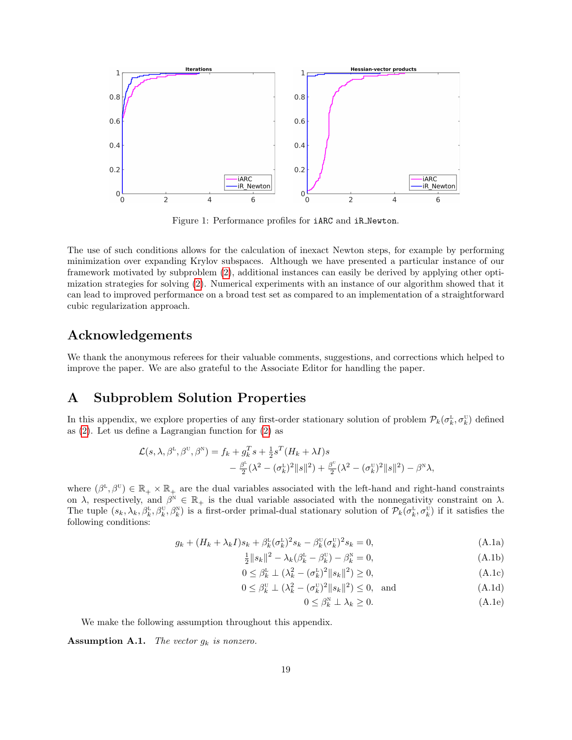Figure 1: Performance profiles for iARC and iR_Newton.

The use of such conditions allows for the calculation of inexact Newton steps, for example by performing minimization over expanding Krylov subspaces. Although we have presented a particular instance of our framework motivated by subproblem (2), additional instances can easily be derived by applying other optimization strategies for solving (2). Numerical experiments with an instance of our algorithm showed that it can lead to improved performance on a broad test set as compared to an implementation of a straightforward cubic regularization approach.

## Acknowledgements

We thank the anonymous referees for their valuable comments, suggestions, and corrections which helped to improve the paper. We are also grateful to the Associate Editor for handling the paper.

# A Subproblem Solution Properties

In this appendix, we explore properties of any first-order stationary solution of problem $\mathcal{P}_k(\sigma_k^{\text{L}}, \sigma_k^{\text{U}})$ defined as (2). Let us define a Lagrangian function for (2) as

$$\begin{aligned}\mathcal{L}(s, \lambda, \beta^{\text{L}}, \beta^{\text{U}}, \beta^{\text{N}}) = f_k + g_k^T s + \tfrac{1}{2} s^T (H_k + \lambda I) s \\ - \tfrac{\beta^{\text{L}}}{2}(\lambda^2 - (\sigma_k^{\text{L}})^2 \|s\|^2) + \tfrac{\beta^{\text{U}}}{2}(\lambda^2 - (\sigma_k^{\text{U}})^2 \|s\|^2) - \beta^{\text{N}} \lambda,\end{aligned}$$

where $(\beta^{\text{L}}, \beta^{\text{U}}) \in \mathbb{R}_+ \times \mathbb{R}_+$ are the dual variables associated with the left-hand and right-hand constraints on $\lambda$, respectively, and $\beta^{\text{N}} \in \mathbb{R}_+$ is the dual variable associated with the nonnegativity constraint on $\lambda$. The tuple $(s_k, \lambda_k, \beta_k^{\text{L}}, \beta_k^{\text{U}}, \beta_k^{\text{N}})$ is a first-order primal-dual stationary solution of $\mathcal{P}_k(\sigma_k^{\text{L}}, \sigma_k^{\text{U}})$ if it satisfies the following conditions:

$$g_k + (H_k + \lambda_k I) s_k + \beta_k^{\text{L}} (\sigma_k^{\text{L}})^2 s_k - \beta_k^{\text{U}} (\sigma_k^{\text{U}})^2 s_k = 0, \tag{A.1a}$$

$$\tfrac{1}{2}\|s_k\|^2 - \lambda_k(\beta_k^{\text{L}} - \beta_k^{\text{U}}) - \beta_k^{\text{N}} = 0, \tag{A.1b}$$

$$0 \leq \beta_k^{\text{L}} \perp (\lambda_k^2 - (\sigma_k^{\text{L}})^2 \|s_k\|^2) \geq 0, \tag{A.1c}$$

$$0 \leq \beta_k^{\text{U}} \perp (\lambda_k^2 - (\sigma_k^{\text{U}})^2 \|s_k\|^2) \leq 0, \quad \text{and} \tag{A.1d}$$

$$0 \leq \beta_k^{\text{N}} \perp \lambda_k \geq 0. \tag{A.1e}$$

We make the following assumption throughout this appendix.

**Assumption A.1.** *The vector $g_k$ is nonzero.*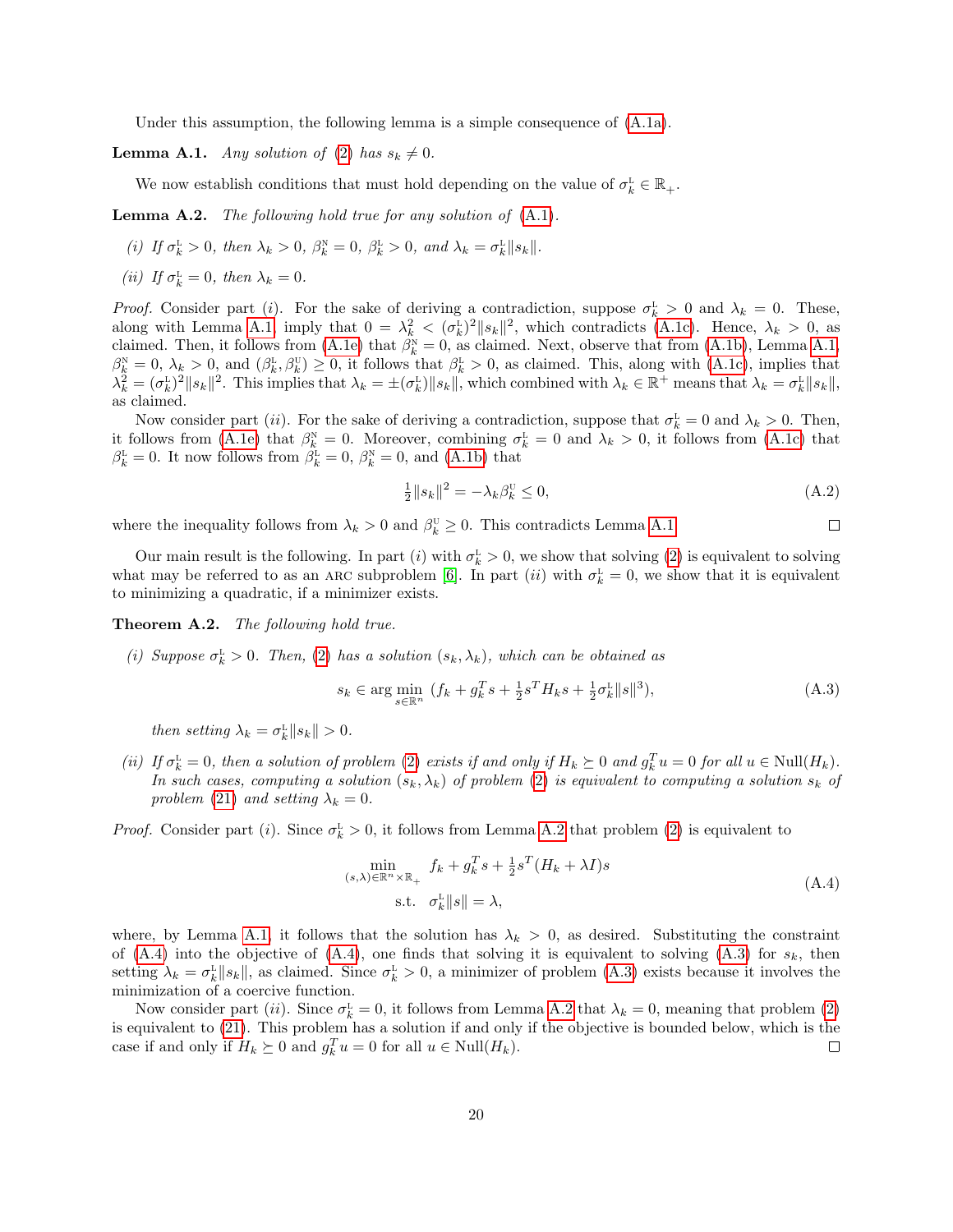Under this assumption, the following lemma is a simple consequence of (A.1a).

**Lemma A.1.** *Any solution of* (2) *has* $s_k \neq 0$.

We now establish conditions that must hold depending on the value of $\sigma_k^{\text{L}} \in \mathbb{R}_+$.

**Lemma A.2.** *The following hold true for any solution of* (A.1)*.*

*(i) If* $\sigma_k^{\text{L}} > 0$*, then* $\lambda_k > 0$*,* $\beta_k^{\text{N}} = 0$*,* $\beta_k^{\text{L}} > 0$*, and* $\lambda_k = \sigma_k^{\text{L}}\|s_k\|$*.*

*(ii) If* $\sigma_k^{\text{L}} = 0$*, then* $\lambda_k = 0$*.*

*Proof.* Consider part $(i)$. For the sake of deriving a contradiction, suppose $\sigma_k^{\text{L}} > 0$ and $\lambda_k = 0$. These, along with Lemma A.1, imply that $0 = \lambda_k^2 < (\sigma_k^{\text{L}})^2\|s_k\|^2$, which contradicts (A.1c). Hence, $\lambda_k > 0$, as claimed. Then, it follows from (A.1e) that $\beta_k^{\text{N}} = 0$, as claimed. Next, observe that from (A.1b), Lemma A.1, $\beta_k^{\text{N}} = 0$, $\lambda_k > 0$, and $(\beta_k^{\text{L}}, \beta_k^{\text{U}}) \geq 0$, it follows that $\beta_k^{\text{L}} > 0$, as claimed. This, along with (A.1c), implies that $\lambda_k^2 = (\sigma_k^{\text{L}})^2\|s_k\|^2$. This implies that $\lambda_k = \pm(\sigma_k^{\text{L}})\|s_k\|$, which combined with $\lambda_k \in \mathbb{R}^+$ means that $\lambda_k = \sigma_k^{\text{L}}\|s_k\|$, as claimed.

Now consider part $(ii)$. For the sake of deriving a contradiction, suppose that $\sigma_k^{\text{L}} = 0$ and $\lambda_k > 0$. Then, it follows from (A.1e) that $\beta_k^{\text{N}} = 0$. Moreover, combining $\sigma_k^{\text{L}} = 0$ and $\lambda_k > 0$, it follows from (A.1c) that $\beta_k^{\text{L}} = 0$. It now follows from $\beta_k^{\text{L}} = 0$, $\beta_k^{\text{N}} = 0$, and (A.1b) that

$$\tfrac{1}{2}\|s_k\|^2 = -\lambda_k\beta_k^{\text{U}} \leq 0, \tag{A.2}$$

where the inequality follows from $\lambda_k > 0$ and $\beta_k^{\text{U}} \geq 0$. This contradicts Lemma A.1. $\square$

Our main result is the following. In part $(i)$ with $\sigma_k^{\text{L}} > 0$, we show that solving (2) is equivalent to solving what may be referred to as an ARC subproblem [6]. In part $(ii)$ with $\sigma_k^{\text{L}} = 0$, we show that it is equivalent to minimizing a quadratic, if a minimizer exists.

**Theorem A.2.** *The following hold true.*

*(i) Suppose* $\sigma_k^{\text{L}} > 0$*. Then,* (2) *has a solution* $(s_k, \lambda_k)$*, which can be obtained as*

$$s_k \in \arg\min_{s\in\mathbb{R}^n}\ (f_k + g_k^Ts + \tfrac{1}{2}s^TH_ks + \tfrac{1}{2}\sigma_k^{\text{L}}\|s\|^3), \tag{A.3}$$

*then setting* $\lambda_k = \sigma_k^{\text{L}}\|s_k\| > 0$*.*

*(ii) If* $\sigma_k^{\text{L}} = 0$*, then a solution of problem* (2) *exists if and only if* $H_k \succeq 0$ *and* $g_k^Tu = 0$ *for all* $u \in \text{Null}(H_k)$*. In such cases, computing a solution* $(s_k, \lambda_k)$ *of problem* (2) *is equivalent to computing a solution* $s_k$ *of problem* (21) *and setting* $\lambda_k = 0$*.*

*Proof.* Consider part $(i)$. Since $\sigma_k^{\text{L}} > 0$, it follows from Lemma A.2 that problem (2) is equivalent to

$$\begin{aligned} \min_{(s,\lambda)\in\mathbb{R}^n\times\mathbb{R}_+}\ & f_k + g_k^Ts + \tfrac{1}{2}s^T(H_k + \lambda I)s \\ \text{s.t.}\ \ & \sigma_k^{\text{L}}\|s\| = \lambda, \end{aligned} \tag{A.4}$$

where, by Lemma A.1, it follows that the solution has $\lambda_k > 0$, as desired. Substituting the constraint of (A.4) into the objective of (A.4), one finds that solving it is equivalent to solving (A.3) for $s_k$, then setting $\lambda_k = \sigma_k^{\text{L}}\|s_k\|$, as claimed. Since $\sigma_k^{\text{L}} > 0$, a minimizer of problem (A.3) exists because it involves the minimization of a coercive function.

Now consider part $(ii)$. Since $\sigma_k^{\text{L}} = 0$, it follows from Lemma A.2 that $\lambda_k = 0$, meaning that problem (2) is equivalent to (21). This problem has a solution if and only if the objective is bounded below, which is the case if and only if $H_k \succeq 0$ and $g_k^Tu = 0$ for all $u \in \text{Null}(H_k)$. $\square$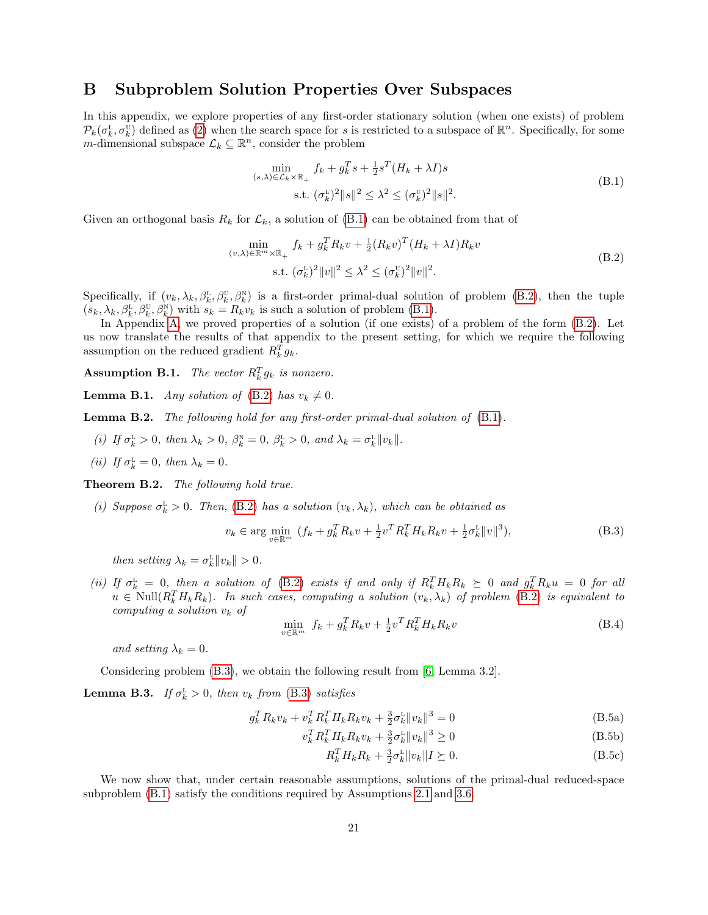# B Subproblem Solution Properties Over Subspaces

In this appendix, we explore properties of any first-order stationary solution (when one exists) of problem $\mathcal{P}_k(\sigma_k^{\rm L}, \sigma_k^{\rm U})$ defined as (2) when the search space for $s$ is restricted to a subspace of $\mathbb{R}^n$. Specifically, for some $m$-dimensional subspace $\mathcal{L}_k \subseteq \mathbb{R}^n$, consider the problem

$$\begin{aligned} \min_{(s,\lambda)\in\mathcal{L}_k\times\mathbb{R}_+} \ & f_k + g_k^T s + \tfrac{1}{2} s^T (H_k + \lambda I) s \\ \text{s.t. } & (\sigma_k^{\rm L})^2 \|s\|^2 \leq \lambda^2 \leq (\sigma_k^{\rm U})^2 \|s\|^2. \end{aligned} \tag{B.1}$$

Given an orthogonal basis $R_k$ for $\mathcal{L}_k$, a solution of (B.1) can be obtained from that of

$$\begin{aligned} \min_{(v,\lambda)\in\mathbb{R}^m\times\mathbb{R}_+} \ & f_k + g_k^T R_k v + \tfrac{1}{2} (R_k v)^T (H_k + \lambda I) R_k v \\ \text{s.t. } & (\sigma_k^{\rm L})^2 \|v\|^2 \leq \lambda^2 \leq (\sigma_k^{\rm U})^2 \|v\|^2. \end{aligned} \tag{B.2}$$

Specifically, if $(v_k, \lambda_k, \beta_k^{\rm L}, \beta_k^{\rm U}, \beta_k^{\rm N})$ is a first-order primal-dual solution of problem (B.2), then the tuple $(s_k, \lambda_k, \beta_k^{\rm L}, \beta_k^{\rm U}, \beta_k^{\rm N})$ with $s_k = R_k v_k$ is such a solution of problem (B.1).

In Appendix A, we proved properties of a solution (if one exists) of a problem of the form (B.2). Let us now translate the results of that appendix to the present setting, for which we require the following assumption on the reduced gradient $R_k^T g_k$.

**Assumption B.1.** *The vector $R_k^T g_k$ is nonzero.*

**Lemma B.1.** *Any solution of (B.2) has $v_k \neq 0$.*

**Lemma B.2.** *The following hold for any first-order primal-dual solution of (B.1).*

*(i) If $\sigma_k^{\rm L} > 0$, then $\lambda_k > 0$, $\beta_k^{\rm N} = 0$, $\beta_k^{\rm L} > 0$, and $\lambda_k = \sigma_k^{\rm L} \|v_k\|$.*

*(ii) If $\sigma_k^{\rm L} = 0$, then $\lambda_k = 0$.*

**Theorem B.2.** *The following hold true.*

*(i) Suppose $\sigma_k^{\rm L} > 0$. Then, (B.2) has a solution $(v_k, \lambda_k)$, which can be obtained as*

$$v_k \in \arg\min_{v\in\mathbb{R}^m} \ (f_k + g_k^T R_k v + \tfrac{1}{2} v^T R_k^T H_k R_k v + \tfrac{1}{2} \sigma_k^{\rm L} \|v\|^3), \tag{B.3}$$

*then setting $\lambda_k = \sigma_k^{\rm L} \|v_k\| > 0$.*

*(ii) If $\sigma_k^{\rm L} = 0$, then a solution of (B.2) exists if and only if $R_k^T H_k R_k \succeq 0$ and $g_k^T R_k u = 0$ for all $u \in \text{Null}(R_k^T H_k R_k)$. In such cases, computing a solution $(v_k, \lambda_k)$ of problem (B.2) is equivalent to computing a solution $v_k$ of*

$$\min_{v\in\mathbb{R}^m} \ f_k + g_k^T R_k v + \tfrac{1}{2} v^T R_k^T H_k R_k v \tag{B.4}$$

*and setting $\lambda_k = 0$.*

Considering problem (B.3), we obtain the following result from [6, Lemma 3.2].

**Lemma B.3.** *If $\sigma_k^{\rm L} > 0$, then $v_k$ from (B.3) satisfies*

$$g_k^T R_k v_k + v_k^T R_k^T H_k R_k v_k + \tfrac{3}{2} \sigma_k^{\rm L} \|v_k\|^3 = 0 \tag{B.5a}$$

$$v_k^T R_k^T H_k R_k v_k + \tfrac{3}{2} \sigma_k^{\rm L} \|v_k\|^3 \geq 0 \tag{B.5b}$$

$$R_k^T H_k R_k + \tfrac{3}{2} \sigma_k^{\rm L} \|v_k\| I \succeq 0. \tag{B.5c}$$

We now show that, under certain reasonable assumptions, solutions of the primal-dual reduced-space subproblem (B.1) satisfy the conditions required by Assumptions 2.1 and 3.6.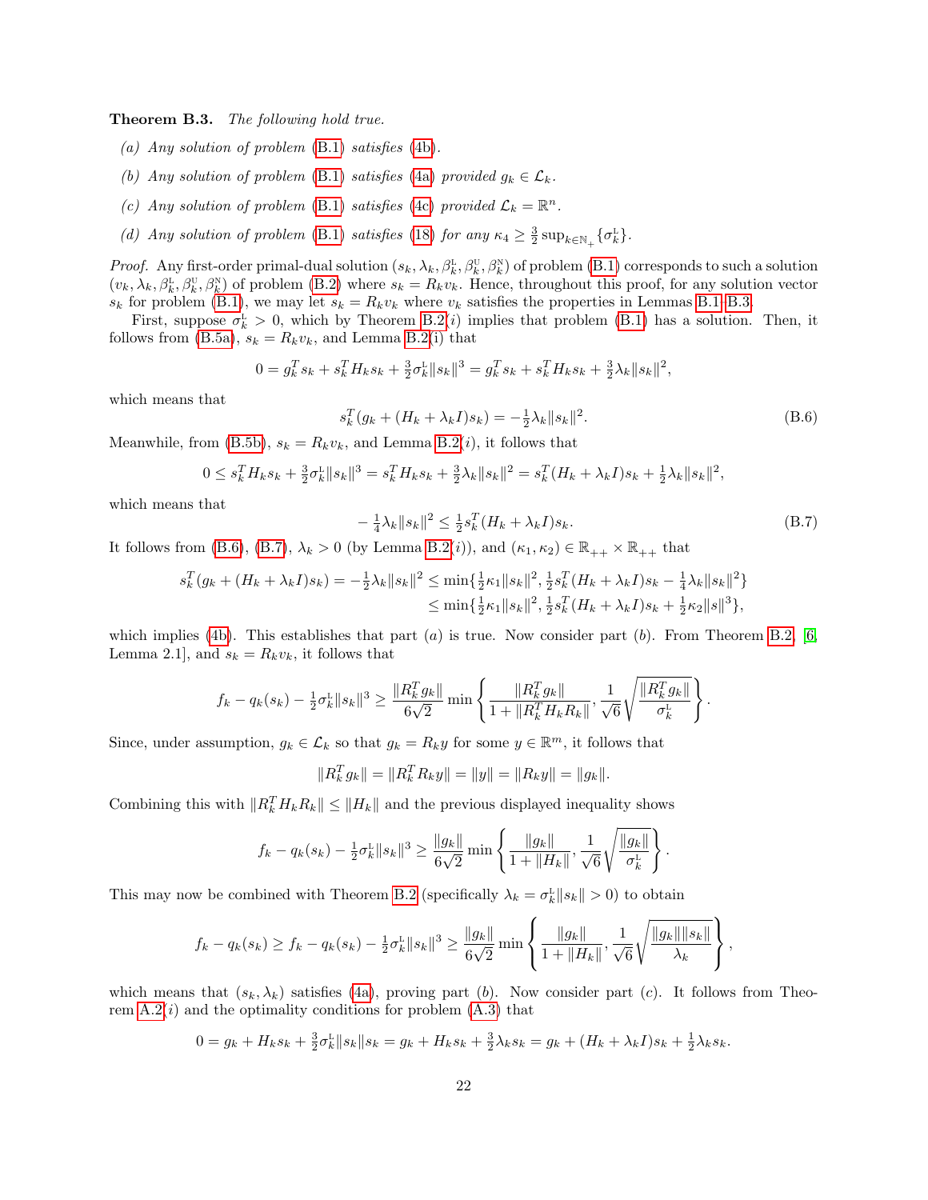**Theorem B.3.** *The following hold true.*

*(a) Any solution of problem (B.1) satisfies (4b).*

*(b) Any solution of problem (B.1) satisfies (4a) provided $g_k \in \mathcal{L}_k$.*

*(c) Any solution of problem (B.1) satisfies (4c) provided $\mathcal{L}_k = \mathbb{R}^n$.*

*(d) Any solution of problem (B.1) satisfies (18) for any $\kappa_4 \geq \frac{3}{2}\sup_{k\in\mathbb{N}_+}\{\sigma_k^{\text{L}}\}$.*

*Proof.* Any first-order primal-dual solution $(s_k, \lambda_k, \beta_k^{\text{L}}, \beta_k^{\text{U}}, \beta_k^{\text{N}})$ of problem (B.1) corresponds to such a solution $(v_k, \lambda_k, \beta_k^{\text{L}}, \beta_k^{\text{U}}, \beta_k^{\text{N}})$ of problem (B.2) where $s_k = R_k v_k$. Hence, throughout this proof, for any solution vector $s_k$ for problem (B.1), we may let $s_k = R_k v_k$ where $v_k$ satisfies the properties in Lemmas B.1–B.3.

First, suppose $\sigma_k^{\text{L}} > 0$, which by Theorem B.2$(i)$ implies that problem (B.1) has a solution. Then, it follows from (B.5a), $s_k = R_k v_k$, and Lemma B.2(i) that

$$0 = g_k^T s_k + s_k^T H_k s_k + \tfrac{3}{2}\sigma_k^{\text{L}}\|s_k\|^3 = g_k^T s_k + s_k^T H_k s_k + \tfrac{3}{2}\lambda_k\|s_k\|^2,$$

which means that

$$s_k^T(g_k + (H_k + \lambda_k I)s_k) = -\tfrac{1}{2}\lambda_k\|s_k\|^2. \tag{B.6}$$

Meanwhile, from (B.5b), $s_k = R_k v_k$, and Lemma B.2$(i)$, it follows that

$$0 \leq s_k^T H_k s_k + \tfrac{3}{2}\sigma_k^{\text{L}}\|s_k\|^3 = s_k^T H_k s_k + \tfrac{3}{2}\lambda_k\|s_k\|^2 = s_k^T(H_k + \lambda_k I)s_k + \tfrac{1}{2}\lambda_k\|s_k\|^2,$$

which means that

$$-\tfrac{1}{4}\lambda_k\|s_k\|^2 \leq \tfrac{1}{2}s_k^T(H_k + \lambda_k I)s_k. \tag{B.7}$$

It follows from (B.6), (B.7), $\lambda_k > 0$ (by Lemma B.2$(i)$), and $(\kappa_1, \kappa_2) \in \mathbb{R}_{++} \times \mathbb{R}_{++}$ that

$$\begin{aligned} s_k^T(g_k + (H_k + \lambda_k I)s_k) = -\tfrac{1}{2}\lambda_k\|s_k\|^2 &\leq \min\{\tfrac{1}{2}\kappa_1\|s_k\|^2, \tfrac{1}{2}s_k^T(H_k + \lambda_k I)s_k - \tfrac{1}{4}\lambda_k\|s_k\|^2\} \\ &\leq \min\{\tfrac{1}{2}\kappa_1\|s_k\|^2, \tfrac{1}{2}s_k^T(H_k + \lambda_k I)s_k + \tfrac{1}{2}\kappa_2\|s\|^3\}, \end{aligned}$$

which implies (4b). This establishes that part $(a)$ is true. Now consider part $(b)$. From Theorem B.2, [6, Lemma 2.1], and $s_k = R_k v_k$, it follows that

$$f_k - q_k(s_k) - \tfrac{1}{2}\sigma_k^{\text{L}}\|s_k\|^3 \geq \frac{\|R_k^T g_k\|}{6\sqrt{2}}\min\left\{\frac{\|R_k^T g_k\|}{1 + \|R_k^T H_k R_k\|}, \frac{1}{\sqrt{6}}\sqrt{\frac{\|R_k^T g_k\|}{\sigma_k^{\text{L}}}}\right\}.$$

Since, under assumption, $g_k \in \mathcal{L}_k$ so that $g_k = R_k y$ for some $y \in \mathbb{R}^m$, it follows that

$$\|R_k^T g_k\| = \|R_k^T R_k y\| = \|y\| = \|R_k y\| = \|g_k\|.$$

Combining this with $\|R_k^T H_k R_k\| \leq \|H_k\|$ and the previous displayed inequality shows

$$f_k - q_k(s_k) - \tfrac{1}{2}\sigma_k^{\text{L}}\|s_k\|^3 \geq \frac{\|g_k\|}{6\sqrt{2}}\min\left\{\frac{\|g_k\|}{1 + \|H_k\|}, \frac{1}{\sqrt{6}}\sqrt{\frac{\|g_k\|}{\sigma_k^{\text{L}}}}\right\}.$$

This may now be combined with Theorem B.2 (specifically $\lambda_k = \sigma_k^{\text{L}}\|s_k\| > 0$) to obtain

$$f_k - q_k(s_k) \geq f_k - q_k(s_k) - \tfrac{1}{2}\sigma_k^{\text{L}}\|s_k\|^3 \geq \frac{\|g_k\|}{6\sqrt{2}}\min\left\{\frac{\|g_k\|}{1 + \|H_k\|}, \frac{1}{\sqrt{6}}\sqrt{\frac{\|g_k\|\|s_k\|}{\lambda_k}}\right\},$$

which means that $(s_k, \lambda_k)$ satisfies (4a), proving part $(b)$. Now consider part $(c)$. It follows from Theorem A.2$(i)$ and the optimality conditions for problem (A.3) that

$$0 = g_k + H_k s_k + \tfrac{3}{2}\sigma_k^{\text{L}}\|s_k\|s_k = g_k + H_k s_k + \tfrac{3}{2}\lambda_k s_k = g_k + (H_k + \lambda_k I)s_k + \tfrac{1}{2}\lambda_k s_k.$$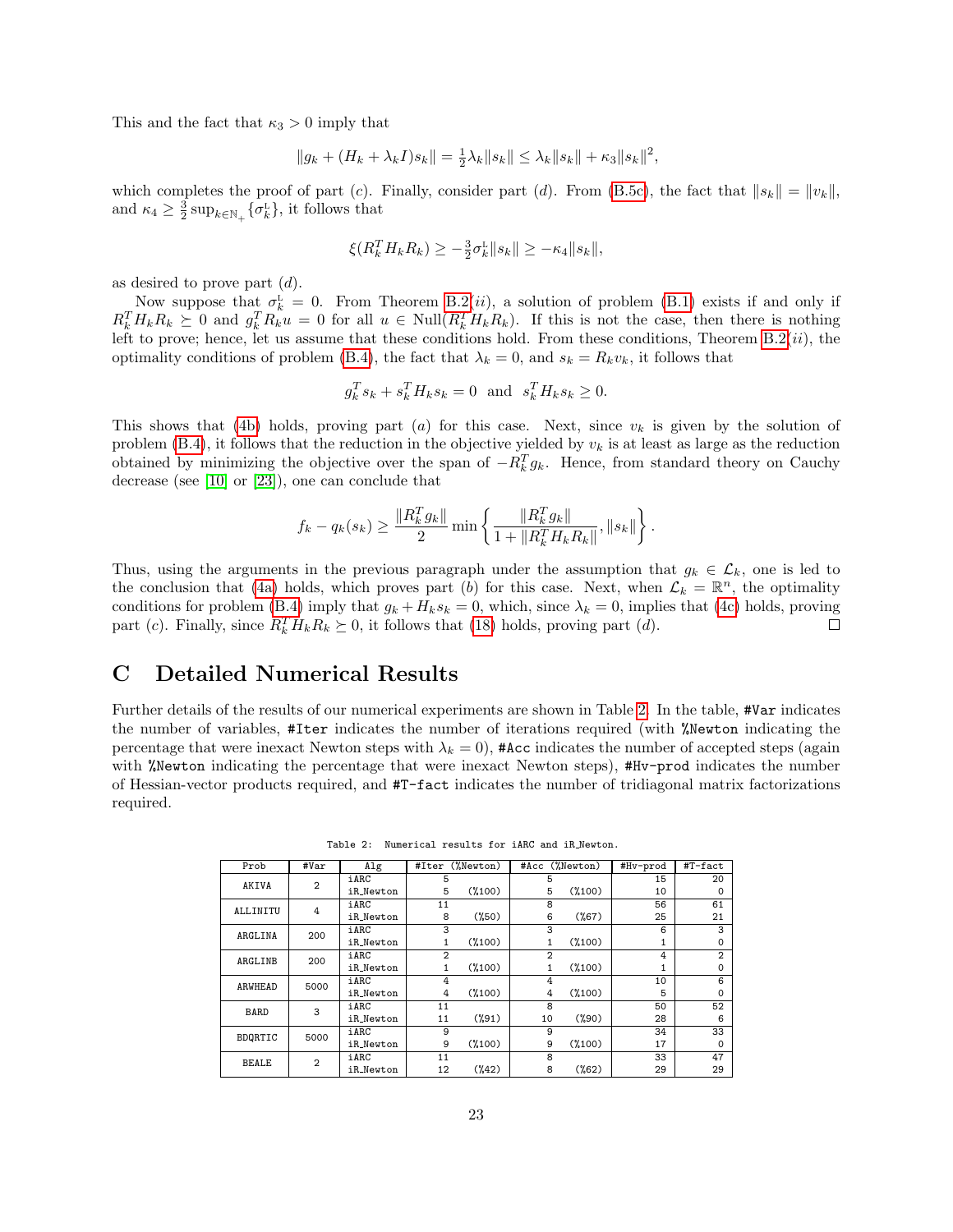This and the fact that $\kappa_3 > 0$ imply that

$$\|g_k + (H_k + \lambda_k I)s_k\| = \tfrac{1}{2}\lambda_k \|s_k\| \le \lambda_k \|s_k\| + \kappa_3 \|s_k\|^2,$$

which completes the proof of part $(c)$. Finally, consider part $(d)$. From (B.5c), the fact that $\|s_k\| = \|v_k\|$, and $\kappa_4 \ge \frac{3}{2}\sup_{k\in\mathbb{N}_+}\{\sigma_k^{\text{L}}\}$, it follows that

$$\xi(R_k^T H_k R_k) \ge -\tfrac{3}{2}\sigma_k^{\text{L}}\|s_k\| \ge -\kappa_4 \|s_k\|,$$

as desired to prove part $(d)$.

Now suppose that $\sigma_k^{\text{L}} = 0$. From Theorem B.2$(ii)$, a solution of problem (B.1) exists if and only if $R_k^T H_k R_k \succeq 0$ and $g_k^T R_k u = 0$ for all $u \in \text{Null}(R_k^T H_k R_k)$. If this is not the case, then there is nothing left to prove; hence, let us assume that these conditions hold. From these conditions, Theorem B.2$(ii)$, the optimality conditions of problem (B.4), the fact that $\lambda_k = 0$, and $s_k = R_k v_k$, it follows that

$$g_k^T s_k + s_k^T H_k s_k = 0 \ \text{ and } \ s_k^T H_k s_k \ge 0.$$

This shows that (4b) holds, proving part $(a)$ for this case. Next, since $v_k$ is given by the solution of problem (B.4), it follows that the reduction in the objective yielded by $v_k$ is at least as large as the reduction obtained by minimizing the objective over the span of $-R_k^T g_k$. Hence, from standard theory on Cauchy decrease (see [10] or [23]), one can conclude that

$$f_k - q_k(s_k) \ge \frac{\|R_k^T g_k\|}{2} \min\left\{\frac{\|R_k^T g_k\|}{1 + \|R_k^T H_k R_k\|}, \|s_k\|\right\}.$$

Thus, using the arguments in the previous paragraph under the assumption that $g_k \in \mathcal{L}_k$, one is led to the conclusion that (4a) holds, which proves part $(b)$ for this case. Next, when $\mathcal{L}_k = \mathbb{R}^n$, the optimality conditions for problem (B.4) imply that $g_k + H_k s_k = 0$, which, since $\lambda_k = 0$, implies that (4c) holds, proving part $(c)$. Finally, since $R_k^T H_k R_k \succeq 0$, it follows that (18) holds, proving part $(d)$. □

# C Detailed Numerical Results

Further details of the results of our numerical experiments are shown in Table 2. In the table, `#Var` indicates the number of variables, `#Iter` indicates the number of iterations required (with `%Newton` indicating the percentage that were inexact Newton steps with $\lambda_k = 0$), `#Acc` indicates the number of accepted steps (again with `%Newton` indicating the percentage that were inexact Newton steps), `#Hv-prod` indicates the number of Hessian-vector products required, and `#T-fact` indicates the number of tridiagonal matrix factorizations required.

Table 2: Numerical results for iARC and iR_Newton.

| Prob | #Var | Alg | #Iter (%Newton) | #Acc (%Newton) | #Hv-prod | #T-fact |
|---|---|---|---|---|---|---|
| AKIVA | 2 | iARC | 5 | 5 | 15 | 20 |
| | | iR_Newton | 5 (%100) | 5 (%100) | 10 | 0 |
| ALLINITU | 4 | iARC | 11 | 8 | 56 | 61 |
| | | iR_Newton | 8 (%50) | 6 (%67) | 25 | 21 |
| ARGLINA | 200 | iARC | 3 | 3 | 6 | 3 |
| | | iR_Newton | 1 (%100) | 1 (%100) | 1 | 0 |
| ARGLINB | 200 | iARC | 2 | 2 | 4 | 2 |
| | | iR_Newton | 1 (%100) | 1 (%100) | 1 | 0 |
| ARWHEAD | 5000 | iARC | 4 | 4 | 10 | 6 |
| | | iR_Newton | 4 (%100) | 4 (%100) | 5 | 0 |
| BARD | 3 | iARC | 11 | 8 | 50 | 52 |
| | | iR_Newton | 11 (%91) | 10 (%90) | 28 | 6 |
| BDQRTIC | 5000 | iARC | 9 | 9 | 34 | 33 |
| | | iR_Newton | 9 (%100) | 9 (%100) | 17 | 0 |
| BEALE | 2 | iARC | 11 | 8 | 33 | 47 |
| | | iR_Newton | 12 (%42) | 8 (%62) | 29 | 29 |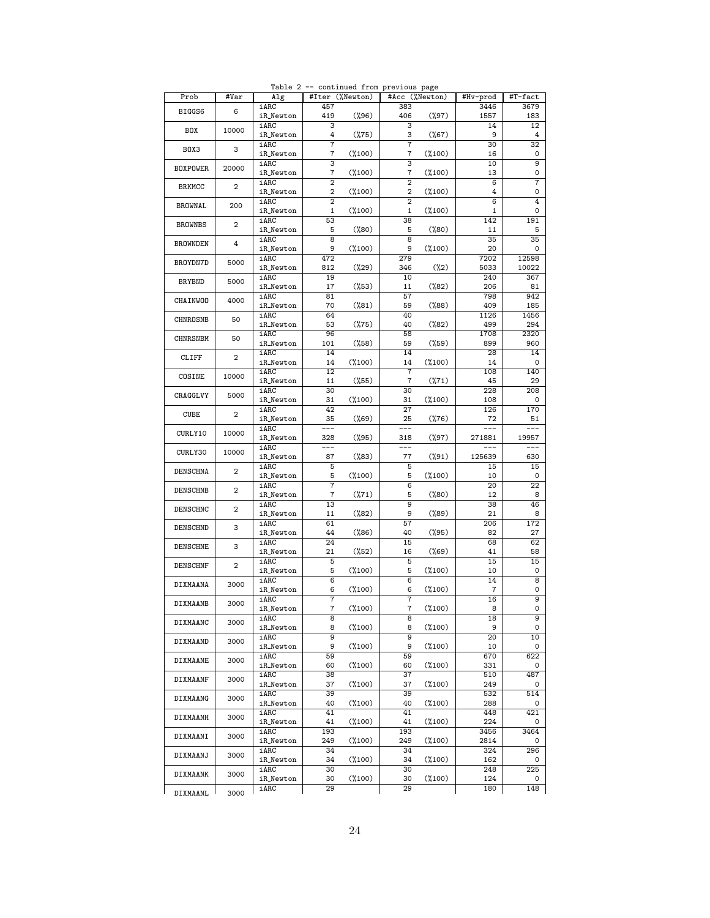Table 2 -- continued from previous page

| Prob | #Var | Alg | #Iter (%Newton) | | #Acc (%Newton) | | #Hv-prod | #T-fact |
|---|---|---|---|---|---|---|---|---|
| BIGGS6 | 6 | iARC | 457 | | 383 | | 3446 | 3679 |
| | | iR_Newton | 419 | (%96) | 406 | (%97) | 1557 | 183 |
| BOX | 10000 | iARC | 3 | | 3 | | 14 | 12 |
| | | iR_Newton | 4 | (%75) | 3 | (%67) | 9 | 4 |
| BOX3 | 3 | iARC | 7 | | 7 | | 30 | 32 |
| | | iR_Newton | 7 | (%100) | 7 | (%100) | 16 | 0 |
| BOXPOWER | 20000 | iARC | 3 | | 3 | | 10 | 9 |
| | | iR_Newton | 7 | (%100) | 7 | (%100) | 13 | 0 |
| BRKMCC | 2 | iARC | 2 | | 2 | | 6 | 7 |
| | | iR_Newton | 2 | (%100) | 2 | (%100) | 4 | 0 |
| BROWNAL | 200 | iARC | 2 | | 2 | | 6 | 4 |
| | | iR_Newton | 1 | (%100) | 1 | (%100) | 1 | 0 |
| BROWNBS | 2 | iARC | 53 | | 38 | | 142 | 191 |
| | | iR_Newton | 5 | (%80) | 5 | (%80) | 11 | 5 |
| BROWNDEN | 4 | iARC | 8 | | 8 | | 35 | 35 |
| | | iR_Newton | 9 | (%100) | 9 | (%100) | 20 | 0 |
| BROYDN7D | 5000 | iARC | 472 | | 279 | | 7202 | 12598 |
| | | iR_Newton | 812 | (%29) | 346 | (%2) | 5033 | 10022 |
| BRYBND | 5000 | iARC | 19 | | 10 | | 240 | 367 |
| | | iR_Newton | 17 | (%53) | 11 | (%82) | 206 | 81 |
| CHAINWOO | 4000 | iARC | 81 | | 57 | | 798 | 942 |
| | | iR_Newton | 70 | (%81) | 59 | (%88) | 409 | 185 |
| CHNROSNB | 50 | iARC | 64 | | 40 | | 1126 | 1456 |
| | | iR_Newton | 53 | (%75) | 40 | (%82) | 499 | 294 |
| CHNRSNBM | 50 | iARC | 96 | | 58 | | 1708 | 2320 |
| | | iR_Newton | 101 | (%58) | 59 | (%59) | 899 | 960 |
| CLIFF | 2 | iARC | 14 | | 14 | | 28 | 14 |
| | | iR_Newton | 14 | (%100) | 14 | (%100) | 14 | 0 |
| COSINE | 10000 | iARC | 12 | | 7 | | 108 | 140 |
| | | iR_Newton | 11 | (%55) | 7 | (%71) | 45 | 29 |
| CRAGGLVY | 5000 | iARC | 30 | | 30 | | 228 | 208 |
| | | iR_Newton | 31 | (%100) | 31 | (%100) | 108 | 0 |
| CUBE | 2 | iARC | 42 | | 27 | | 126 | 170 |
| | | iR_Newton | 35 | (%69) | 25 | (%76) | 72 | 51 |
| CURLY10 | 10000 | iARC | --- | | --- | | --- | --- |
| | | iR_Newton | 328 | (%95) | 318 | (%97) | 271881 | 19957 |
| CURLY30 | 10000 | iARC | --- | | --- | | --- | --- |
| | | iR_Newton | 87 | (%83) | 77 | (%91) | 125639 | 630 |
| DENSCHNA | 2 | iARC | 5 | | 5 | | 15 | 15 |
| | | iR_Newton | 5 | (%100) | 5 | (%100) | 10 | 0 |
| DENSCHNB | 2 | iARC | 7 | | 6 | | 20 | 22 |
| | | iR_Newton | 7 | (%71) | 5 | (%80) | 12 | 8 |
| DENSCHNC | 2 | iARC | 13 | | 9 | | 38 | 46 |
| | | iR_Newton | 11 | (%82) | 9 | (%89) | 21 | 8 |
| DENSCHND | 3 | iARC | 61 | | 57 | | 206 | 172 |
| | | iR_Newton | 44 | (%86) | 40 | (%95) | 82 | 27 |
| DENSCHNE | 3 | iARC | 24 | | 15 | | 68 | 62 |
| | | iR_Newton | 21 | (%52) | 16 | (%69) | 41 | 58 |
| DENSCHNF | 2 | iARC | 5 | | 5 | | 15 | 15 |
| | | iR_Newton | 5 | (%100) | 5 | (%100) | 10 | 0 |
| DIXMAANA | 3000 | iARC | 6 | | 6 | | 14 | 8 |
| | | iR_Newton | 6 | (%100) | 6 | (%100) | 7 | 0 |
| DIXMAANB | 3000 | iARC | 7 | | 7 | | 16 | 9 |
| | | iR_Newton | 7 | (%100) | 7 | (%100) | 8 | 0 |
| DIXMAANC | 3000 | iARC | 8 | | 8 | | 18 | 9 |
| | | iR_Newton | 8 | (%100) | 8 | (%100) | 9 | 0 |
| DIXMAAND | 3000 | iARC | 9 | | 9 | | 20 | 10 |
| | | iR_Newton | 9 | (%100) | 9 | (%100) | 10 | 0 |
| DIXMAANE | 3000 | iARC | 59 | | 59 | | 670 | 622 |
| | | iR_Newton | 60 | (%100) | 60 | (%100) | 331 | 0 |
| DIXMAANF | 3000 | iARC | 38 | | 37 | | 510 | 487 |
| | | iR_Newton | 37 | (%100) | 37 | (%100) | 249 | 0 |
| DIXMAANG | 3000 | iARC | 39 | | 39 | | 532 | 514 |
| | | iR_Newton | 40 | (%100) | 40 | (%100) | 288 | 0 |
| DIXMAANH | 3000 | iARC | 41 | | 41 | | 448 | 421 |
| | | iR_Newton | 41 | (%100) | 41 | (%100) | 224 | 0 |
| DIXMAANI | 3000 | iARC | 193 | | 193 | | 3456 | 3464 |
| | | iR_Newton | 249 | (%100) | 249 | (%100) | 2814 | 0 |
| DIXMAANJ | 3000 | iARC | 34 | | 34 | | 324 | 296 |
| | | iR_Newton | 34 | (%100) | 34 | (%100) | 162 | 0 |
| DIXMAANK | 3000 | iARC | 30 | | 30 | | 248 | 225 |
| | | iR_Newton | 30 | (%100) | 30 | (%100) | 124 | 0 |
| DIXMAANL | 3000 | iARC | 29 | | 29 | | 180 | 148 |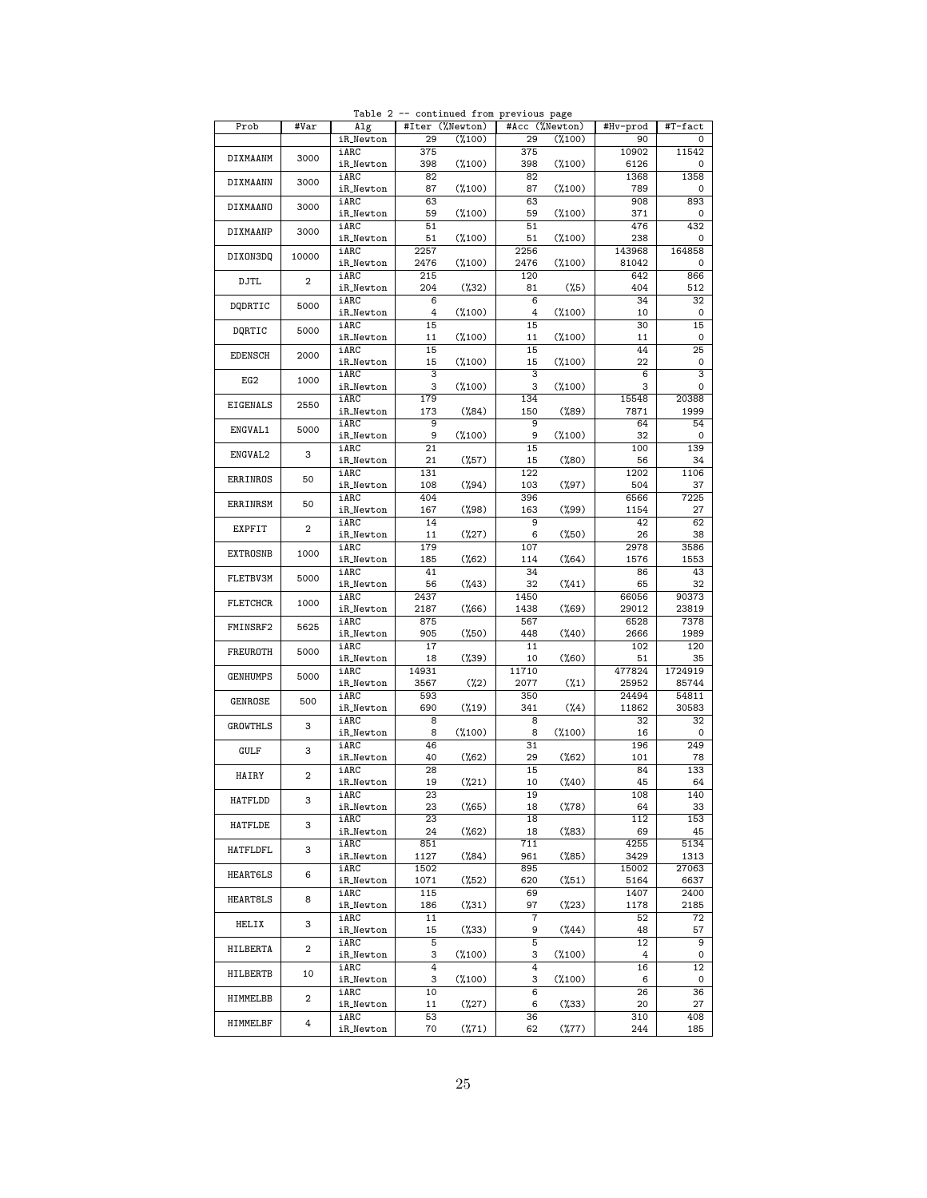Table 2 -- continued from previous page

| Prob | #Var | Alg | #Iter | (%Newton) | #Acc | (%Newton) | #Hv-prod | #T-fact |
|---|---|---|---|---|---|---|---|---|
| | | iR_Newton | 29 | (%100) | 29 | (%100) | 90 | 0 |
| DIXMAANM | 3000 | iARC | 375 | | 375 | | 10902 | 11542 |
| | | iR_Newton | 398 | (%100) | 398 | (%100) | 6126 | 0 |
| DIXMAANN | 3000 | iARC | 82 | | 82 | | 1368 | 1358 |
| | | iR_Newton | 87 | (%100) | 87 | (%100) | 789 | 0 |
| DIXMAANO | 3000 | iARC | 63 | | 63 | | 908 | 893 |
| | | iR_Newton | 59 | (%100) | 59 | (%100) | 371 | 0 |
| DIXMAANP | 3000 | iARC | 51 | | 51 | | 476 | 432 |
| | | iR_Newton | 51 | (%100) | 51 | (%100) | 238 | 0 |
| DIXON3DQ | 10000 | iARC | 2257 | | 2256 | | 143968 | 164858 |
| | | iR_Newton | 2476 | (%100) | 2476 | (%100) | 81042 | 0 |
| DJTL | 2 | iARC | 215 | | 120 | | 642 | 866 |
| | | iR_Newton | 204 | (%32) | 81 | (%5) | 404 | 512 |
| DQDRTIC | 5000 | iARC | 6 | | 6 | | 34 | 32 |
| | | iR_Newton | 4 | (%100) | 4 | (%100) | 10 | 0 |
| DQRTIC | 5000 | iARC | 15 | | 15 | | 30 | 15 |
| | | iR_Newton | 11 | (%100) | 11 | (%100) | 11 | 0 |
| EDENSCH | 2000 | iARC | 15 | | 15 | | 44 | 25 |
| | | iR_Newton | 15 | (%100) | 15 | (%100) | 22 | 0 |
| EG2 | 1000 | iARC | 3 | | 3 | | 6 | 3 |
| | | iR_Newton | 3 | (%100) | 3 | (%100) | 3 | 0 |
| EIGENALS | 2550 | iARC | 179 | | 134 | | 15548 | 20388 |
| | | iR_Newton | 173 | (%84) | 150 | (%89) | 7871 | 1999 |
| ENGVAL1 | 5000 | iARC | 9 | | 9 | | 64 | 54 |
| | | iR_Newton | 9 | (%100) | 9 | (%100) | 32 | 0 |
| ENGVAL2 | 3 | iARC | 21 | | 15 | | 100 | 139 |
| | | iR_Newton | 21 | (%57) | 15 | (%80) | 56 | 34 |
| ERRINROS | 50 | iARC | 131 | | 122 | | 1202 | 1106 |
| | | iR_Newton | 108 | (%94) | 103 | (%97) | 504 | 37 |
| ERRINRSM | 50 | iARC | 404 | | 396 | | 6566 | 7225 |
| | | iR_Newton | 167 | (%98) | 163 | (%99) | 1154 | 27 |
| EXPFIT | 2 | iARC | 14 | | 9 | | 42 | 62 |
| | | iR_Newton | 11 | (%27) | 6 | (%50) | 26 | 38 |
| EXTROSNB | 1000 | iARC | 179 | | 107 | | 2978 | 3586 |
| | | iR_Newton | 185 | (%62) | 114 | (%64) | 1576 | 1553 |
| FLETBV3M | 5000 | iARC | 41 | | 34 | | 86 | 43 |
| | | iR_Newton | 56 | (%43) | 32 | (%41) | 65 | 32 |
| FLETCHCR | 1000 | iARC | 2437 | | 1450 | | 66056 | 90373 |
| | | iR_Newton | 2187 | (%66) | 1438 | (%69) | 29012 | 23819 |
| FMINSRF2 | 5625 | iARC | 875 | | 567 | | 6528 | 7378 |
| | | iR_Newton | 905 | (%50) | 448 | (%40) | 2666 | 1989 |
| FREUROTH | 5000 | iARC | 17 | | 11 | | 102 | 120 |
| | | iR_Newton | 18 | (%39) | 10 | (%60) | 51 | 35 |
| GENHUMPS | 5000 | iARC | 14931 | | 11710 | | 477824 | 1724919 |
| | | iR_Newton | 3567 | (%2) | 2077 | (%1) | 25952 | 85744 |
| GENROSE | 500 | iARC | 593 | | 350 | | 24494 | 54811 |
| | | iR_Newton | 690 | (%19) | 341 | (%4) | 11862 | 30583 |
| GROWTHLS | 3 | iARC | 8 | | 8 | | 32 | 32 |
| | | iR_Newton | 8 | (%100) | 8 | (%100) | 16 | 0 |
| GULF | 3 | iARC | 46 | | 31 | | 196 | 249 |
| | | iR_Newton | 40 | (%62) | 29 | (%62) | 101 | 78 |
| HAIRY | 2 | iARC | 28 | | 15 | | 84 | 133 |
| | | iR_Newton | 19 | (%21) | 10 | (%40) | 45 | 64 |
| HATFLDD | 3 | iARC | 23 | | 19 | | 108 | 140 |
| | | iR_Newton | 23 | (%65) | 18 | (%78) | 64 | 33 |
| HATFLDE | 3 | iARC | 23 | | 18 | | 112 | 153 |
| | | iR_Newton | 24 | (%62) | 18 | (%83) | 69 | 45 |
| HATFLDFL | 3 | iARC | 851 | | 711 | | 4255 | 5134 |
| | | iR_Newton | 1127 | (%84) | 961 | (%85) | 3429 | 1313 |
| HEART6LS | 6 | iARC | 1502 | | 895 | | 15002 | 27063 |
| | | iR_Newton | 1071 | (%52) | 620 | (%51) | 5164 | 6637 |
| HEART8LS | 8 | iARC | 115 | | 69 | | 1407 | 2400 |
| | | iR_Newton | 186 | (%31) | 97 | (%23) | 1178 | 2185 |
| HELIX | 3 | iARC | 11 | | 7 | | 52 | 72 |
| | | iR_Newton | 15 | (%33) | 9 | (%44) | 48 | 57 |
| HILBERTA | 2 | iARC | 5 | | 5 | | 12 | 9 |
| | | iR_Newton | 3 | (%100) | 3 | (%100) | 4 | 0 |
| HILBERTB | 10 | iARC | 4 | | 4 | | 16 | 12 |
| | | iR_Newton | 3 | (%100) | 3 | (%100) | 6 | 0 |
| HIMMELBB | 2 | iARC | 10 | | 6 | | 26 | 36 |
| | | iR_Newton | 11 | (%27) | 6 | (%33) | 20 | 27 |
| HIMMELBF | 4 | iARC | 53 | | 36 | | 310 | 408 |
| | | iR_Newton | 70 | (%71) | 62 | (%77) | 244 | 185 |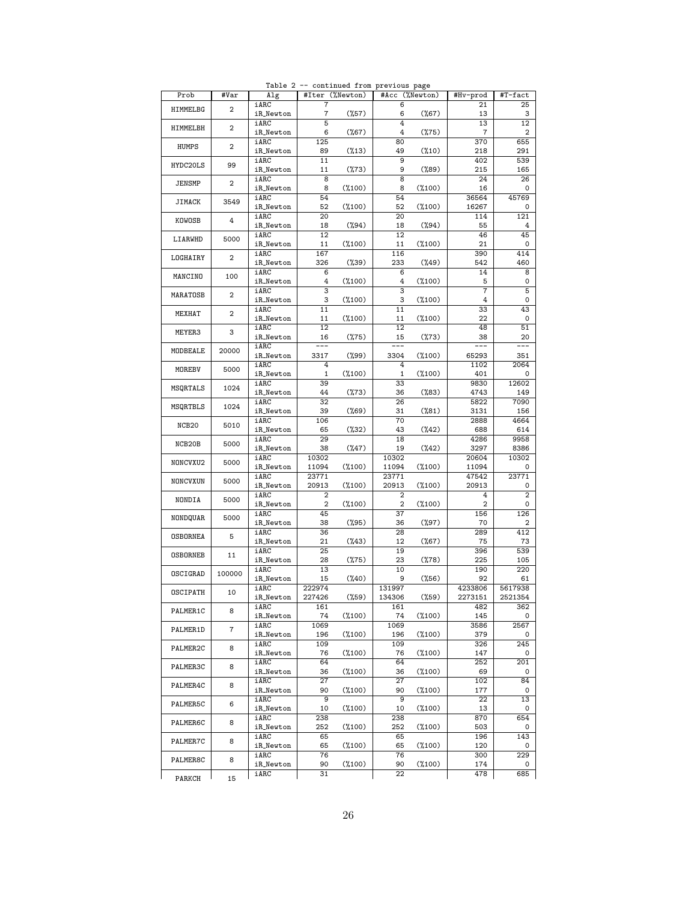Table 2 -- continued from previous page

| Prob | #Var | Alg | #Iter | (%Newton) | #Acc | (%Newton) | #Hv-prod | #T-fact |
|---|---|---|---|---|---|---|---|---|
| HIMMELBG | 2 | iARC | 7 | | 6 | | 21 | 25 |
| | | iR_Newton | 7 | (%57) | 6 | (%67) | 13 | 3 |
| HIMMELBH | 2 | iARC | 5 | | 4 | | 13 | 12 |
| | | iR_Newton | 6 | (%67) | 4 | (%75) | 7 | 2 |
| HUMPS | 2 | iARC | 125 | | 80 | | 370 | 655 |
| | | iR_Newton | 89 | (%13) | 49 | (%10) | 218 | 291 |
| HYDC20LS | 99 | iARC | 11 | | 9 | | 402 | 539 |
| | | iR_Newton | 11 | (%73) | 9 | (%89) | 215 | 165 |
| JENSMP | 2 | iARC | 8 | | 8 | | 24 | 26 |
| | | iR_Newton | 8 | (%100) | 8 | (%100) | 16 | 0 |
| JIMACK | 3549 | iARC | 54 | | 54 | | 36564 | 45769 |
| | | iR_Newton | 52 | (%100) | 52 | (%100) | 16267 | 0 |
| KOWOSB | 4 | iARC | 20 | | 20 | | 114 | 121 |
| | | iR_Newton | 18 | (%94) | 18 | (%94) | 55 | 4 |
| LIARWHD | 5000 | iARC | 12 | | 12 | | 46 | 45 |
| | | iR_Newton | 11 | (%100) | 11 | (%100) | 21 | 0 |
| LOGHAIRY | 2 | iARC | 167 | | 116 | | 390 | 414 |
| | | iR_Newton | 326 | (%39) | 233 | (%49) | 542 | 460 |
| MANCINO | 100 | iARC | 6 | | 6 | | 14 | 8 |
| | | iR_Newton | 4 | (%100) | 4 | (%100) | 5 | 0 |
| MARATOSB | 2 | iARC | 3 | | 3 | | 7 | 5 |
| | | iR_Newton | 3 | (%100) | 3 | (%100) | 4 | 0 |
| MEXHAT | 2 | iARC | 11 | | 11 | | 33 | 43 |
| | | iR_Newton | 11 | (%100) | 11 | (%100) | 22 | 0 |
| MEYER3 | 3 | iARC | 12 | | 12 | | 48 | 51 |
| | | iR_Newton | 16 | (%75) | 15 | (%73) | 38 | 20 |
| MODBEALE | 20000 | iARC | --- | | --- | | --- | --- |
| | | iR_Newton | 3317 | (%99) | 3304 | (%100) | 65293 | 351 |
| MOREBV | 5000 | iARC | 4 | | 4 | | 1102 | 2064 |
| | | iR_Newton | 1 | (%100) | 1 | (%100) | 401 | 0 |
| MSQRTALS | 1024 | iARC | 39 | | 33 | | 9830 | 12602 |
| | | iR_Newton | 44 | (%73) | 36 | (%83) | 4743 | 149 |
| MSQRTBLS | 1024 | iARC | 32 | | 26 | | 5822 | 7090 |
| | | iR_Newton | 39 | (%69) | 31 | (%81) | 3131 | 156 |
| NCB20 | 5010 | iARC | 106 | | 70 | | 2888 | 4664 |
| | | iR_Newton | 65 | (%32) | 43 | (%42) | 688 | 614 |
| NCB20B | 5000 | iARC | 29 | | 18 | | 4286 | 9958 |
| | | iR_Newton | 38 | (%47) | 19 | (%42) | 3297 | 8386 |
| NONCVXU2 | 5000 | iARC | 10302 | | 10302 | | 20604 | 10302 |
| | | iR_Newton | 11094 | (%100) | 11094 | (%100) | 11094 | 0 |
| NONCVXUN | 5000 | iARC | 23771 | | 23771 | | 47542 | 23771 |
| | | iR_Newton | 20913 | (%100) | 20913 | (%100) | 20913 | 0 |
| NONDIA | 5000 | iARC | 2 | | 2 | | 4 | 2 |
| | | iR_Newton | 2 | (%100) | 2 | (%100) | 2 | 0 |
| NONDQUAR | 5000 | iARC | 45 | | 37 | | 156 | 126 |
| | | iR_Newton | 38 | (%95) | 36 | (%97) | 70 | 2 |
| OSBORNEA | 5 | iARC | 36 | | 28 | | 289 | 412 |
| | | iR_Newton | 21 | (%43) | 12 | (%67) | 75 | 73 |
| OSBORNEB | 11 | iARC | 25 | | 19 | | 396 | 539 |
| | | iR_Newton | 28 | (%75) | 23 | (%78) | 225 | 105 |
| OSCIGRAD | 100000 | iARC | 13 | | 10 | | 190 | 220 |
| | | iR_Newton | 15 | (%40) | 9 | (%56) | 92 | 61 |
| OSCIPATH | 10 | iARC | 222974 | | 131997 | | 4233806 | 5617938 |
| | | iR_Newton | 227426 | (%59) | 134306 | (%59) | 2273151 | 2521354 |
| PALMER1C | 8 | iARC | 161 | | 161 | | 482 | 362 |
| | | iR_Newton | 74 | (%100) | 74 | (%100) | 145 | 0 |
| PALMER1D | 7 | iARC | 1069 | | 1069 | | 3586 | 2567 |
| | | iR_Newton | 196 | (%100) | 196 | (%100) | 379 | 0 |
| PALMER2C | 8 | iARC | 109 | | 109 | | 326 | 245 |
| | | iR_Newton | 76 | (%100) | 76 | (%100) | 147 | 0 |
| PALMER3C | 8 | iARC | 64 | | 64 | | 252 | 201 |
| | | iR_Newton | 36 | (%100) | 36 | (%100) | 69 | 0 |
| PALMER4C | 8 | iARC | 27 | | 27 | | 102 | 84 |
| | | iR_Newton | 90 | (%100) | 90 | (%100) | 177 | 0 |
| PALMER5C | 6 | iARC | 9 | | 9 | | 22 | 13 |
| | | iR_Newton | 10 | (%100) | 10 | (%100) | 13 | 0 |
| PALMER6C | 8 | iARC | 238 | | 238 | | 870 | 654 |
| | | iR_Newton | 252 | (%100) | 252 | (%100) | 503 | 0 |
| PALMER7C | 8 | iARC | 65 | | 65 | | 196 | 143 |
| | | iR_Newton | 65 | (%100) | 65 | (%100) | 120 | 0 |
| PALMER8C | 8 | iARC | 76 | | 76 | | 300 | 229 |
| | | iR_Newton | 90 | (%100) | 90 | (%100) | 174 | 0 |
| PARKCH | 15 | iARC | 31 | | 22 | | 478 | 685 |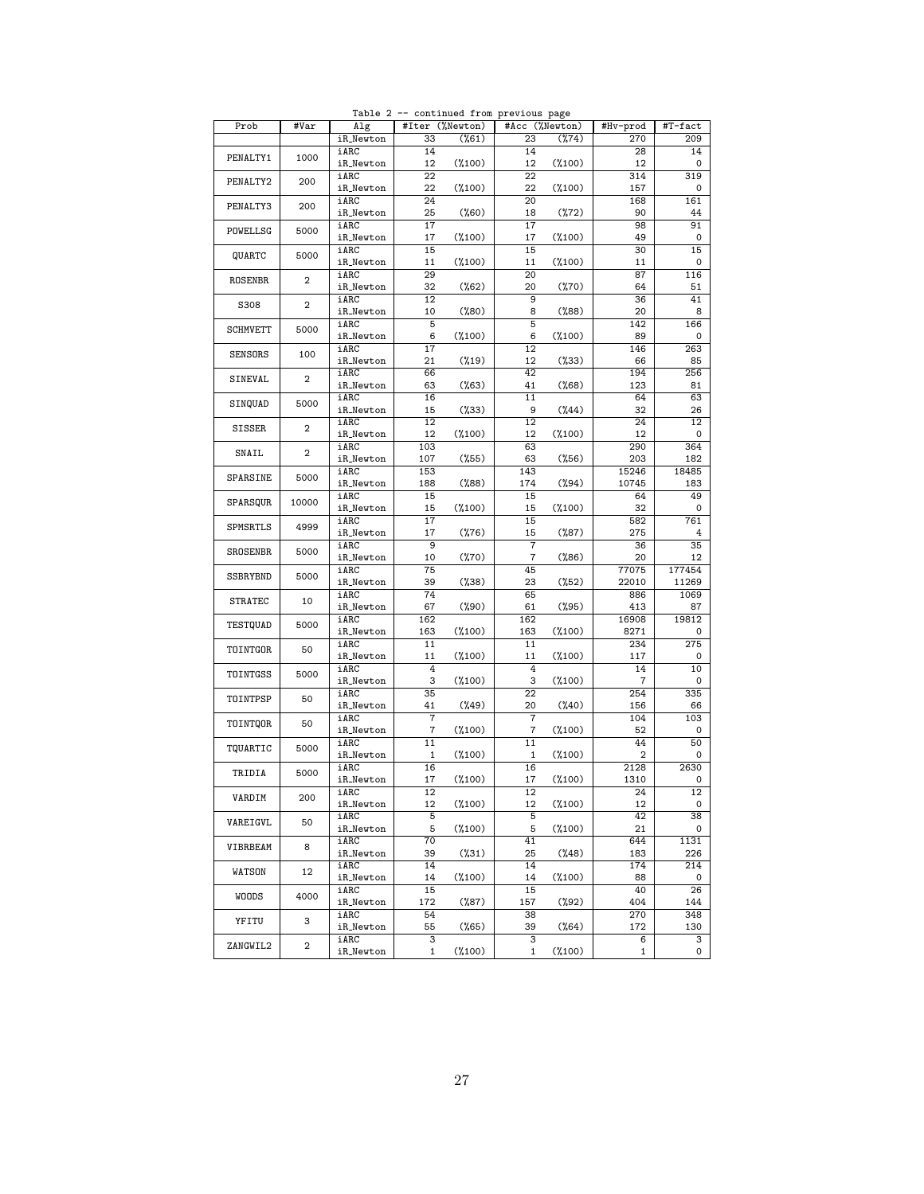Table 2 -- continued from previous page

| Prob | #Var | Alg | #Iter | (%Newton) | #Acc | (%Newton) | #Hv-prod | #T-fact |
|---|---|---|---|---|---|---|---|---|
| | | iR_Newton | 33 | (%61) | 23 | (%74) | 270 | 209 |
| PENALTY1 | 1000 | iARC | 14 | | 14 | | 28 | 14 |
| | | iR_Newton | 12 | (%100) | 12 | (%100) | 12 | 0 |
| PENALTY2 | 200 | iARC | 22 | | 22 | | 314 | 319 |
| | | iR_Newton | 22 | (%100) | 22 | (%100) | 157 | 0 |
| PENALTY3 | 200 | iARC | 24 | | 20 | | 168 | 161 |
| | | iR_Newton | 25 | (%60) | 18 | (%72) | 90 | 44 |
| POWELLSG | 5000 | iARC | 17 | | 17 | | 98 | 91 |
| | | iR_Newton | 17 | (%100) | 17 | (%100) | 49 | 0 |
| QUARTC | 5000 | iARC | 15 | | 15 | | 30 | 15 |
| | | iR_Newton | 11 | (%100) | 11 | (%100) | 11 | 0 |
| ROSENBR | 2 | iARC | 29 | | 20 | | 87 | 116 |
| | | iR_Newton | 32 | (%62) | 20 | (%70) | 64 | 51 |
| S308 | 2 | iARC | 12 | | 9 | | 36 | 41 |
| | | iR_Newton | 10 | (%80) | 8 | (%88) | 20 | 8 |
| SCHMVETT | 5000 | iARC | 5 | | 5 | | 142 | 166 |
| | | iR_Newton | 6 | (%100) | 6 | (%100) | 89 | 0 |
| SENSORS | 100 | iARC | 17 | | 12 | | 146 | 263 |
| | | iR_Newton | 21 | (%19) | 12 | (%33) | 66 | 85 |
| SINEVAL | 2 | iARC | 66 | | 42 | | 194 | 256 |
| | | iR_Newton | 63 | (%63) | 41 | (%68) | 123 | 81 |
| SINQUAD | 5000 | iARC | 16 | | 11 | | 64 | 63 |
| | | iR_Newton | 15 | (%33) | 9 | (%44) | 32 | 26 |
| SISSER | 2 | iARC | 12 | | 12 | | 24 | 12 |
| | | iR_Newton | 12 | (%100) | 12 | (%100) | 12 | 0 |
| SNAIL | 2 | iARC | 103 | | 63 | | 290 | 364 |
| | | iR_Newton | 107 | (%55) | 63 | (%56) | 203 | 182 |
| SPARSINE | 5000 | iARC | 153 | | 143 | | 15246 | 18485 |
| | | iR_Newton | 188 | (%88) | 174 | (%94) | 10745 | 183 |
| SPARSQUR | 10000 | iARC | 15 | | 15 | | 64 | 49 |
| | | iR_Newton | 15 | (%100) | 15 | (%100) | 32 | 0 |
| SPMSRTLS | 4999 | iARC | 17 | | 15 | | 582 | 761 |
| | | iR_Newton | 17 | (%76) | 15 | (%87) | 275 | 4 |
| SROSENBR | 5000 | iARC | 9 | | 7 | | 36 | 35 |
| | | iR_Newton | 10 | (%70) | 7 | (%86) | 20 | 12 |
| SSBRYBND | 5000 | iARC | 75 | | 45 | | 77075 | 177454 |
| | | iR_Newton | 39 | (%38) | 23 | (%52) | 22010 | 11269 |
| STRATEC | 10 | iARC | 74 | | 65 | | 886 | 1069 |
| | | iR_Newton | 67 | (%90) | 61 | (%95) | 413 | 87 |
| TESTQUAD | 5000 | iARC | 162 | | 162 | | 16908 | 19812 |
| | | iR_Newton | 163 | (%100) | 163 | (%100) | 8271 | 0 |
| TOINTGOR | 50 | iARC | 11 | | 11 | | 234 | 275 |
| | | iR_Newton | 11 | (%100) | 11 | (%100) | 117 | 0 |
| TOINTGSS | 5000 | iARC | 4 | | 4 | | 14 | 10 |
| | | iR_Newton | 3 | (%100) | 3 | (%100) | 7 | 0 |
| TOINTPSP | 50 | iARC | 35 | | 22 | | 254 | 335 |
| | | iR_Newton | 41 | (%49) | 20 | (%40) | 156 | 66 |
| TOINTQOR | 50 | iARC | 7 | | 7 | | 104 | 103 |
| | | iR_Newton | 7 | (%100) | 7 | (%100) | 52 | 0 |
| TQUARTIC | 5000 | iARC | 11 | | 11 | | 44 | 50 |
| | | iR_Newton | 1 | (%100) | 1 | (%100) | 2 | 0 |
| TRIDIA | 5000 | iARC | 16 | | 16 | | 2128 | 2630 |
| | | iR_Newton | 17 | (%100) | 17 | (%100) | 1310 | 0 |
| VARDIM | 200 | iARC | 12 | | 12 | | 24 | 12 |
| | | iR_Newton | 12 | (%100) | 12 | (%100) | 12 | 0 |
| VAREIGVL | 50 | iARC | 5 | | 5 | | 42 | 38 |
| | | iR_Newton | 5 | (%100) | 5 | (%100) | 21 | 0 |
| VIBRBEAM | 8 | iARC | 70 | | 41 | | 644 | 1131 |
| | | iR_Newton | 39 | (%31) | 25 | (%48) | 183 | 226 |
| WATSON | 12 | iARC | 14 | | 14 | | 174 | 214 |
| | | iR_Newton | 14 | (%100) | 14 | (%100) | 88 | 0 |
| WOODS | 4000 | iARC | 15 | | 15 | | 40 | 26 |
| | | iR_Newton | 172 | (%87) | 157 | (%92) | 404 | 144 |
| YFITU | 3 | iARC | 54 | | 38 | | 270 | 348 |
| | | iR_Newton | 55 | (%65) | 39 | (%64) | 172 | 130 |
| ZANGWIL2 | 2 | iARC | 3 | | 3 | | 6 | 3 |
| | | iR_Newton | 1 | (%100) | 1 | (%100) | 1 | 0 |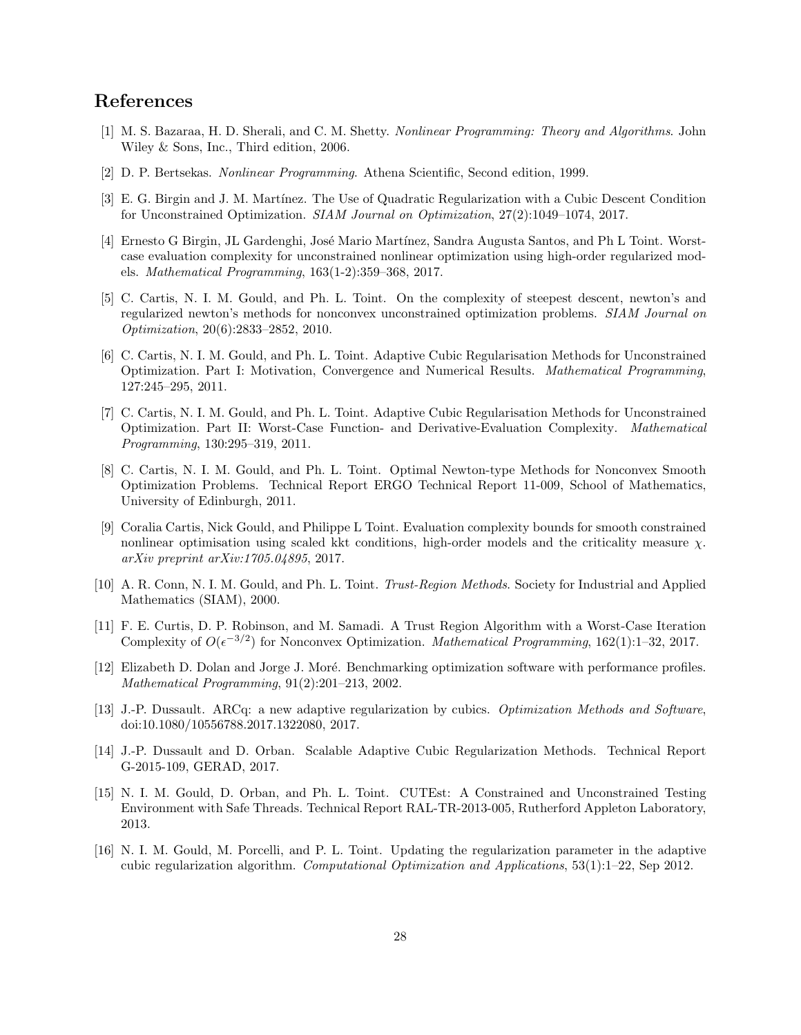## References

[1] M. S. Bazaraa, H. D. Sherali, and C. M. Shetty. *Nonlinear Programming: Theory and Algorithms*. John Wiley & Sons, Inc., Third edition, 2006.

[2] D. P. Bertsekas. *Nonlinear Programming*. Athena Scientific, Second edition, 1999.

[3] E. G. Birgin and J. M. Martínez. The Use of Quadratic Regularization with a Cubic Descent Condition for Unconstrained Optimization. *SIAM Journal on Optimization*, 27(2):1049–1074, 2017.

[4] Ernesto G Birgin, JL Gardenghi, José Mario Martínez, Sandra Augusta Santos, and Ph L Toint. Worst-case evaluation complexity for unconstrained nonlinear optimization using high-order regularized models. *Mathematical Programming*, 163(1-2):359–368, 2017.

[5] C. Cartis, N. I. M. Gould, and Ph. L. Toint. On the complexity of steepest descent, newton's and regularized newton's methods for nonconvex unconstrained optimization problems. *SIAM Journal on Optimization*, 20(6):2833–2852, 2010.

[6] C. Cartis, N. I. M. Gould, and Ph. L. Toint. Adaptive Cubic Regularisation Methods for Unconstrained Optimization. Part I: Motivation, Convergence and Numerical Results. *Mathematical Programming*, 127:245–295, 2011.

[7] C. Cartis, N. I. M. Gould, and Ph. L. Toint. Adaptive Cubic Regularisation Methods for Unconstrained Optimization. Part II: Worst-Case Function- and Derivative-Evaluation Complexity. *Mathematical Programming*, 130:295–319, 2011.

[8] C. Cartis, N. I. M. Gould, and Ph. L. Toint. Optimal Newton-type Methods for Nonconvex Smooth Optimization Problems. Technical Report ERGO Technical Report 11-009, School of Mathematics, University of Edinburgh, 2011.

[9] Coralia Cartis, Nick Gould, and Philippe L Toint. Evaluation complexity bounds for smooth constrained nonlinear optimisation using scaled kkt conditions, high-order models and the criticality measure $\chi$. *arXiv preprint arXiv:1705.04895*, 2017.

[10] A. R. Conn, N. I. M. Gould, and Ph. L. Toint. *Trust-Region Methods*. Society for Industrial and Applied Mathematics (SIAM), 2000.

[11] F. E. Curtis, D. P. Robinson, and M. Samadi. A Trust Region Algorithm with a Worst-Case Iteration Complexity of $O(\epsilon^{-3/2})$ for Nonconvex Optimization. *Mathematical Programming*, 162(1):1–32, 2017.

[12] Elizabeth D. Dolan and Jorge J. Moré. Benchmarking optimization software with performance profiles. *Mathematical Programming*, 91(2):201–213, 2002.

[13] J.-P. Dussault. ARCq: a new adaptive regularization by cubics. *Optimization Methods and Software*, doi:10.1080/10556788.2017.1322080, 2017.

[14] J.-P. Dussault and D. Orban. Scalable Adaptive Cubic Regularization Methods. Technical Report G-2015-109, GERAD, 2017.

[15] N. I. M. Gould, D. Orban, and Ph. L. Toint. CUTEst: A Constrained and Unconstrained Testing Environment with Safe Threads. Technical Report RAL-TR-2013-005, Rutherford Appleton Laboratory, 2013.

[16] N. I. M. Gould, M. Porcelli, and P. L. Toint. Updating the regularization parameter in the adaptive cubic regularization algorithm. *Computational Optimization and Applications*, 53(1):1–22, Sep 2012.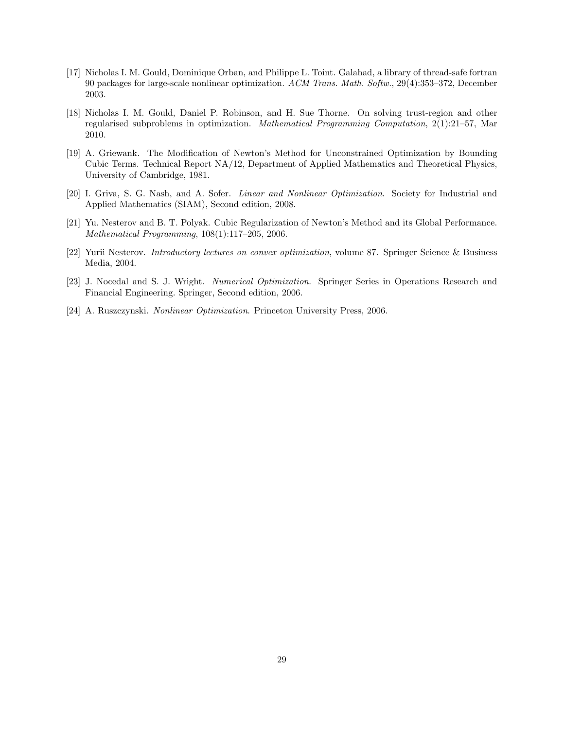[17] Nicholas I. M. Gould, Dominique Orban, and Philippe L. Toint. Galahad, a library of thread-safe fortran 90 packages for large-scale nonlinear optimization. *ACM Trans. Math. Softw.*, 29(4):353–372, December 2003.

[18] Nicholas I. M. Gould, Daniel P. Robinson, and H. Sue Thorne. On solving trust-region and other regularised subproblems in optimization. *Mathematical Programming Computation*, 2(1):21–57, Mar 2010.

[19] A. Griewank. The Modification of Newton's Method for Unconstrained Optimization by Bounding Cubic Terms. Technical Report NA/12, Department of Applied Mathematics and Theoretical Physics, University of Cambridge, 1981.

[20] I. Griva, S. G. Nash, and A. Sofer. *Linear and Nonlinear Optimization*. Society for Industrial and Applied Mathematics (SIAM), Second edition, 2008.

[21] Yu. Nesterov and B. T. Polyak. Cubic Regularization of Newton's Method and its Global Performance. *Mathematical Programming*, 108(1):117–205, 2006.

[22] Yurii Nesterov. *Introductory lectures on convex optimization*, volume 87. Springer Science & Business Media, 2004.

[23] J. Nocedal and S. J. Wright. *Numerical Optimization*. Springer Series in Operations Research and Financial Engineering. Springer, Second edition, 2006.

[24] A. Ruszczynski. *Nonlinear Optimization*. Princeton University Press, 2006.